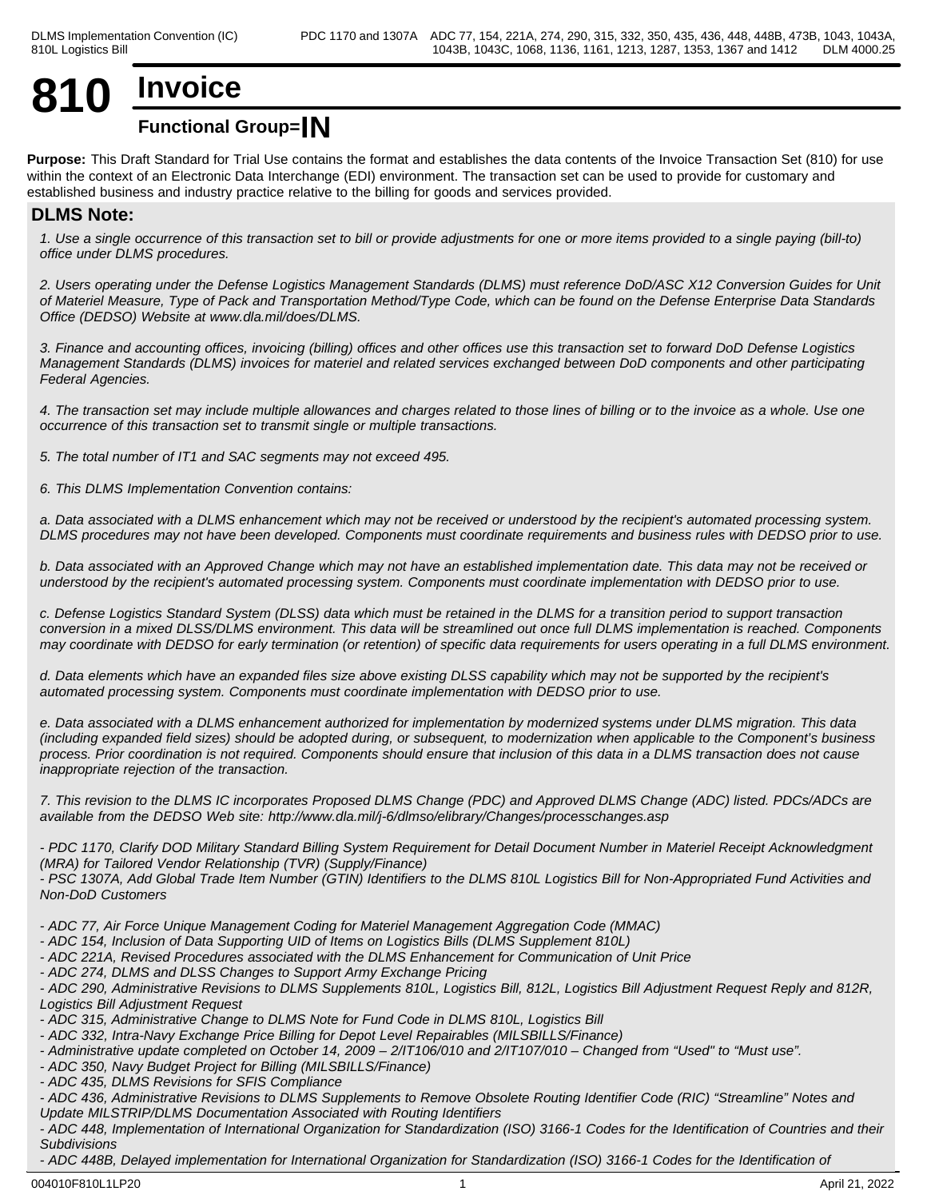# 810 Invoice

## Functional Group=IN

**Purpose:** This Draft Standard for Trial Use contains the format and establishes the data contents of the Invoice Transaction Set (810) for use within the context of an Electronic Data Interchange (EDI) environment. The transaction set can be used to provide for customary and established business and industry practice relative to the billing for goods and services provided.

### DLMS Note:

*1. Use a single occurrence of this transaction set to bill or provide adjustments for one or more items provided to a single paying (bill-to) office under DLMS procedures.*

*2. Users operating under the Defense Logistics Management Standards (DLMS) must reference DoD/ASC X12 Conversion Guides for Unit of Materiel Measure, Type of Pack and Transportation Method/Type Code, which can be found on the Defense Enterprise Data Standards Office (DEDSO) Website at www.dla.mil/does/DLMS.*

*3. Finance and accounting offices, invoicing (billing) offices and other offices use this transaction set to forward DoD Defense Logistics Management Standards (DLMS) invoices for materiel and related services exchanged between DoD components and other participating Federal Agencies.*

*4. The transaction set may include multiple allowances and charges related to those lines of billing or to the invoice as a whole. Use one occurrence of this transaction set to transmit single or multiple transactions.*

*5. The total number of IT1 and SAC segments may not exceed 495.*

*6. This DLMS Implementation Convention contains:*

*a. Data associated with a DLMS enhancement which may not be received or understood by the recipient's automated processing system. DLMS procedures may not have been developed. Components must coordinate requirements and business rules with DEDSO prior to use.*

*b. Data associated with an Approved Change which may not have an established implementation date. This data may not be received or understood by the recipient's automated processing system. Components must coordinate implementation with DEDSO prior to use.*

*c. Defense Logistics Standard System (DLSS) data which must be retained in the DLMS for a transition period to support transaction conversion in a mixed DLSS/DLMS environment. This data will be streamlined out once full DLMS implementation is reached. Components may coordinate with DEDSO for early termination (or retention) of specific data requirements for users operating in a full DLMS environment.*

*d. Data elements which have an expanded files size above existing DLSS capability which may not be supported by the recipient's automated processing system. Components must coordinate implementation with DEDSO prior to use.*

*e. Data associated with a DLMS enhancement authorized for implementation by modernized systems under DLMS migration. This data (including expanded field sizes) should be adopted during, or subsequent, to modernization when applicable to the Component's business process. Prior coordination is not required. Components should ensure that inclusion of this data in a DLMS transaction does not cause inappropriate rejection of the transaction.*

*7. This revision to the DLMS IC incorporates Proposed DLMS Change (PDC) and Approved DLMS Change (ADC) listed. PDCs/ADCs are available from the DEDSO Web site: http://www.dla.mil/j-6/dlmso/elibrary/Changes/processchanges.asp*

*- PDC 1170, Clarify DOD Military Standard Billing System Requirement for Detail Document Number in Materiel Receipt Acknowledgment (MRA) for Tailored Vendor Relationship (TVR) (Supply/Finance)*
*- PSC 1307A, Add Global Trade Item Number (GTIN) Identifiers to the DLMS 810L Logistics Bill for Non-Appropriated Fund Activities and Non-DoD Customers*

*- ADC 77, Air Force Unique Management Coding for Materiel Management Aggregation Code (MMAC)*
*- ADC 154, Inclusion of Data Supporting UID of Items on Logistics Bills (DLMS Supplement 810L)*
*- ADC 221A, Revised Procedures associated with the DLMS Enhancement for Communication of Unit Price*
*- ADC 274, DLMS and DLSS Changes to Support Army Exchange Pricing*
*- ADC 290, Administrative Revisions to DLMS Supplements 810L, Logistics Bill, 812L, Logistics Bill Adjustment Request Reply and 812R, Logistics Bill Adjustment Request*
*- ADC 315, Administrative Change to DLMS Note for Fund Code in DLMS 810L, Logistics Bill*
*- ADC 332, Intra-Navy Exchange Price Billing for Depot Level Repairables (MILSBILLS/Finance)*
*- Administrative update completed on October 14, 2009 – 2/IT106/010 and 2/IT107/010 – Changed from "Used" to "Must use".*
*- ADC 350, Navy Budget Project for Billing (MILSBILLS/Finance)*
*- ADC 435, DLMS Revisions for SFIS Compliance*
*- ADC 436, Administrative Revisions to DLMS Supplements to Remove Obsolete Routing Identifier Code (RIC) "Streamline" Notes and Update MILSTRIP/DLMS Documentation Associated with Routing Identifiers*
*- ADC 448, Implementation of International Organization for Standardization (ISO) 3166-1 Codes for the Identification of Countries and their Subdivisions*
*- ADC 448B, Delayed implementation for International Organization for Standardization (ISO) 3166-1 Codes for the Identification of*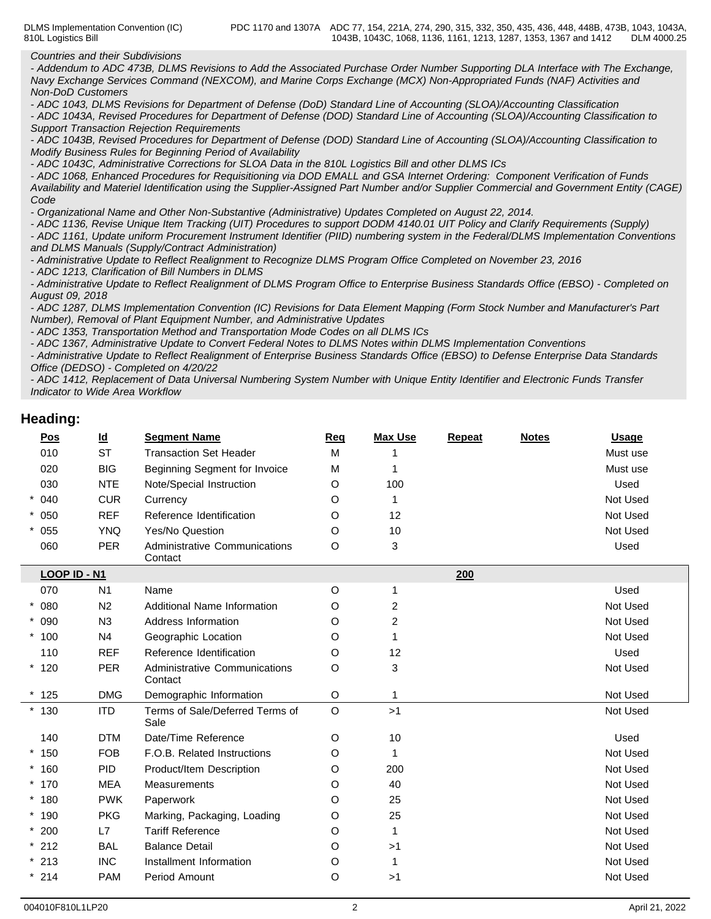*Countries and their Subdivisions*
*- Addendum to ADC 473B, DLMS Revisions to Add the Associated Purchase Order Number Supporting DLA Interface with The Exchange, Navy Exchange Services Command (NEXCOM), and Marine Corps Exchange (MCX) Non-Appropriated Funds (NAF) Activities and Non-DoD Customers*
*- ADC 1043, DLMS Revisions for Department of Defense (DoD) Standard Line of Accounting (SLOA)/Accounting Classification*
*- ADC 1043A, Revised Procedures for Department of Defense (DOD) Standard Line of Accounting (SLOA)/Accounting Classification to Support Transaction Rejection Requirements*
*- ADC 1043B, Revised Procedures for Department of Defense (DOD) Standard Line of Accounting (SLOA)/Accounting Classification to Modify Business Rules for Beginning Period of Availability*
*- ADC 1043C, Administrative Corrections for SLOA Data in the 810L Logistics Bill and other DLMS ICs*
*- ADC 1068, Enhanced Procedures for Requisitioning via DOD EMALL and GSA Internet Ordering: Component Verification of Funds Availability and Materiel Identification using the Supplier-Assigned Part Number and/or Supplier Commercial and Government Entity (CAGE) Code*
*- Organizational Name and Other Non-Substantive (Administrative) Updates Completed on August 22, 2014.*
*- ADC 1136, Revise Unique Item Tracking (UIT) Procedures to support DODM 4140.01 UIT Policy and Clarify Requirements (Supply)*
*- ADC 1161, Update uniform Procurement Instrument Identifier (PIID) numbering system in the Federal/DLMS Implementation Conventions and DLMS Manuals (Supply/Contract Administration)*
*- Administrative Update to Reflect Realignment to Recognize DLMS Program Office Completed on November 23, 2016*
*- ADC 1213, Clarification of Bill Numbers in DLMS*
*- Administrative Update to Reflect Realignment of DLMS Program Office to Enterprise Business Standards Office (EBSO) - Completed on August 09, 2018*
*- ADC 1287, DLMS Implementation Convention (IC) Revisions for Data Element Mapping (Form Stock Number and Manufacturer's Part Number), Removal of Plant Equipment Number, and Administrative Updates*
*- ADC 1353, Transportation Method and Transportation Mode Codes on all DLMS ICs*
*- ADC 1367, Administrative Update to Convert Federal Notes to DLMS Notes within DLMS Implementation Conventions*
*- Administrative Update to Reflect Realignment of Enterprise Business Standards Office (EBSO) to Defense Enterprise Data Standards Office (DEDSO) - Completed on 4/20/22*
*- ADC 1412, Replacement of Data Universal Numbering System Number with Unique Entity Identifier and Electronic Funds Transfer Indicator to Wide Area Workflow*

## Heading:

| Pos | Id | Segment Name | Req | Max Use | Repeat | Notes | Usage |
|---|---|---|---|---|---|---|---|
| 010 | ST | Transaction Set Header | M | 1 | | | Must use |
| 020 | BIG | Beginning Segment for Invoice | M | 1 | | | Must use |
| 030 | NTE | Note/Special Instruction | O | 100 | | | Used |
| * 040 | CUR | Currency | O | 1 | | | Not Used |
| * 050 | REF | Reference Identification | O | 12 | | | Not Used |
| * 055 | YNQ | Yes/No Question | O | 10 | | | Not Used |
| 060 | PER | Administrative Communications Contact | O | 3 | | | Used |
| LOOP ID - N1 | | | | | 200 | | |
| 070 | N1 | Name | O | 1 | | | Used |
| * 080 | N2 | Additional Name Information | O | 2 | | | Not Used |
| * 090 | N3 | Address Information | O | 2 | | | Not Used |
| * 100 | N4 | Geographic Location | O | 1 | | | Not Used |
| 110 | REF | Reference Identification | O | 12 | | | Used |
| * 120 | PER | Administrative Communications Contact | O | 3 | | | Not Used |
| * 125 | DMG | Demographic Information | O | 1 | | | Not Used |
| * 130 | ITD | Terms of Sale/Deferred Terms of Sale | O | >1 | | | Not Used |
| 140 | DTM | Date/Time Reference | O | 10 | | | Used |
| * 150 | FOB | F.O.B. Related Instructions | O | 1 | | | Not Used |
| * 160 | PID | Product/Item Description | O | 200 | | | Not Used |
| * 170 | MEA | Measurements | O | 40 | | | Not Used |
| * 180 | PWK | Paperwork | O | 25 | | | Not Used |
| * 190 | PKG | Marking, Packaging, Loading | O | 25 | | | Not Used |
| * 200 | L7 | Tariff Reference | O | 1 | | | Not Used |
| * 212 | BAL | Balance Detail | O | >1 | | | Not Used |
| * 213 | INC | Installment Information | O | 1 | | | Not Used |
| * 214 | PAM | Period Amount | O | >1 | | | Not Used |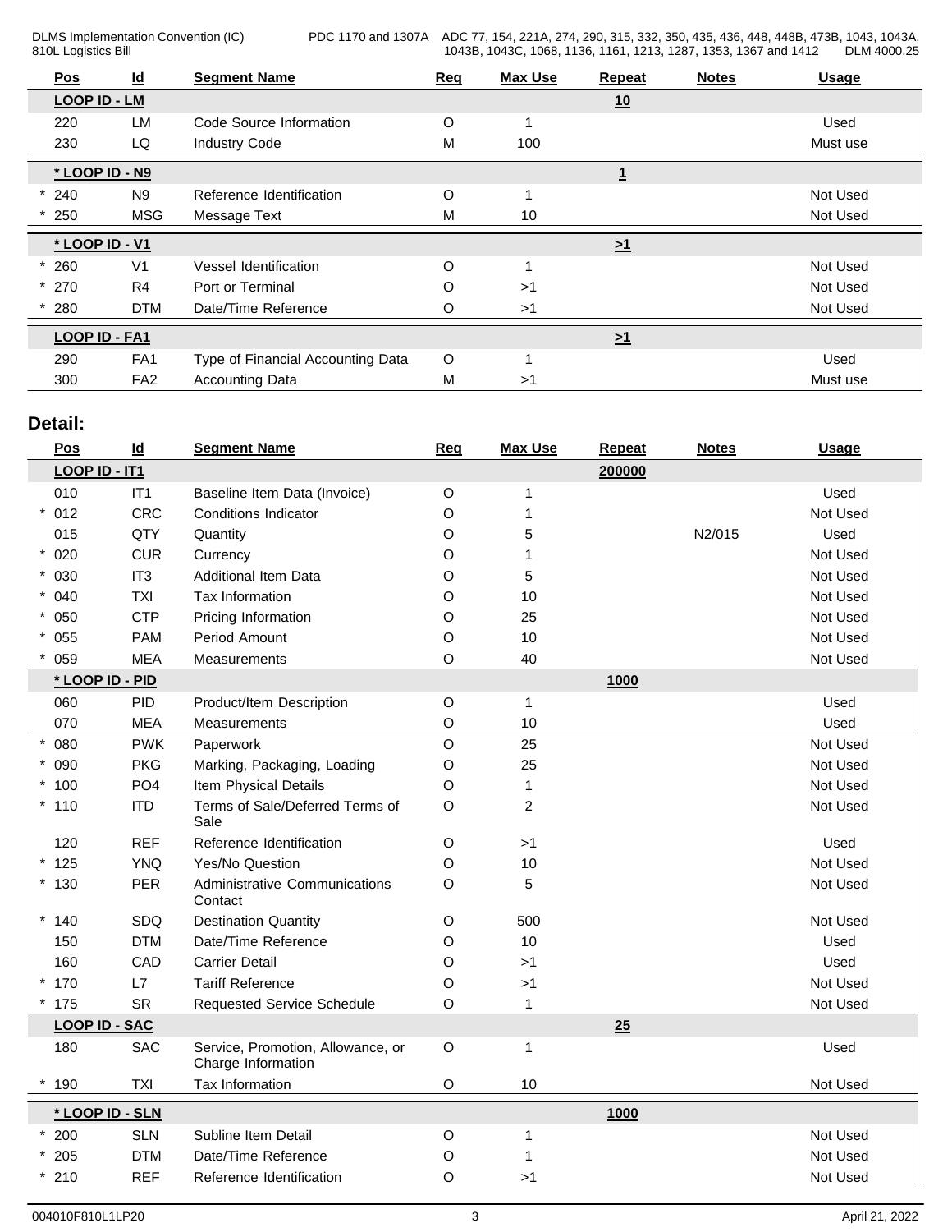| Pos | Id | Segment Name | Req | Max Use | Repeat | Notes | Usage |
|---|---|---|---|---|---|---|---|
| LOOP ID - LM | | | | | 10 | | |
| 220 | LM | Code Source Information | O | 1 | | | Used |
| 230 | LQ | Industry Code | M | 100 | | | Must use |
| * LOOP ID - N9 | | | | | 1 | | |
| * 240 | N9 | Reference Identification | O | 1 | | | Not Used |
| * 250 | MSG | Message Text | M | 10 | | | Not Used |
| * LOOP ID - V1 | | | | | >1 | | |
| * 260 | V1 | Vessel Identification | O | 1 | | | Not Used |
| * 270 | R4 | Port or Terminal | O | >1 | | | Not Used |
| * 280 | DTM | Date/Time Reference | O | >1 | | | Not Used |
| LOOP ID - FA1 | | | | | >1 | | |
| 290 | FA1 | Type of Financial Accounting Data | O | 1 | | | Used |
| 300 | FA2 | Accounting Data | M | >1 | | | Must use |

## Detail:

| Pos | Id | Segment Name | Req | Max Use | Repeat | Notes | Usage |
|---|---|---|---|---|---|---|---|
| LOOP ID - IT1 | | | | | 200000 | | |
| 010 | IT1 | Baseline Item Data (Invoice) | O | 1 | | | Used |
| * 012 | CRC | Conditions Indicator | O | 1 | | | Not Used |
| 015 | QTY | Quantity | O | 5 | | N2/015 | Used |
| * 020 | CUR | Currency | O | 1 | | | Not Used |
| * 030 | IT3 | Additional Item Data | O | 5 | | | Not Used |
| * 040 | TXI | Tax Information | O | 10 | | | Not Used |
| * 050 | CTP | Pricing Information | O | 25 | | | Not Used |
| * 055 | PAM | Period Amount | O | 10 | | | Not Used |
| * 059 | MEA | Measurements | O | 40 | | | Not Used |
| * LOOP ID - PID | | | | | 1000 | | |
| 060 | PID | Product/Item Description | O | 1 | | | Used |
| 070 | MEA | Measurements | O | 10 | | | Used |
| * 080 | PWK | Paperwork | O | 25 | | | Not Used |
| * 090 | PKG | Marking, Packaging, Loading | O | 25 | | | Not Used |
| * 100 | PO4 | Item Physical Details | O | 1 | | | Not Used |
| * 110 | ITD | Terms of Sale/Deferred Terms of Sale | O | 2 | | | Not Used |
| 120 | REF | Reference Identification | O | >1 | | | Used |
| * 125 | YNQ | Yes/No Question | O | 10 | | | Not Used |
| * 130 | PER | Administrative Communications Contact | O | 5 | | | Not Used |
| * 140 | SDQ | Destination Quantity | O | 500 | | | Not Used |
| 150 | DTM | Date/Time Reference | O | 10 | | | Used |
| 160 | CAD | Carrier Detail | O | >1 | | | Used |
| * 170 | L7 | Tariff Reference | O | >1 | | | Not Used |
| * 175 | SR | Requested Service Schedule | O | 1 | | | Not Used |
| LOOP ID - SAC | | | | | 25 | | |
| 180 | SAC | Service, Promotion, Allowance, or Charge Information | O | 1 | | | Used |
| * 190 | TXI | Tax Information | O | 10 | | | Not Used |
| * LOOP ID - SLN | | | | | 1000 | | |
| * 200 | SLN | Subline Item Detail | O | 1 | | | Not Used |
| * 205 | DTM | Date/Time Reference | O | 1 | | | Not Used |
| * 210 | REF | Reference Identification | O | >1 | | | Not Used |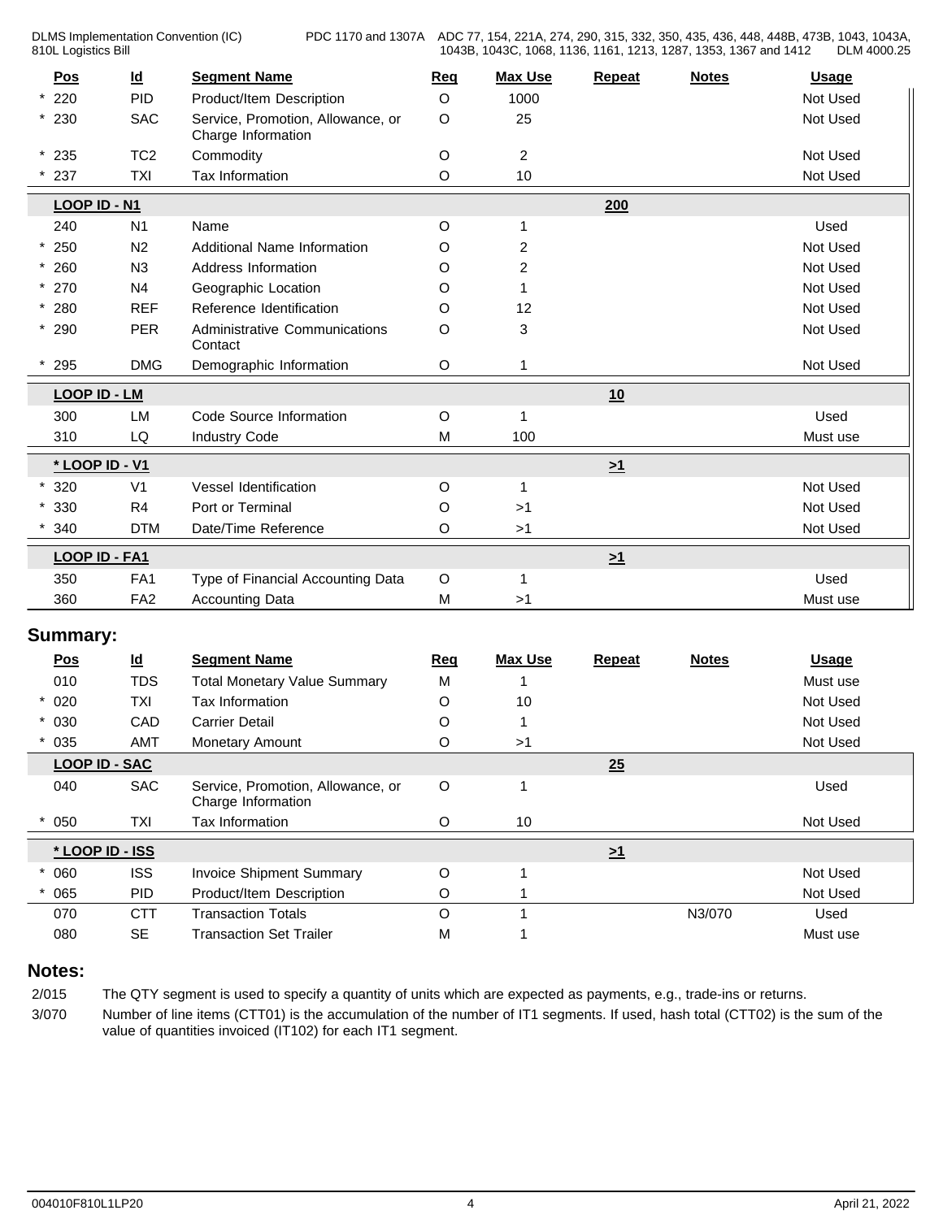| Pos | Id | Segment Name | Req | Max Use | Repeat | Notes | Usage |
|---|---|---|---|---|---|---|---|
| * 220 | PID | Product/Item Description | O | 1000 | | | Not Used |
| * 230 | SAC | Service, Promotion, Allowance, or Charge Information | O | 25 | | | Not Used |
| * 235 | TC2 | Commodity | O | 2 | | | Not Used |
| * 237 | TXI | Tax Information | O | 10 | | | Not Used |
| **LOOP ID - N1** | | | | | 200 | | |
| 240 | N1 | Name | O | 1 | | | Used |
| * 250 | N2 | Additional Name Information | O | 2 | | | Not Used |
| * 260 | N3 | Address Information | O | 2 | | | Not Used |
| * 270 | N4 | Geographic Location | O | 1 | | | Not Used |
| * 280 | REF | Reference Identification | O | 12 | | | Not Used |
| * 290 | PER | Administrative Communications Contact | O | 3 | | | Not Used |
| * 295 | DMG | Demographic Information | O | 1 | | | Not Used |
| **LOOP ID - LM** | | | | | 10 | | |
| 300 | LM | Code Source Information | O | 1 | | | Used |
| 310 | LQ | Industry Code | M | 100 | | | Must use |
| **\* LOOP ID - V1** | | | | | >1 | | |
| * 320 | V1 | Vessel Identification | O | 1 | | | Not Used |
| * 330 | R4 | Port or Terminal | O | >1 | | | Not Used |
| * 340 | DTM | Date/Time Reference | O | >1 | | | Not Used |
| **LOOP ID - FA1** | | | | | >1 | | |
| 350 | FA1 | Type of Financial Accounting Data | O | 1 | | | Used |
| 360 | FA2 | Accounting Data | M | >1 | | | Must use |

## Summary:

| Pos | Id | Segment Name | Req | Max Use | Repeat | Notes | Usage |
|---|---|---|---|---|---|---|---|
| 010 | TDS | Total Monetary Value Summary | M | 1 | | | Must use |
| * 020 | TXI | Tax Information | O | 10 | | | Not Used |
| * 030 | CAD | Carrier Detail | O | 1 | | | Not Used |
| * 035 | AMT | Monetary Amount | O | >1 | | | Not Used |
| **LOOP ID - SAC** | | | | | 25 | | |
| 040 | SAC | Service, Promotion, Allowance, or Charge Information | O | 1 | | | Used |
| * 050 | TXI | Tax Information | O | 10 | | | Not Used |
| **\* LOOP ID - ISS** | | | | | >1 | | |
| * 060 | ISS | Invoice Shipment Summary | O | 1 | | | Not Used |
| * 065 | PID | Product/Item Description | O | 1 | | | Not Used |
| 070 | CTT | Transaction Totals | O | 1 | | N3/070 | Used |
| 080 | SE | Transaction Set Trailer | M | 1 | | | Must use |

## Notes:

2/015 The QTY segment is used to specify a quantity of units which are expected as payments, e.g., trade-ins or returns.

3/070 Number of line items (CTT01) is the accumulation of the number of IT1 segments. If used, hash total (CTT02) is the sum of the value of quantities invoiced (IT102) for each IT1 segment.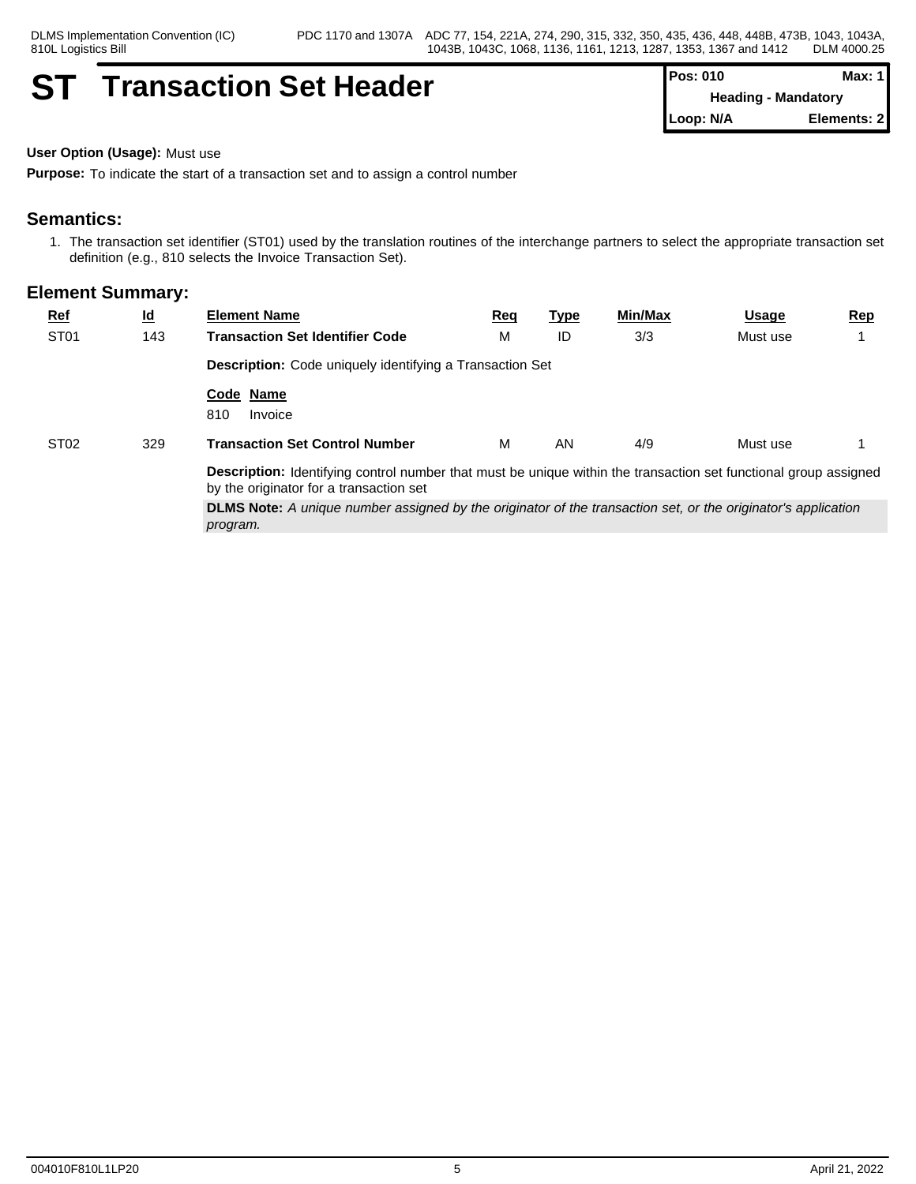# ST Transaction Set Header

| Pos: 010 | Max: 1 |
|---|---|
| Heading - Mandatory | |
| Loop: N/A | Elements: 2 |

**User Option (Usage):** Must use

**Purpose:** To indicate the start of a transaction set and to assign a control number

## Semantics:

1. The transaction set identifier (ST01) used by the translation routines of the interchange partners to select the appropriate transaction set definition (e.g., 810 selects the Invoice Transaction Set).

## Element Summary:

| Ref | Id | Element Name | Req | Type | Min/Max | Usage | Rep |
|---|---|---|---|---|---|---|---|
| ST01 | 143 | **Transaction Set Identifier Code** | M | ID | 3/3 | Must use | 1 |
| | | **Description:** Code uniquely identifying a Transaction Set | | | | | |
| | | **Code** **Name** | | | | | |
| | | 810 Invoice | | | | | |
| ST02 | 329 | **Transaction Set Control Number** | M | AN | 4/9 | Must use | 1 |
| | | **Description:** Identifying control number that must be unique within the transaction set functional group assigned by the originator for a transaction set | | | | | |
| | | **DLMS Note:** *A unique number assigned by the originator of the transaction set, or the originator's application program.* | | | | | |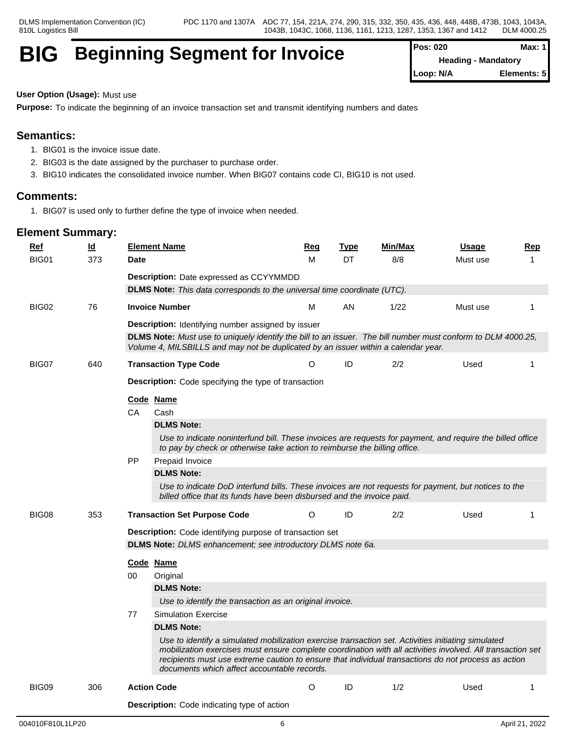# BIG Beginning Segment for Invoice

| Pos: 020 | Max: 1 |
|---|---|
| Heading - Mandatory | |
| Loop: N/A | Elements: 5 |

**User Option (Usage):** Must use

**Purpose:** To indicate the beginning of an invoice transaction set and transmit identifying numbers and dates

## Semantics:

1. BIG01 is the invoice issue date.
2. BIG03 is the date assigned by the purchaser to purchase order.
3. BIG10 indicates the consolidated invoice number. When BIG07 contains code CI, BIG10 is not used.

## Comments:

1. BIG07 is used only to further define the type of invoice when needed.

## Element Summary:

| Ref | Id | Element Name | Req | Type | Min/Max | Usage | Rep |
|---|---|---|---|---|---|---|---|
| BIG01 | 373 | **Date** | M | DT | 8/8 | Must use | 1 |
| BIG02 | 76 | **Invoice Number** | M | AN | 1/22 | Must use | 1 |
| BIG07 | 640 | **Transaction Type Code** | O | ID | 2/2 | Used | 1 |
| BIG08 | 353 | **Transaction Set Purpose Code** | O | ID | 2/2 | Used | 1 |
| BIG09 | 306 | **Action Code** | O | ID | 1/2 | Used | 1 |

### BIG01 — Date

**Description:** Date expressed as CCYYMMDD

**DLMS Note:** *This data corresponds to the universal time coordinate (UTC).*

### BIG02 — Invoice Number

**Description:** Identifying number assigned by issuer

**DLMS Note:** *Must use to uniquely identify the bill to an issuer. The bill number must conform to DLM 4000.25, Volume 4, MILSBILLS and may not be duplicated by an issuer within a calendar year.*

### BIG07 — Transaction Type Code

**Description:** Code specifying the type of transaction

| Code | Name |
|---|---|
| CA | Cash |
| PP | Prepaid Invoice |

- **CA** Cash
  - **DLMS Note:** *Use to indicate noninterfund bill. These invoices are requests for payment, and require the billed office to pay by check or otherwise take action to reimburse the billing office.*
- **PP** Prepaid Invoice
  - **DLMS Note:** *Use to indicate DoD interfund bills. These invoices are not requests for payment, but notices to the billed office that its funds have been disbursed and the invoice paid.*

### BIG08 — Transaction Set Purpose Code

**Description:** Code identifying purpose of transaction set

**DLMS Note:** *DLMS enhancement; see introductory DLMS note 6a.*

| Code | Name |
|---|---|
| 00 | Original |
| 77 | Simulation Exercise |

- **00** Original
  - **DLMS Note:** *Use to identify the transaction as an original invoice.*
- **77** Simulation Exercise
  - **DLMS Note:** *Use to identify a simulated mobilization exercise transaction set. Activities initiating simulated mobilization exercises must ensure complete coordination with all activities involved. All transaction set recipients must use extreme caution to ensure that individual transactions do not process as action documents which affect accountable records.*

### BIG09 — Action Code

**Description:** Code indicating type of action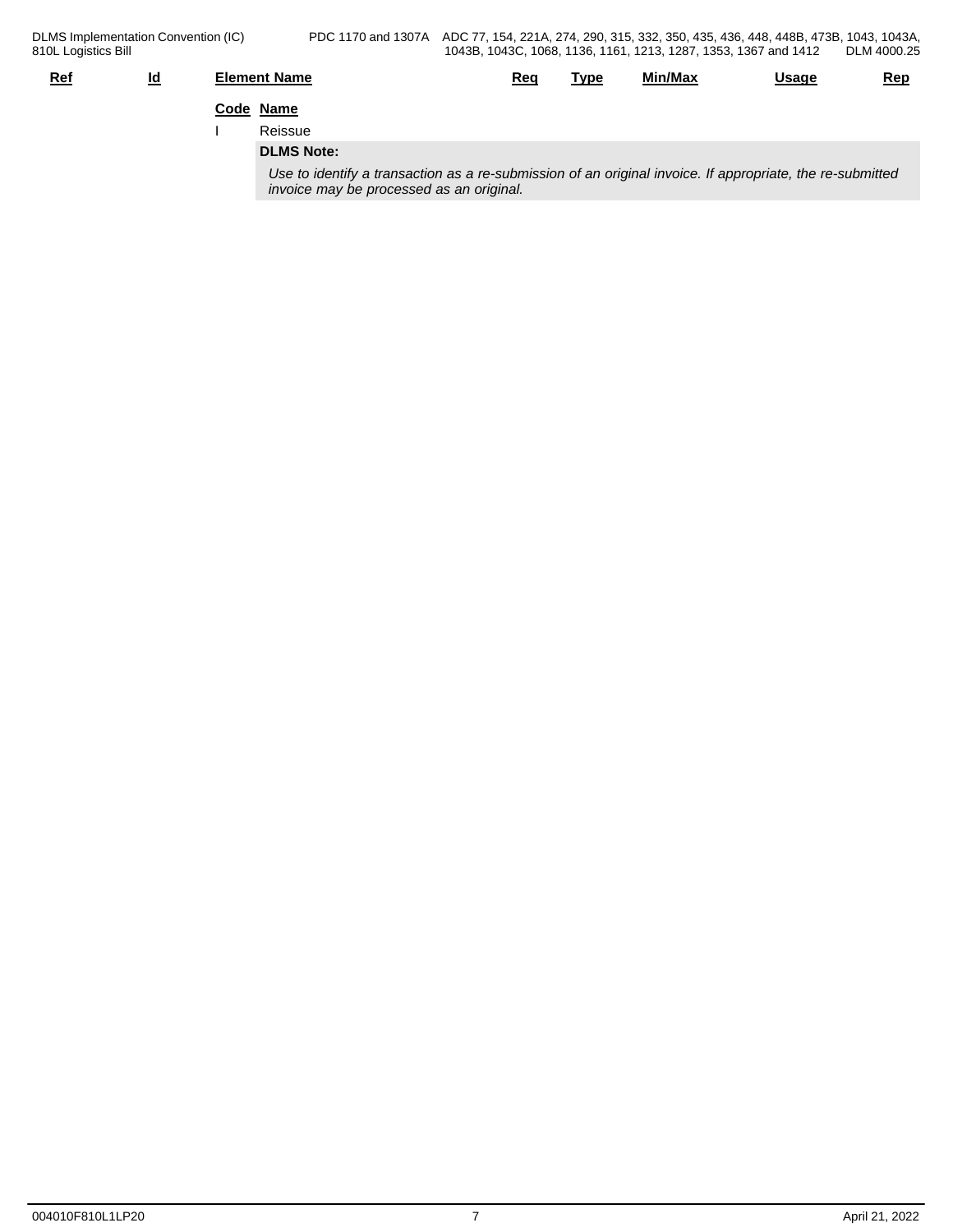| Ref | Id | Element Name | Req | Type | Min/Max | Usage | Rep |
|---|---|---|---|---|---|---|---|

| Code | Name |
|---|---|
| I | Reissue |

**DLMS Note:**

*Use to identify a transaction as a re-submission of an original invoice. If appropriate, the re-submitted invoice may be processed as an original.*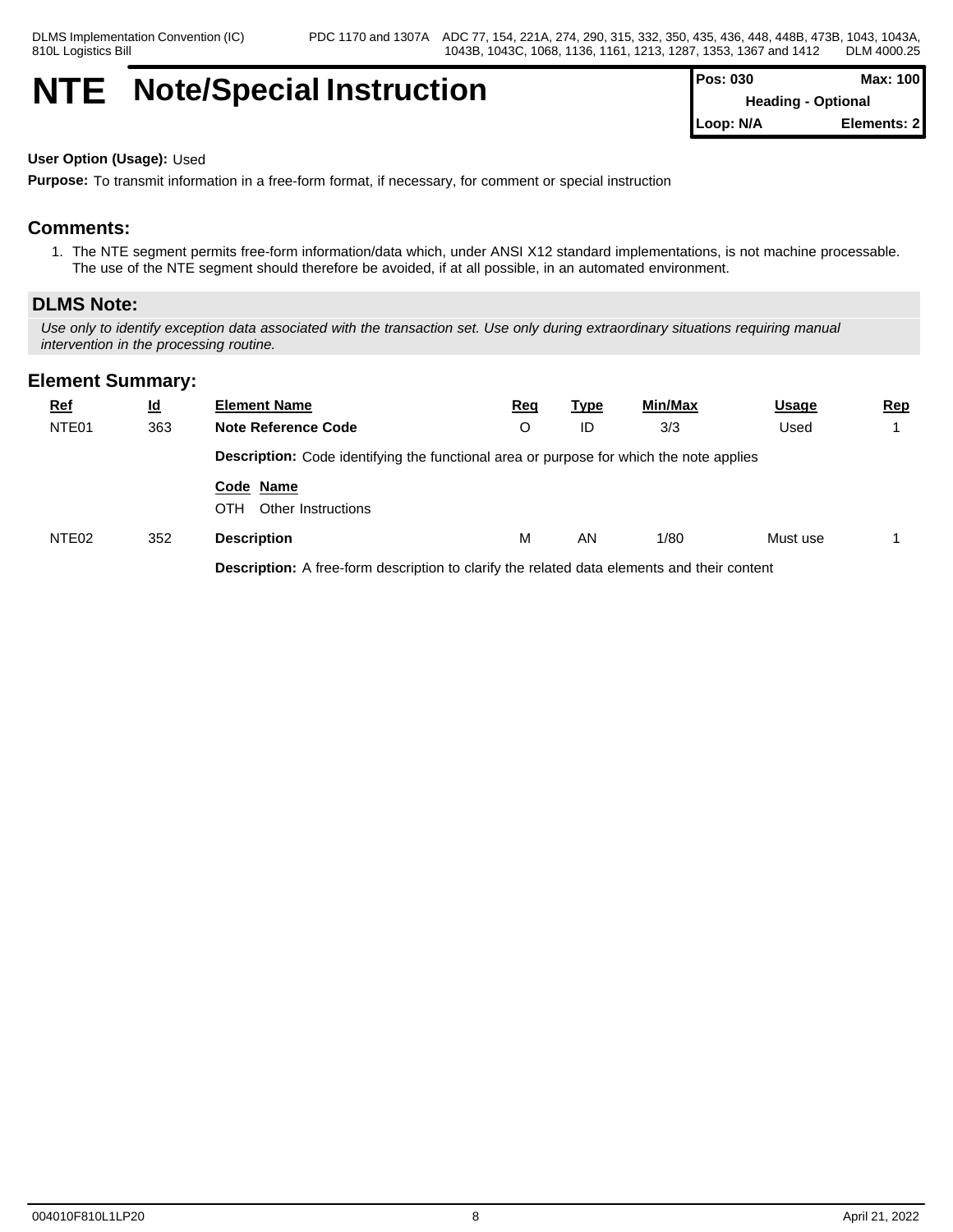# NTE Note/Special Instruction

| Pos: 030 | Max: 100 |
|---|---|
| Heading - Optional | |
| Loop: N/A | Elements: 2 |

**User Option (Usage):** Used

**Purpose:** To transmit information in a free-form format, if necessary, for comment or special instruction

## Comments:

1. The NTE segment permits free-form information/data which, under ANSI X12 standard implementations, is not machine processable. The use of the NTE segment should therefore be avoided, if at all possible, in an automated environment.

## DLMS Note:

*Use only to identify exception data associated with the transaction set. Use only during extraordinary situations requiring manual intervention in the processing routine.*

## Element Summary:

| Ref | Id | Element Name | Req | Type | Min/Max | Usage | Rep |
|---|---|---|---|---|---|---|---|
| NTE01 | 363 | **Note Reference Code** | O | ID | 3/3 | Used | 1 |
| | | **Description:** Code identifying the functional area or purpose for which the note applies | | | | | |
| | | **Code Name**<br>OTH Other Instructions | | | | | |
| NTE02 | 352 | **Description** | M | AN | 1/80 | Must use | 1 |
| | | **Description:** A free-form description to clarify the related data elements and their content | | | | | |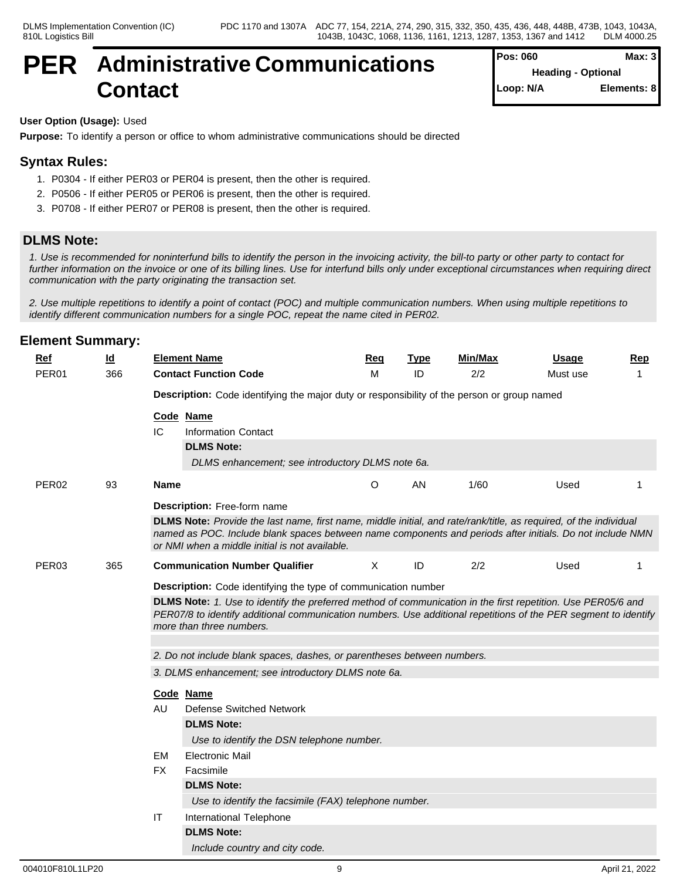# PER Administrative Communications Contact

| Pos: 060 | Max: 3 |
|---|---|
| Heading - Optional | |
| Loop: N/A | Elements: 8 |

**User Option (Usage):** Used

**Purpose:** To identify a person or office to whom administrative communications should be directed

## Syntax Rules:

1. P0304 - If either PER03 or PER04 is present, then the other is required.
2. P0506 - If either PER05 or PER06 is present, then the other is required.
3. P0708 - If either PER07 or PER08 is present, then the other is required.

## DLMS Note:

*1. Use is recommended for noninterfund bills to identify the person in the invoicing activity, the bill-to party or other party to contact for further information on the invoice or one of its billing lines. Use for interfund bills only under exceptional circumstances when requiring direct communication with the party originating the transaction set.*

*2. Use multiple repetitions to identify a point of contact (POC) and multiple communication numbers. When using multiple repetitions to identify different communication numbers for a single POC, repeat the name cited in PER02.*

## Element Summary:

| Ref | Id | Element Name | Req | Type | Min/Max | Usage | Rep |
|---|---|---|---|---|---|---|---|
| PER01 | 366 | **Contact Function Code** | M | ID | 2/2 | Must use | 1 |

**Description:** Code identifying the major duty or responsibility of the person or group named

| Code | Name |
|---|---|
| IC | Information Contact |

**DLMS Note:**

*DLMS enhancement; see introductory DLMS note 6a.*

| Ref | Id | Element Name | Req | Type | Min/Max | Usage | Rep |
|---|---|---|---|---|---|---|---|
| PER02 | 93 | **Name** | O | AN | 1/60 | Used | 1 |

**Description:** Free-form name

**DLMS Note:** *Provide the last name, first name, middle initial, and rate/rank/title, as required, of the individual named as POC. Include blank spaces between name components and periods after initials. Do not include NMN or NMI when a middle initial is not available.*

| Ref | Id | Element Name | Req | Type | Min/Max | Usage | Rep |
|---|---|---|---|---|---|---|---|
| PER03 | 365 | **Communication Number Qualifier** | X | ID | 2/2 | Used | 1 |

**Description:** Code identifying the type of communication number

**DLMS Note:** *1. Use to identify the preferred method of communication in the first repetition. Use PER05/6 and PER07/8 to identify additional communication numbers. Use additional repetitions of the PER segment to identify more than three numbers.*

*2. Do not include blank spaces, dashes, or parentheses between numbers.*

*3. DLMS enhancement; see introductory DLMS note 6a.*

| Code | Name |
|---|---|
| AU | Defense Switched Network |

**DLMS Note:**

*Use to identify the DSN telephone number.*

| Code | Name |
|---|---|
| EM | Electronic Mail |
| FX | Facsimile |

**DLMS Note:**

*Use to identify the facsimile (FAX) telephone number.*

| Code | Name |
|---|---|
| IT | International Telephone |

**DLMS Note:**

*Include country and city code.*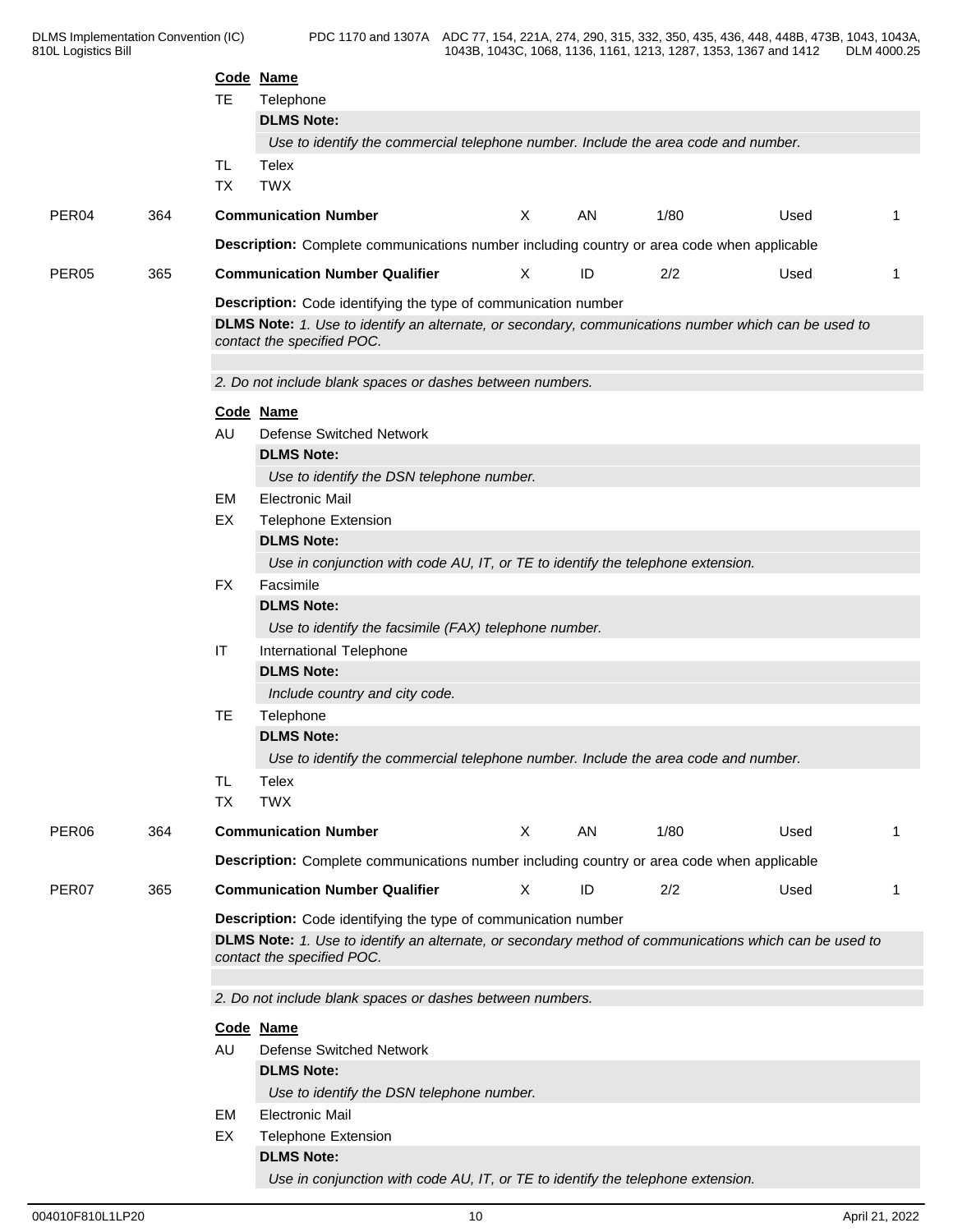| Code | Name |
|---|---|
| TE | Telephone |

**DLMS Note:**

*Use to identify the commercial telephone number. Include the area code and number.*

| Code | Name |
|---|---|
| TL | Telex |
| TX | TWX |

| PER04 | 364 | **Communication Number** | X | AN | 1/80 | Used | 1 |
|---|---|---|---|---|---|---|---|

**Description:** Complete communications number including country or area code when applicable

| PER05 | 365 | **Communication Number Qualifier** | X | ID | 2/2 | Used | 1 |
|---|---|---|---|---|---|---|---|

**Description:** Code identifying the type of communication number

**DLMS Note:** *1. Use to identify an alternate, or secondary, communications number which can be used to contact the specified POC.*

*2. Do not include blank spaces or dashes between numbers.*

**Code Name**

AU Defense Switched Network

**DLMS Note:**

*Use to identify the DSN telephone number.*

EM Electronic Mail

EX Telephone Extension

**DLMS Note:**

*Use in conjunction with code AU, IT, or TE to identify the telephone extension.*

FX Facsimile

**DLMS Note:**

*Use to identify the facsimile (FAX) telephone number.*

IT International Telephone

**DLMS Note:**

*Include country and city code.*

TE Telephone

**DLMS Note:**

*Use to identify the commercial telephone number. Include the area code and number.*

TL Telex

TX TWX

| PER06 | 364 | **Communication Number** | X | AN | 1/80 | Used | 1 |
|---|---|---|---|---|---|---|---|

**Description:** Complete communications number including country or area code when applicable

| PER07 | 365 | **Communication Number Qualifier** | X | ID | 2/2 | Used | 1 |
|---|---|---|---|---|---|---|---|

**Description:** Code identifying the type of communication number

**DLMS Note:** *1. Use to identify an alternate, or secondary method of communications which can be used to contact the specified POC.*

*2. Do not include blank spaces or dashes between numbers.*

**Code Name**

AU Defense Switched Network

**DLMS Note:**

*Use to identify the DSN telephone number.*

EM Electronic Mail

EX Telephone Extension

**DLMS Note:**

*Use in conjunction with code AU, IT, or TE to identify the telephone extension.*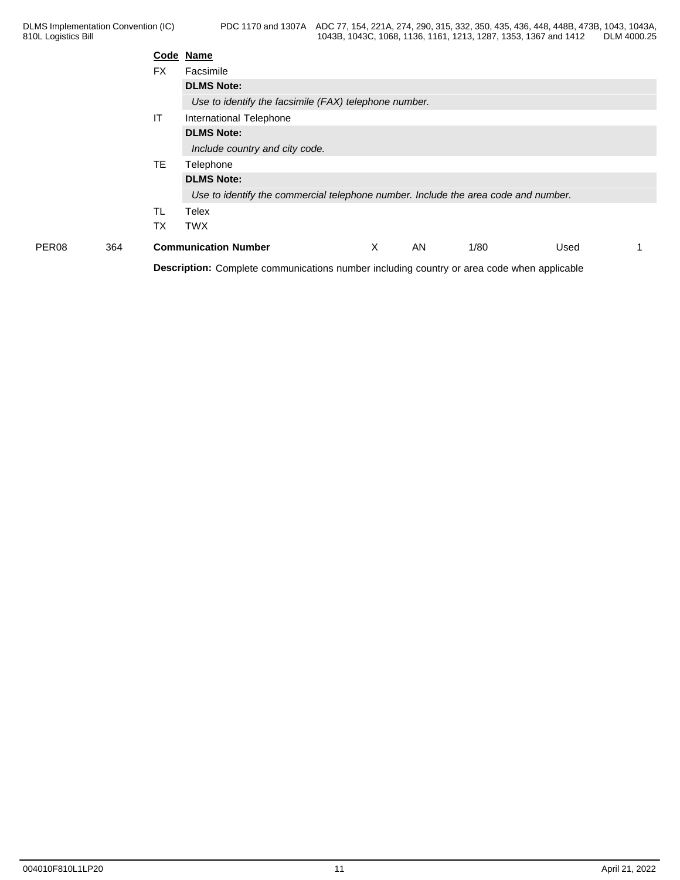| Code | Name |
|---|---|
| FX | Facsimile |
| | **DLMS Note:** |
| | *Use to identify the facsimile (FAX) telephone number.* |
| IT | International Telephone |
| | **DLMS Note:** |
| | *Include country and city code.* |
| TE | Telephone |
| | **DLMS Note:** |
| | *Use to identify the commercial telephone number. Include the area code and number.* |
| TL | Telex |
| TX | TWX |

| PER08 | 364 | **Communication Number** | X | AN | 1/80 | Used | 1 |
|---|---|---|---|---|---|---|---|

**Description:** Complete communications number including country or area code when applicable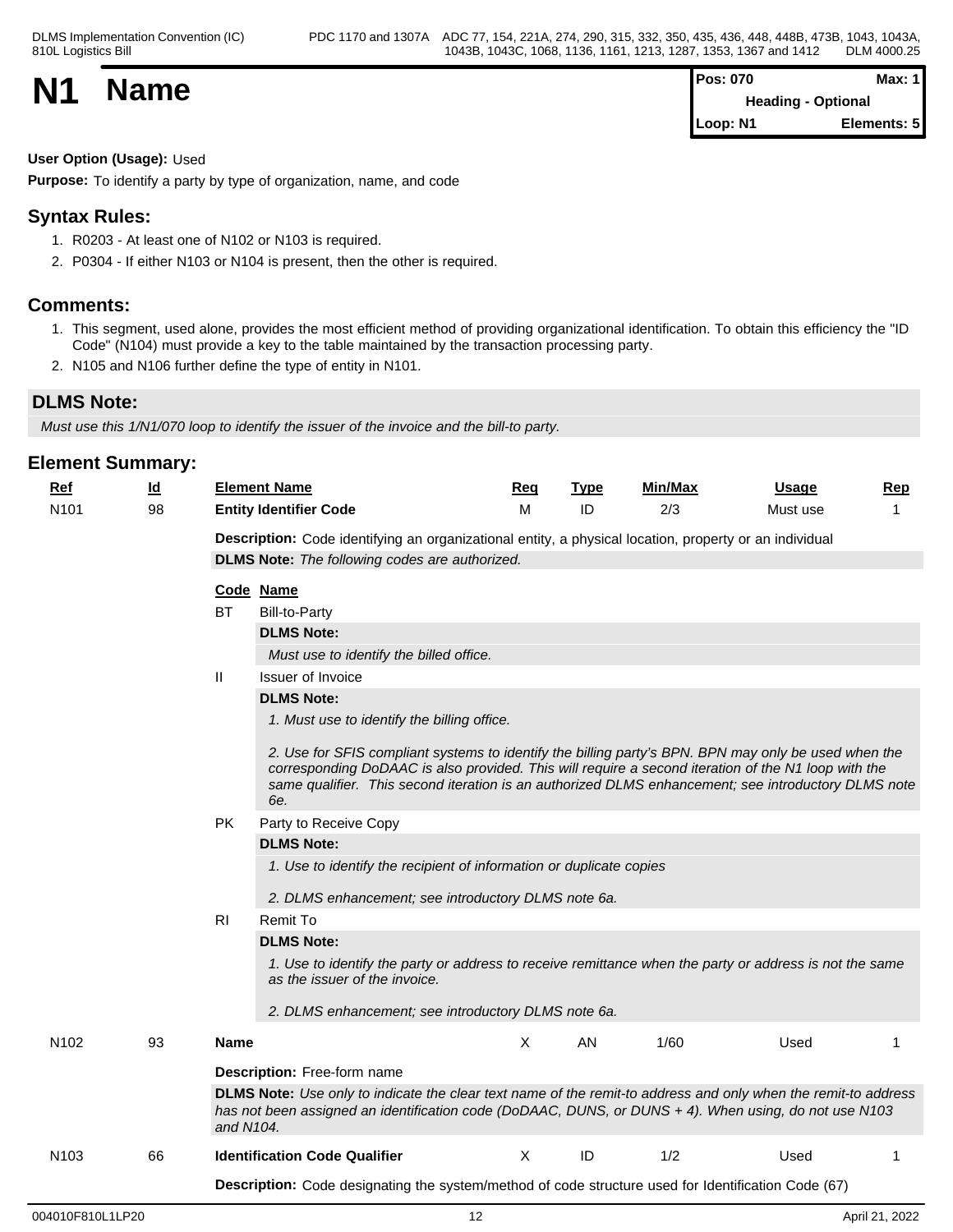# N1 Name

| Pos: 070 | Max: 1 |
|---|---|
| Heading - Optional | |
| Loop: N1 | Elements: 5 |

**User Option (Usage):** Used

**Purpose:** To identify a party by type of organization, name, and code

## Syntax Rules:

1. R0203 - At least one of N102 or N103 is required.
2. P0304 - If either N103 or N104 is present, then the other is required.

## Comments:

1. This segment, used alone, provides the most efficient method of providing organizational identification. To obtain this efficiency the "ID Code" (N104) must provide a key to the table maintained by the transaction processing party.
2. N105 and N106 further define the type of entity in N101.

**DLMS Note:**

*Must use this 1/N1/070 loop to identify the issuer of the invoice and the bill-to party.*

## Element Summary:

| Ref | Id | Element Name | Req | Type | Min/Max | Usage | Rep |
|---|---|---|---|---|---|---|---|
| N101 | 98 | **Entity Identifier Code** | M | ID | 2/3 | Must use | 1 |

**Description:** Code identifying an organizational entity, a physical location, property or an individual

**DLMS Note:** *The following codes are authorized.*

| Code | Name |
|---|---|
| BT | Bill-to-Party |
| II | Issuer of Invoice |
| PK | Party to Receive Copy |
| RI | Remit To |

**BT** Bill-to-Party

**DLMS Note:**

*Must use to identify the billed office.*

**II** Issuer of Invoice

**DLMS Note:**

*1. Must use to identify the billing office.*

*2. Use for SFIS compliant systems to identify the billing party's BPN. BPN may only be used when the corresponding DoDAAC is also provided. This will require a second iteration of the N1 loop with the same qualifier. This second iteration is an authorized DLMS enhancement; see introductory DLMS note 6e.*

**PK** Party to Receive Copy

**DLMS Note:**

*1. Use to identify the recipient of information or duplicate copies*

*2. DLMS enhancement; see introductory DLMS note 6a.*

**RI** Remit To

**DLMS Note:**

*1. Use to identify the party or address to receive remittance when the party or address is not the same as the issuer of the invoice.*

*2. DLMS enhancement; see introductory DLMS note 6a.*

| Ref | Id | Element Name | Req | Type | Min/Max | Usage | Rep |
|---|---|---|---|---|---|---|---|
| N102 | 93 | **Name** | X | AN | 1/60 | Used | 1 |

**Description:** Free-form name

**DLMS Note:** *Use only to indicate the clear text name of the remit-to address and only when the remit-to address has not been assigned an identification code (DoDAAC, DUNS, or DUNS + 4). When using, do not use N103 and N104.*

| Ref | Id | Element Name | Req | Type | Min/Max | Usage | Rep |
|---|---|---|---|---|---|---|---|
| N103 | 66 | **Identification Code Qualifier** | X | ID | 1/2 | Used | 1 |

**Description:** Code designating the system/method of code structure used for Identification Code (67)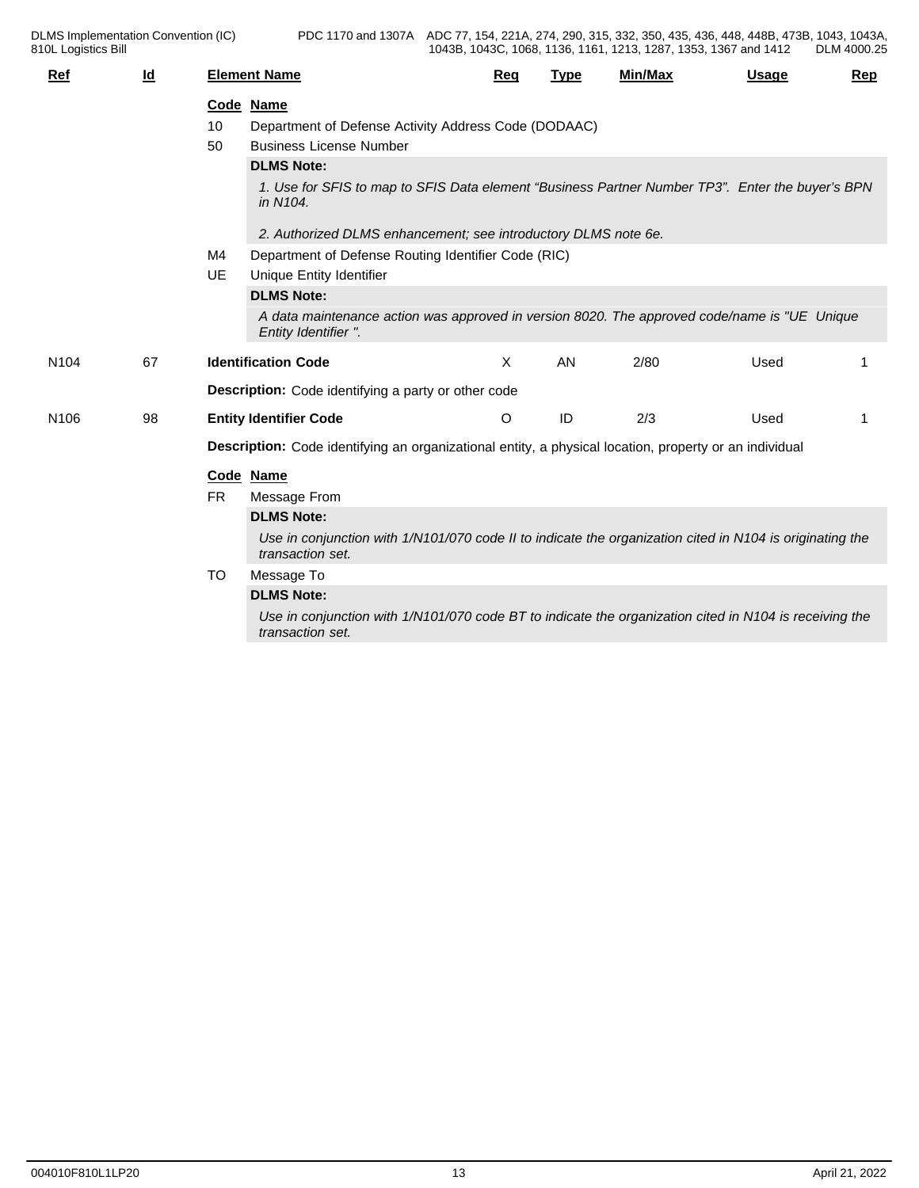| Ref | Id | Element Name | Req | Type | Min/Max | Usage | Rep |
|---|---|---|---|---|---|---|---|

**Code Name**

10 Department of Defense Activity Address Code (DODAAC)

50 Business License Number

**DLMS Note:**

*1. Use for SFIS to map to SFIS Data element "Business Partner Number TP3". Enter the buyer's BPN in N104.*

*2. Authorized DLMS enhancement; see introductory DLMS note 6e.*

M4 Department of Defense Routing Identifier Code (RIC)

UE Unique Entity Identifier

**DLMS Note:**

*A data maintenance action was approved in version 8020. The approved code/name is "UE Unique Entity Identifier ".*

| Ref | Id | Element Name | Req | Type | Min/Max | Usage | Rep |
|---|---|---|---|---|---|---|---|
| N104 | 67 | **Identification Code** | X | AN | 2/80 | Used | 1 |

**Description:** Code identifying a party or other code

| Ref | Id | Element Name | Req | Type | Min/Max | Usage | Rep |
|---|---|---|---|---|---|---|---|
| N106 | 98 | **Entity Identifier Code** | O | ID | 2/3 | Used | 1 |

**Description:** Code identifying an organizational entity, a physical location, property or an individual

**Code Name**

FR Message From

**DLMS Note:**

*Use in conjunction with 1/N101/070 code II to indicate the organization cited in N104 is originating the transaction set.*

TO Message To

**DLMS Note:**

*Use in conjunction with 1/N101/070 code BT to indicate the organization cited in N104 is receiving the transaction set.*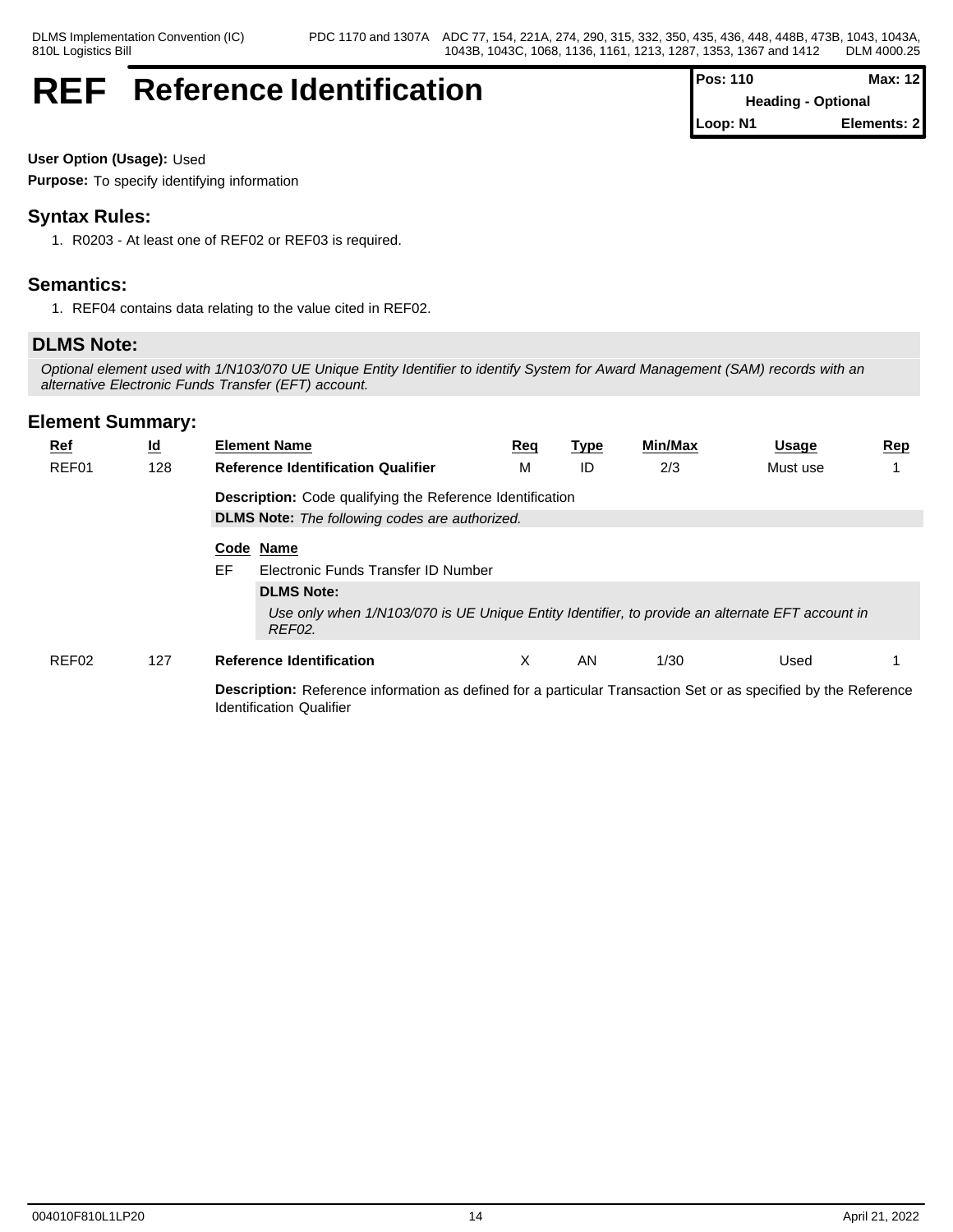# REF Reference Identification

| Pos: 110 | Max: 12 |
|---|---|
| Heading - Optional | |
| Loop: N1 | Elements: 2 |

**User Option (Usage):** Used

**Purpose:** To specify identifying information

## Syntax Rules:

1. R0203 - At least one of REF02 or REF03 is required.

## Semantics:

1. REF04 contains data relating to the value cited in REF02.

## DLMS Note:

*Optional element used with 1/N103/070 UE Unique Entity Identifier to identify System for Award Management (SAM) records with an alternative Electronic Funds Transfer (EFT) account.*

## Element Summary:

| Ref | Id | Element Name | Req | Type | Min/Max | Usage | Rep |
|---|---|---|---|---|---|---|---|
| REF01 | 128 | **Reference Identification Qualifier** | M | ID | 2/3 | Must use | 1 |

**Description:** Code qualifying the Reference Identification

**DLMS Note:** *The following codes are authorized.*

| Code | Name |
|---|---|
| EF | Electronic Funds Transfer ID Number |

**DLMS Note:**

*Use only when 1/N103/070 is UE Unique Entity Identifier, to provide an alternate EFT account in REF02.*

| Ref | Id | Element Name | Req | Type | Min/Max | Usage | Rep |
|---|---|---|---|---|---|---|---|
| REF02 | 127 | **Reference Identification** | X | AN | 1/30 | Used | 1 |

**Description:** Reference information as defined for a particular Transaction Set or as specified by the Reference Identification Qualifier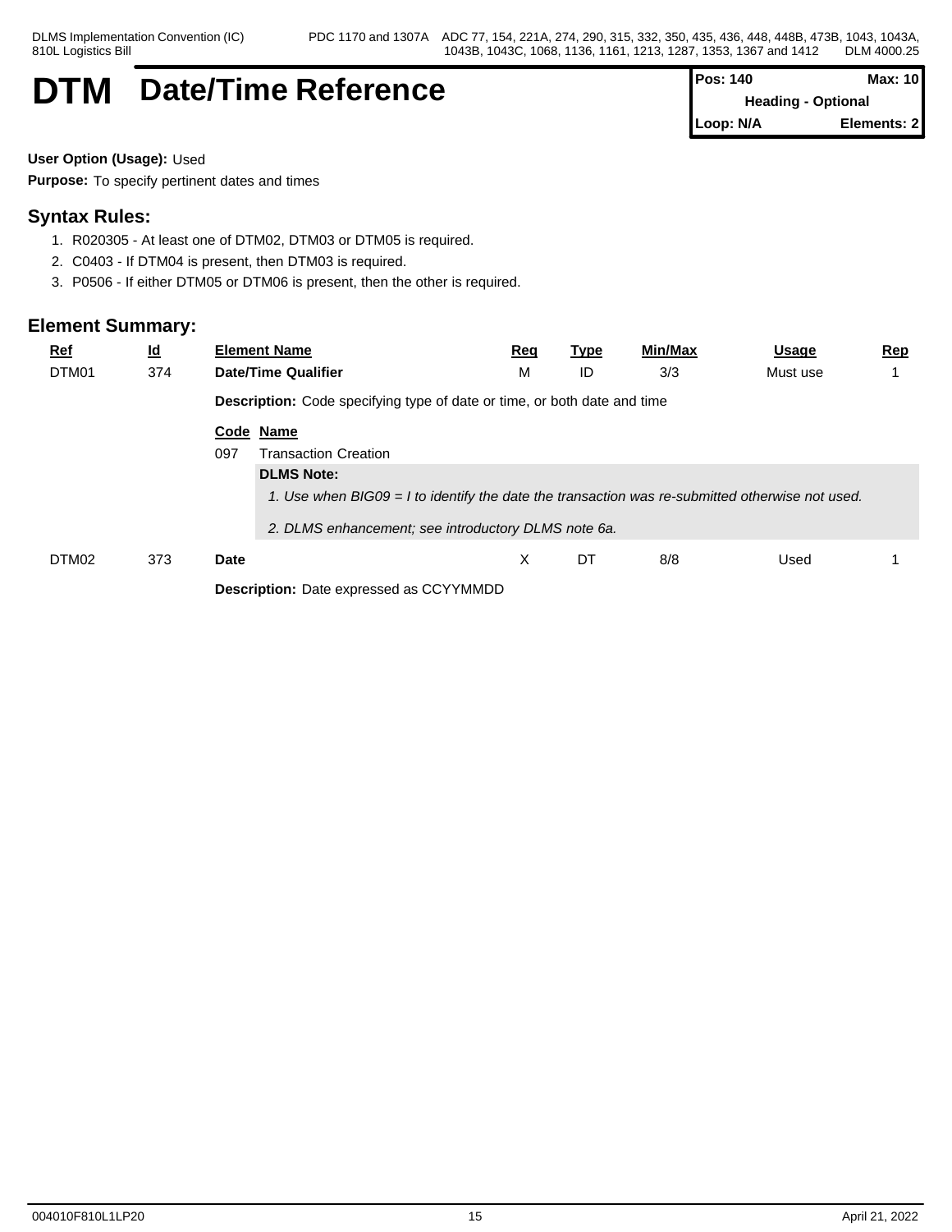# DTM Date/Time Reference

| Pos: 140 | Max: 10 |
|---|---|
| Heading - Optional | |
| Loop: N/A | Elements: 2 |

**User Option (Usage):** Used

**Purpose:** To specify pertinent dates and times

## Syntax Rules:

1. R020305 - At least one of DTM02, DTM03 or DTM05 is required.
2. C0403 - If DTM04 is present, then DTM03 is required.
3. P0506 - If either DTM05 or DTM06 is present, then the other is required.

## Element Summary:

| Ref | Id | Element Name | Req | Type | Min/Max | Usage | Rep |
|---|---|---|---|---|---|---|---|
| DTM01 | 374 | **Date/Time Qualifier** | M | ID | 3/3 | Must use | 1 |
| DTM02 | 373 | **Date** | X | DT | 8/8 | Used | 1 |

**DTM01**

**Description:** Code specifying type of date or time, or both date and time

| Code | Name |
|---|---|
| 097 | Transaction Creation |

**DLMS Note:**

*1. Use when BIG09 = I to identify the date the transaction was re-submitted otherwise not used.*

*2. DLMS enhancement; see introductory DLMS note 6a.*

**DTM02**

**Description:** Date expressed as CCYYMMDD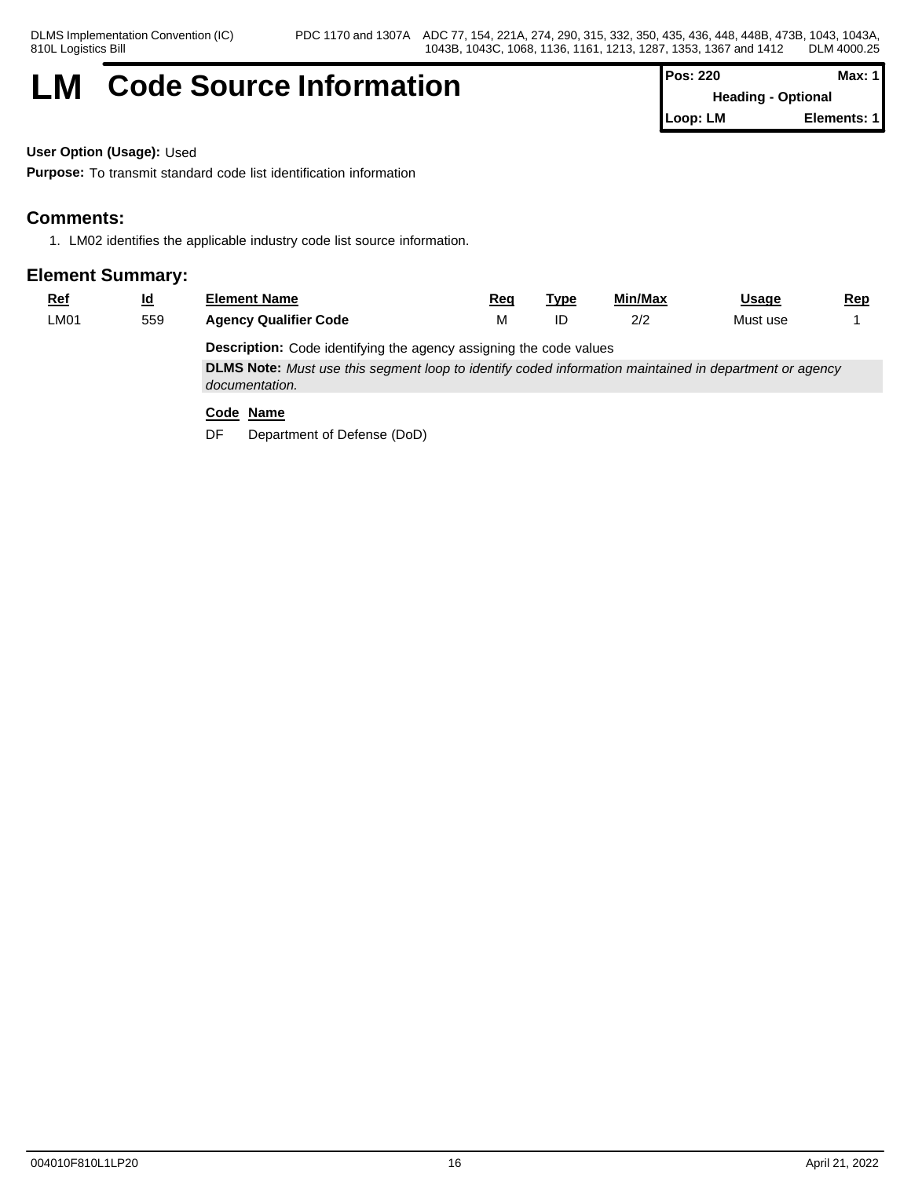# LM Code Source Information

| Pos: 220 | Max: 1 |
| --- | --- |
| Heading - Optional | |
| Loop: LM | Elements: 1 |

**User Option (Usage):** Used

**Purpose:** To transmit standard code list identification information

## Comments:

1. LM02 identifies the applicable industry code list source information.

## Element Summary:

| Ref | Id | Element Name | Req | Type | Min/Max | Usage | Rep |
| --- | --- | --- | --- | --- | --- | --- | --- |
| LM01 | 559 | **Agency Qualifier Code** | M | ID | 2/2 | Must use | 1 |

**Description:** Code identifying the agency assigning the code values

**DLMS Note:** *Must use this segment loop to identify coded information maintained in department or agency documentation.*

| Code | Name |
| --- | --- |
| DF | Department of Defense (DoD) |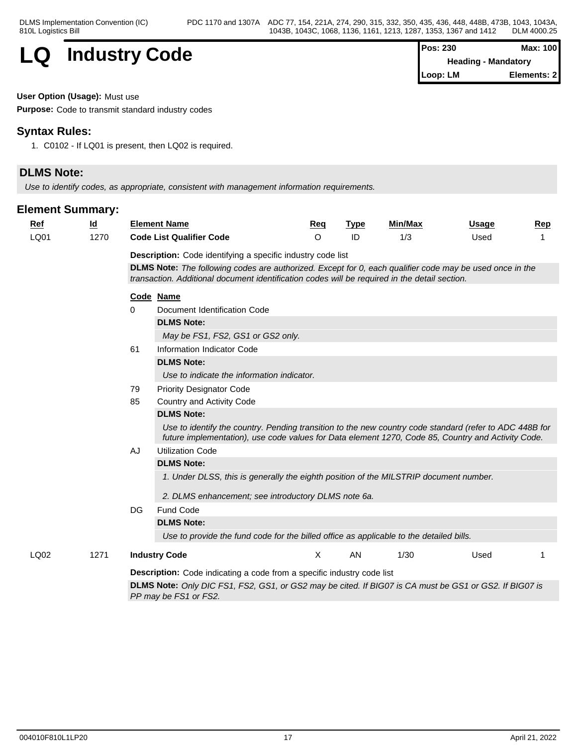# LQ Industry Code

| Pos: 230 | Max: 100 |
|---|---|
| Heading - Mandatory | |
| Loop: LM | Elements: 2 |

**User Option (Usage):** Must use

**Purpose:** Code to transmit standard industry codes

## Syntax Rules:

1. C0102 - If LQ01 is present, then LQ02 is required.

## DLMS Note:

*Use to identify codes, as appropriate, consistent with management information requirements.*

## Element Summary:

| Ref | Id | Element Name | Req | Type | Min/Max | Usage | Rep |
|---|---|---|---|---|---|---|---|
| LQ01 | 1270 | **Code List Qualifier Code** | O | ID | 1/3 | Used | 1 |

**Description:** Code identifying a specific industry code list

**DLMS Note:** *The following codes are authorized. Except for 0, each qualifier code may be used once in the transaction. Additional document identification codes will be required in the detail section.*

| Code | Name |
|---|---|
| 0 | Document Identification Code |
| | **DLMS Note:** *May be FS1, FS2, GS1 or GS2 only.* |
| 61 | Information Indicator Code |
| | **DLMS Note:** *Use to indicate the information indicator.* |
| 79 | Priority Designator Code |
| 85 | Country and Activity Code |
| | **DLMS Note:** *Use to identify the country. Pending transition to the new country code standard (refer to ADC 448B for future implementation), use code values for Data element 1270, Code 85, Country and Activity Code.* |
| AJ | Utilization Code |
| | **DLMS Note:** *1. Under DLSS, this is generally the eighth position of the MILSTRIP document number.* *2. DLMS enhancement; see introductory DLMS note 6a.* |
| DG | Fund Code |
| | **DLMS Note:** *Use to provide the fund code for the billed office as applicable to the detailed bills.* |

| Ref | Id | Element Name | Req | Type | Min/Max | Usage | Rep |
|---|---|---|---|---|---|---|---|
| LQ02 | 1271 | **Industry Code** | X | AN | 1/30 | Used | 1 |

**Description:** Code indicating a code from a specific industry code list

**DLMS Note:** *Only DIC FS1, FS2, GS1, or GS2 may be cited. If BIG07 is CA must be GS1 or GS2. If BIG07 is PP may be FS1 or FS2.*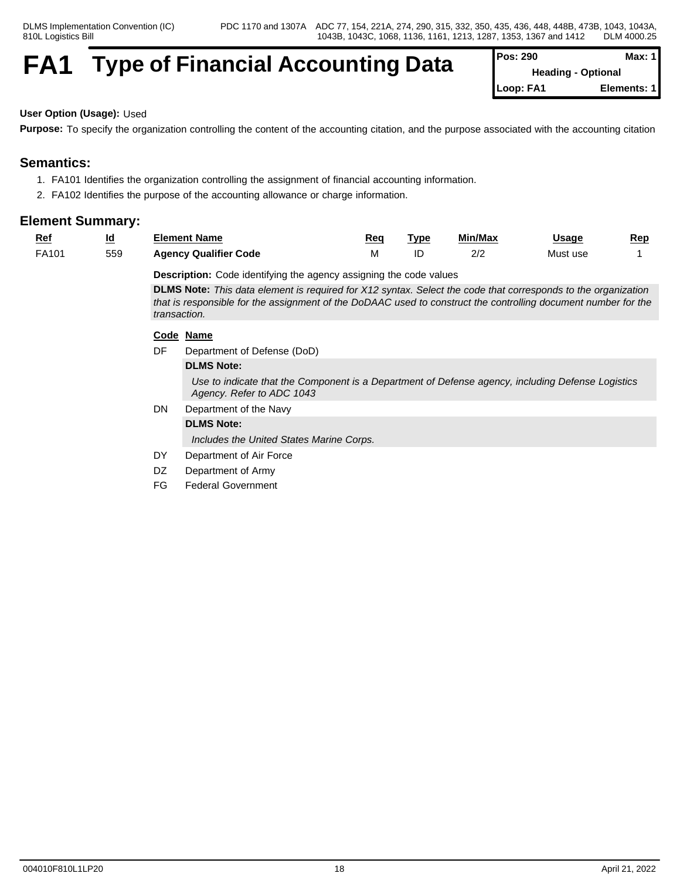# FA1 Type of Financial Accounting Data

| Pos: 290 | Max: 1 |
|---|---|
| Heading - Optional | |
| Loop: FA1 | Elements: 1 |

**User Option (Usage):** Used

**Purpose:** To specify the organization controlling the content of the accounting citation, and the purpose associated with the accounting citation

## Semantics:

1. FA101 Identifies the organization controlling the assignment of financial accounting information.
2. FA102 Identifies the purpose of the accounting allowance or charge information.

## Element Summary:

| Ref | Id | Element Name | Req | Type | Min/Max | Usage | Rep |
|---|---|---|---|---|---|---|---|
| FA101 | 559 | **Agency Qualifier Code** | M | ID | 2/2 | Must use | 1 |

**Description:** Code identifying the agency assigning the code values

**DLMS Note:** *This data element is required for X12 syntax. Select the code that corresponds to the organization that is responsible for the assignment of the DoDAAC used to construct the controlling document number for the transaction.*

| Code | Name |
|---|---|
| DF | Department of Defense (DoD) |
| DN | Department of the Navy |
| DY | Department of Air Force |
| DZ | Department of Army |
| FG | Federal Government |

DF — **DLMS Note:**

*Use to indicate that the Component is a Department of Defense agency, including Defense Logistics Agency. Refer to ADC 1043*

DN — **DLMS Note:**

*Includes the United States Marine Corps.*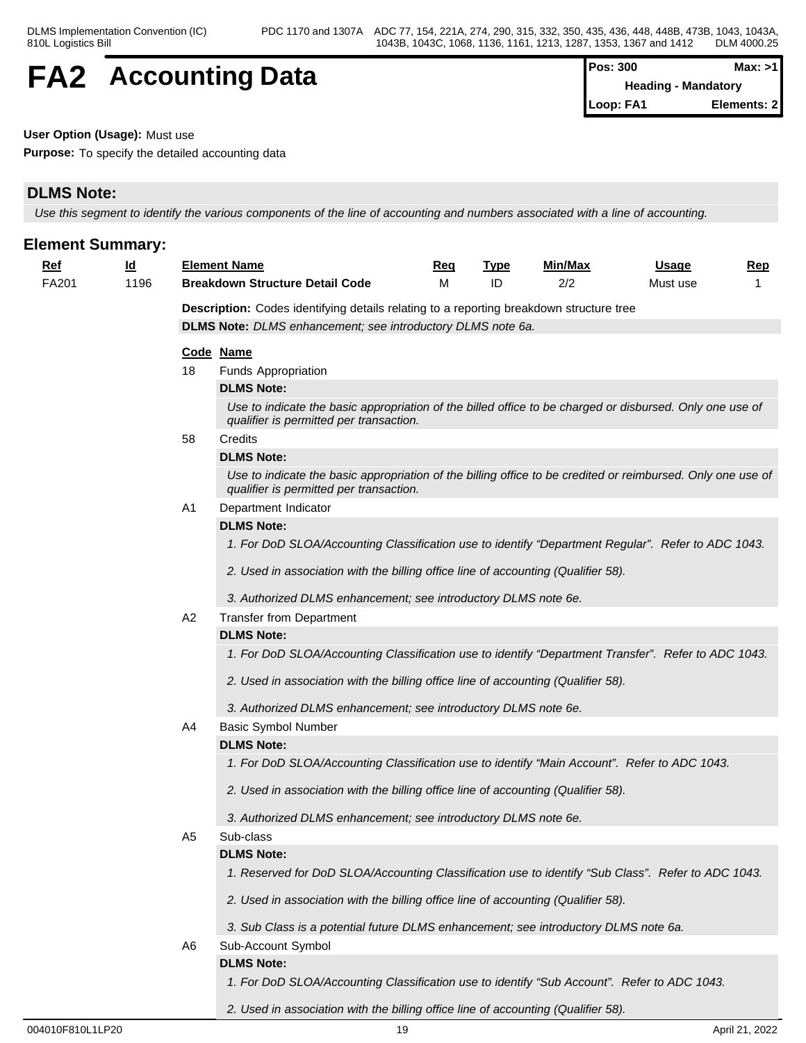# FA2 Accounting Data

| Pos: 300 | Max: >1 |
|---|---|
| Heading - Mandatory | |
| Loop: FA1 | Elements: 2 |

**User Option (Usage):** Must use

**Purpose:** To specify the detailed accounting data

## DLMS Note:

*Use this segment to identify the various components of the line of accounting and numbers associated with a line of accounting.*

## Element Summary:

| Ref | Id | Element Name | Req | Type | Min/Max | Usage | Rep |
|---|---|---|---|---|---|---|---|
| FA201 | 1196 | **Breakdown Structure Detail Code** | M | ID | 2/2 | Must use | 1 |

**Description:** Codes identifying details relating to a reporting breakdown structure tree

**DLMS Note:** *DLMS enhancement; see introductory DLMS note 6a.*

| Code | Name |
|---|---|
| 18 | Funds Appropriation |
| 58 | Credits |
| A1 | Department Indicator |
| A2 | Transfer from Department |
| A4 | Basic Symbol Number |
| A5 | Sub-class |
| A6 | Sub-Account Symbol |

**18** Funds Appropriation

**DLMS Note:**

*Use to indicate the basic appropriation of the billed office to be charged or disbursed. Only one use of qualifier is permitted per transaction.*

**58** Credits

**DLMS Note:**

*Use to indicate the basic appropriation of the billing office to be credited or reimbursed. Only one use of qualifier is permitted per transaction.*

**A1** Department Indicator

**DLMS Note:**

*1. For DoD SLOA/Accounting Classification use to identify “Department Regular”. Refer to ADC 1043.*

*2. Used in association with the billing office line of accounting (Qualifier 58).*

*3. Authorized DLMS enhancement; see introductory DLMS note 6e.*

**A2** Transfer from Department

**DLMS Note:**

*1. For DoD SLOA/Accounting Classification use to identify “Department Transfer”. Refer to ADC 1043.*

*2. Used in association with the billing office line of accounting (Qualifier 58).*

*3. Authorized DLMS enhancement; see introductory DLMS note 6e.*

**A4** Basic Symbol Number

**DLMS Note:**

*1. For DoD SLOA/Accounting Classification use to identify “Main Account”. Refer to ADC 1043.*

*2. Used in association with the billing office line of accounting (Qualifier 58).*

*3. Authorized DLMS enhancement; see introductory DLMS note 6e.*

**A5** Sub-class

**DLMS Note:**

*1. Reserved for DoD SLOA/Accounting Classification use to identify “Sub Class”. Refer to ADC 1043.*

*2. Used in association with the billing office line of accounting (Qualifier 58).*

*3. Sub Class is a potential future DLMS enhancement; see introductory DLMS note 6a.*

**A6** Sub-Account Symbol

**DLMS Note:**

*1. For DoD SLOA/Accounting Classification use to identify “Sub Account”. Refer to ADC 1043.*

*2. Used in association with the billing office line of accounting (Qualifier 58).*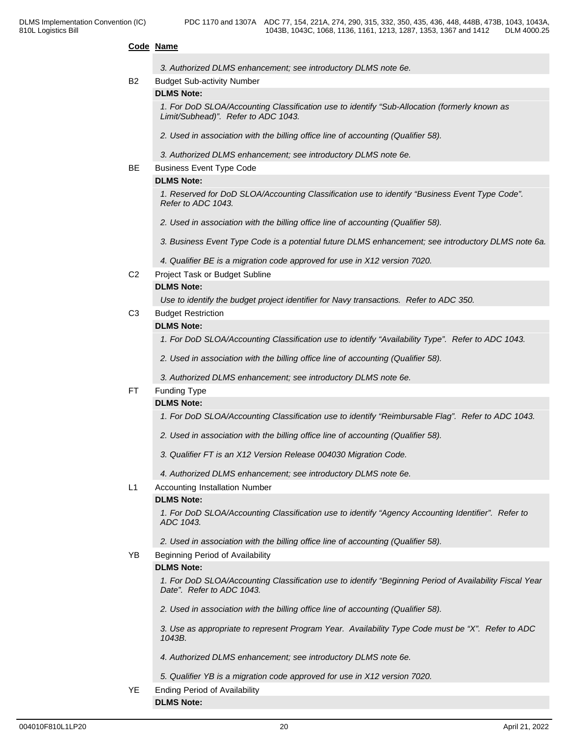**Code Name**

*3. Authorized DLMS enhancement; see introductory DLMS note 6e.*

B2 Budget Sub-activity Number

**DLMS Note:**

*1. For DoD SLOA/Accounting Classification use to identify “Sub-Allocation (formerly known as Limit/Subhead)”. Refer to ADC 1043.*

*2. Used in association with the billing office line of accounting (Qualifier 58).*

*3. Authorized DLMS enhancement; see introductory DLMS note 6e.*

BE Business Event Type Code

**DLMS Note:**

*1. Reserved for DoD SLOA/Accounting Classification use to identify “Business Event Type Code”. Refer to ADC 1043.*

*2. Used in association with the billing office line of accounting (Qualifier 58).*

*3. Business Event Type Code is a potential future DLMS enhancement; see introductory DLMS note 6a.*

*4. Qualifier BE is a migration code approved for use in X12 version 7020.*

C2 Project Task or Budget Subline

**DLMS Note:**

*Use to identify the budget project identifier for Navy transactions. Refer to ADC 350.*

C3 Budget Restriction

**DLMS Note:**

*1. For DoD SLOA/Accounting Classification use to identify “Availability Type”. Refer to ADC 1043.*

*2. Used in association with the billing office line of accounting (Qualifier 58).*

*3. Authorized DLMS enhancement; see introductory DLMS note 6e.*

FT Funding Type

**DLMS Note:**

*1. For DoD SLOA/Accounting Classification use to identify “Reimbursable Flag”. Refer to ADC 1043.*

*2. Used in association with the billing office line of accounting (Qualifier 58).*

*3. Qualifier FT is an X12 Version Release 004030 Migration Code.*

*4. Authorized DLMS enhancement; see introductory DLMS note 6e.*

L1 Accounting Installation Number

**DLMS Note:**

*1. For DoD SLOA/Accounting Classification use to identify “Agency Accounting Identifier”. Refer to ADC 1043.*

*2. Used in association with the billing office line of accounting (Qualifier 58).*

YB Beginning Period of Availability

**DLMS Note:**

*1. For DoD SLOA/Accounting Classification use to identify “Beginning Period of Availability Fiscal Year Date”. Refer to ADC 1043.*

*2. Used in association with the billing office line of accounting (Qualifier 58).*

*3. Use as appropriate to represent Program Year. Availability Type Code must be “X”. Refer to ADC 1043B.*

*4. Authorized DLMS enhancement; see introductory DLMS note 6e.*

*5. Qualifier YB is a migration code approved for use in X12 version 7020.*

YE Ending Period of Availability

**DLMS Note:**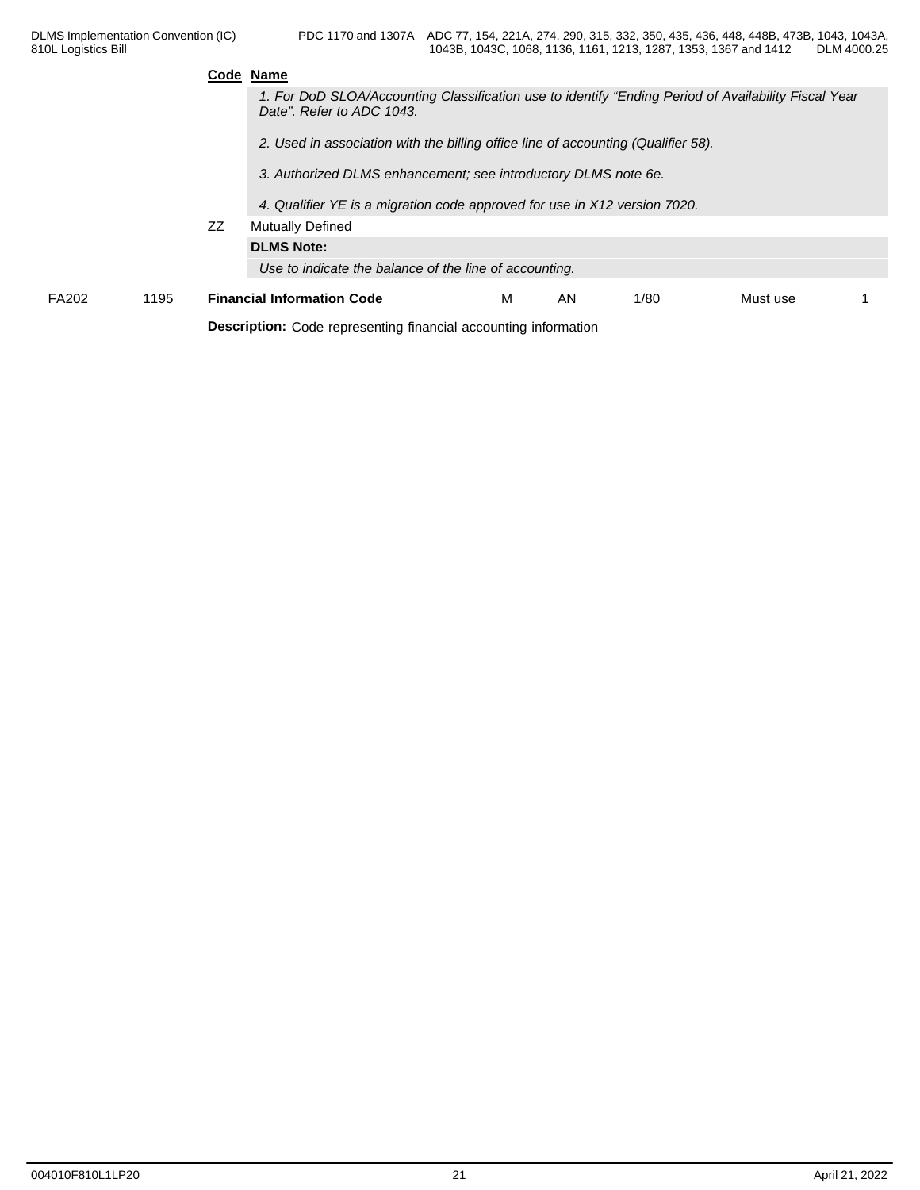| Code | Name |
|---|---|
| | *1. For DoD SLOA/Accounting Classification use to identify "Ending Period of Availability Fiscal Year Date". Refer to ADC 1043.* |
| | *2. Used in association with the billing office line of accounting (Qualifier 58).* |
| | *3. Authorized DLMS enhancement; see introductory DLMS note 6e.* |
| | *4. Qualifier YE is a migration code approved for use in X12 version 7020.* |
| ZZ | Mutually Defined |
| | **DLMS Note:** |
| | *Use to indicate the balance of the line of accounting.* |

| | | | | | | | |
|---|---|---|---|---|---|---|---|
| FA202 | 1195 | **Financial Information Code** | M | AN | 1/80 | Must use | 1 |

**Description:** Code representing financial accounting information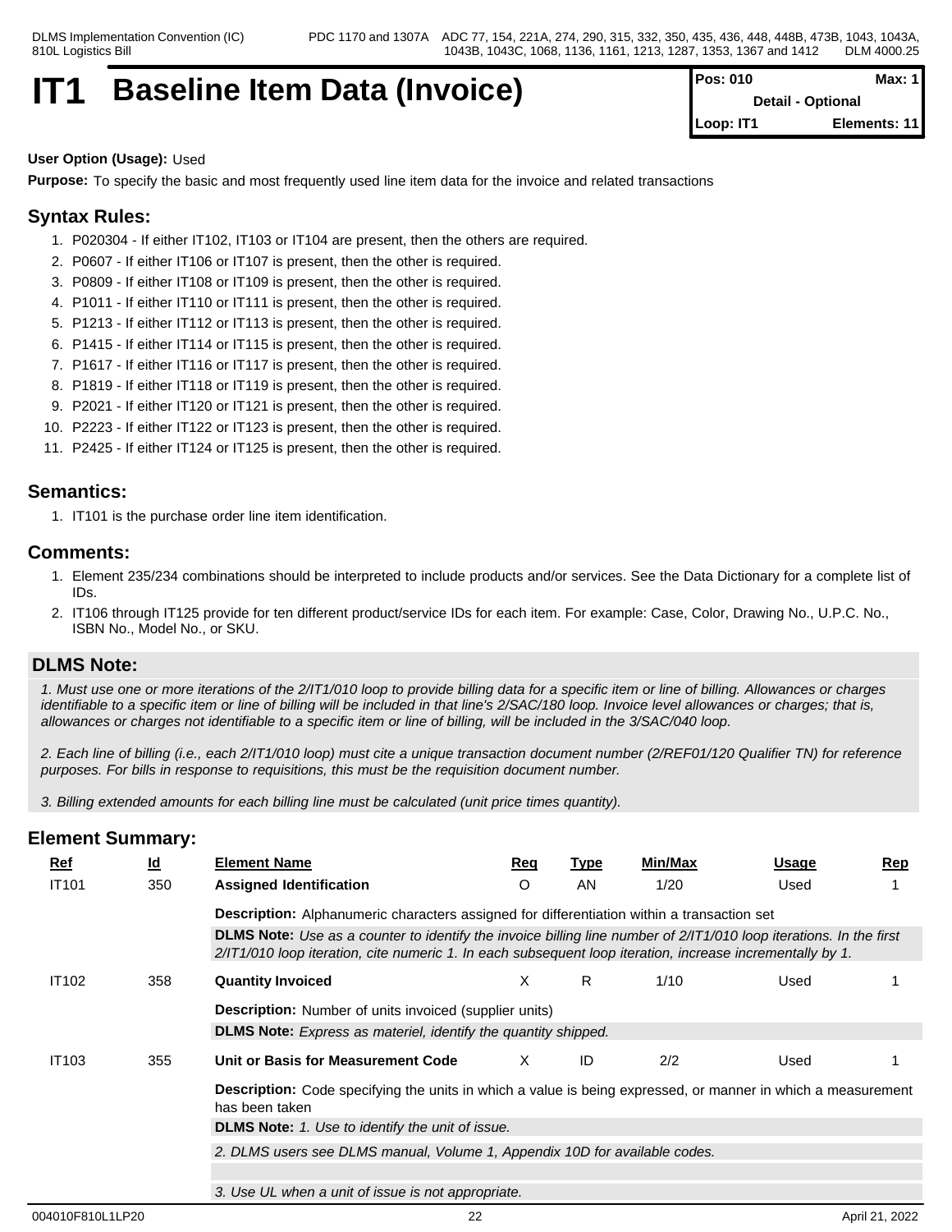# IT1 Baseline Item Data (Invoice)

| Pos: 010 | Max: 1 |
|---|---|
| Detail - Optional | |
| Loop: IT1 | Elements: 11 |

**User Option (Usage):** Used

**Purpose:** To specify the basic and most frequently used line item data for the invoice and related transactions

## Syntax Rules:

1. P020304 - If either IT102, IT103 or IT104 are present, then the others are required.
2. P0607 - If either IT106 or IT107 is present, then the other is required.
3. P0809 - If either IT108 or IT109 is present, then the other is required.
4. P1011 - If either IT110 or IT111 is present, then the other is required.
5. P1213 - If either IT112 or IT113 is present, then the other is required.
6. P1415 - If either IT114 or IT115 is present, then the other is required.
7. P1617 - If either IT116 or IT117 is present, then the other is required.
8. P1819 - If either IT118 or IT119 is present, then the other is required.
9. P2021 - If either IT120 or IT121 is present, then the other is required.
10. P2223 - If either IT122 or IT123 is present, then the other is required.
11. P2425 - If either IT124 or IT125 is present, then the other is required.

## Semantics:

1. IT101 is the purchase order line item identification.

## Comments:

1. Element 235/234 combinations should be interpreted to include products and/or services. See the Data Dictionary for a complete list of IDs.
2. IT106 through IT125 provide for ten different product/service IDs for each item. For example: Case, Color, Drawing No., U.P.C. No., ISBN No., Model No., or SKU.

## DLMS Note:

*1. Must use one or more iterations of the 2/IT1/010 loop to provide billing data for a specific item or line of billing. Allowances or charges identifiable to a specific item or line of billing will be included in that line's 2/SAC/180 loop. Invoice level allowances or charges; that is, allowances or charges not identifiable to a specific item or line of billing, will be included in the 3/SAC/040 loop.*

*2. Each line of billing (i.e., each 2/IT1/010 loop) must cite a unique transaction document number (2/REF01/120 Qualifier TN) for reference purposes. For bills in response to requisitions, this must be the requisition document number.*

*3. Billing extended amounts for each billing line must be calculated (unit price times quantity).*

## Element Summary:

| Ref | Id | Element Name | Req | Type | Min/Max | Usage | Rep |
|---|---|---|---|---|---|---|---|
| IT101 | 350 | **Assigned Identification** | O | AN | 1/20 | Used | 1 |
| | | **Description:** Alphanumeric characters assigned for differentiation within a transaction set | | | | | |
| | | **DLMS Note:** *Use as a counter to identify the invoice billing line number of 2/IT1/010 loop iterations. In the first 2/IT1/010 loop iteration, cite numeric 1. In each subsequent loop iteration, increase incrementally by 1.* | | | | | |
| IT102 | 358 | **Quantity Invoiced** | X | R | 1/10 | Used | 1 |
| | | **Description:** Number of units invoiced (supplier units) | | | | | |
| | | **DLMS Note:** *Express as materiel, identify the quantity shipped.* | | | | | |
| IT103 | 355 | **Unit or Basis for Measurement Code** | X | ID | 2/2 | Used | 1 |
| | | **Description:** Code specifying the units in which a value is being expressed, or manner in which a measurement has been taken | | | | | |
| | | **DLMS Note:** *1. Use to identify the unit of issue.* | | | | | |
| | | *2. DLMS users see DLMS manual, Volume 1, Appendix 10D for available codes.* | | | | | |
| | | *3. Use UL when a unit of issue is not appropriate.* | | | | | |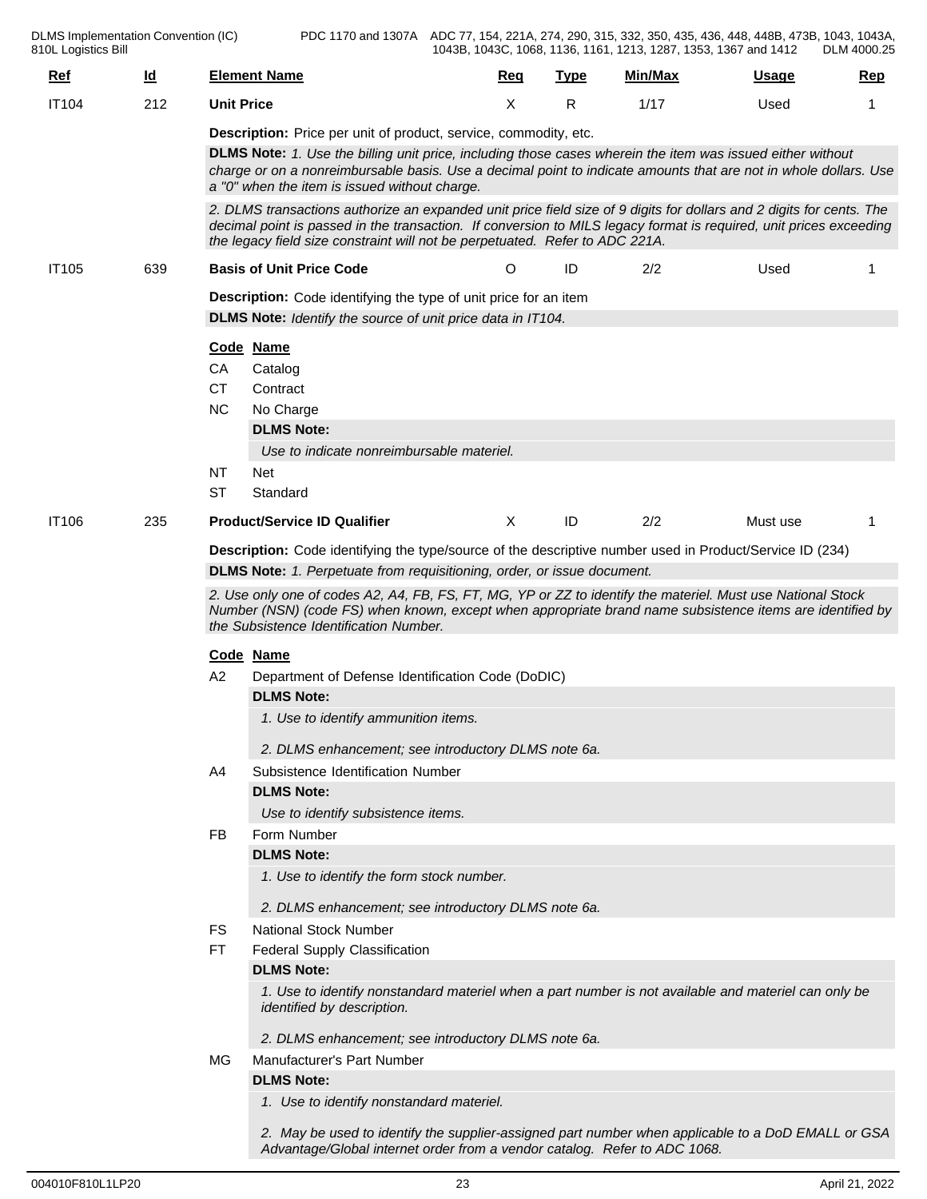| Ref | Id | Element Name | Req | Type | Min/Max | Usage | Rep |
|---|---|---|---|---|---|---|---|
| IT104 | 212 | **Unit Price** | X | R | 1/17 | Used | 1 |

**Description:** Price per unit of product, service, commodity, etc.

**DLMS Note:** *1. Use the billing unit price, including those cases wherein the item was issued either without charge or on a nonreimbursable basis. Use a decimal point to indicate amounts that are not in whole dollars. Use a "0" when the item is issued without charge.*

*2. DLMS transactions authorize an expanded unit price field size of 9 digits for dollars and 2 digits for cents. The decimal point is passed in the transaction. If conversion to MILS legacy format is required, unit prices exceeding the legacy field size constraint will not be perpetuated. Refer to ADC 221A.*

| Ref | Id | Element Name | Req | Type | Min/Max | Usage | Rep |
|---|---|---|---|---|---|---|---|
| IT105 | 639 | **Basis of Unit Price Code** | O | ID | 2/2 | Used | 1 |

**Description:** Code identifying the type of unit price for an item

**DLMS Note:** *Identify the source of unit price data in IT104.*

| Code | Name |
|---|---|
| CA | Catalog |
| CT | Contract |
| NC | No Charge<br>**DLMS Note:**<br>*Use to indicate nonreimbursable materiel.* |
| NT | Net |
| ST | Standard |

| Ref | Id | Element Name | Req | Type | Min/Max | Usage | Rep |
|---|---|---|---|---|---|---|---|
| IT106 | 235 | **Product/Service ID Qualifier** | X | ID | 2/2 | Must use | 1 |

**Description:** Code identifying the type/source of the descriptive number used in Product/Service ID (234)

**DLMS Note:** *1. Perpetuate from requisitioning, order, or issue document.*

*2. Use only one of codes A2, A4, FB, FS, FT, MG, YP or ZZ to identify the materiel. Must use National Stock Number (NSN) (code FS) when known, except when appropriate brand name subsistence items are identified by the Subsistence Identification Number.*

| Code | Name |
|---|---|
| A2 | Department of Defense Identification Code (DoDIC)<br>**DLMS Note:**<br>*1. Use to identify ammunition items.*<br>*2. DLMS enhancement; see introductory DLMS note 6a.* |
| A4 | Subsistence Identification Number<br>**DLMS Note:**<br>*Use to identify subsistence items.* |
| FB | Form Number<br>**DLMS Note:**<br>*1. Use to identify the form stock number.*<br>*2. DLMS enhancement; see introductory DLMS note 6a.* |
| FS | National Stock Number |
| FT | Federal Supply Classification<br>**DLMS Note:**<br>*1. Use to identify nonstandard materiel when a part number is not available and materiel can only be identified by description.*<br>*2. DLMS enhancement; see introductory DLMS note 6a.* |
| MG | Manufacturer's Part Number<br>**DLMS Note:**<br>*1. Use to identify nonstandard materiel.*<br>*2. May be used to identify the supplier-assigned part number when applicable to a DoD EMALL or GSA Advantage/Global internet order from a vendor catalog. Refer to ADC 1068.* |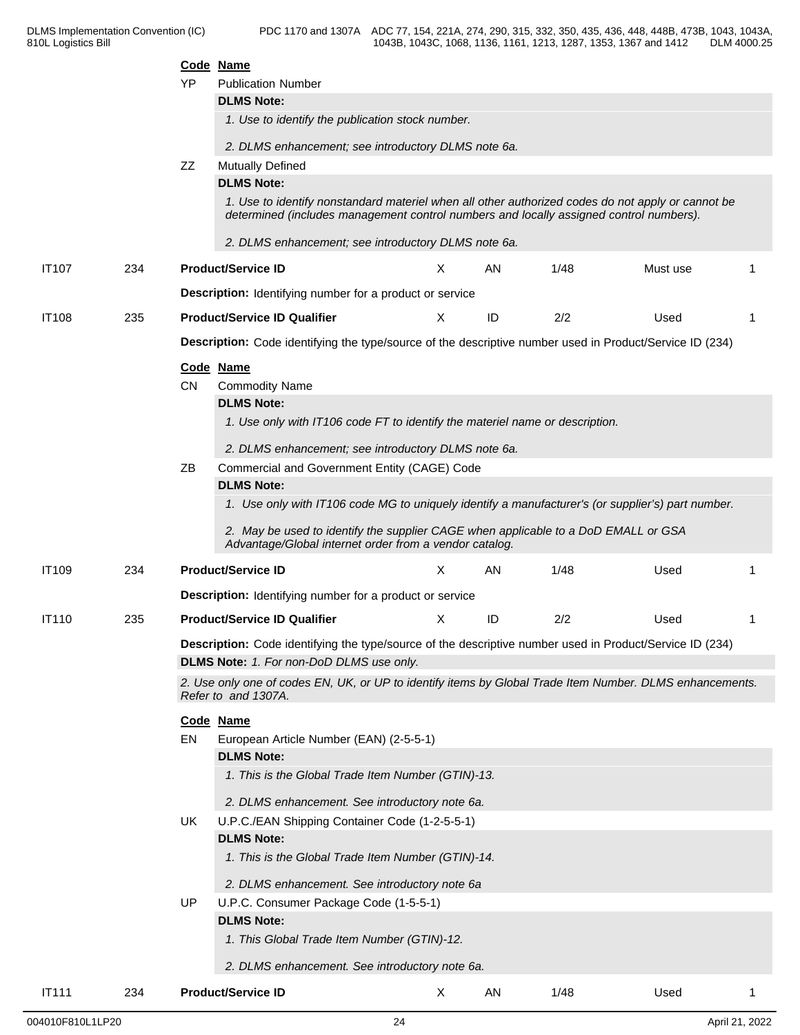**Code Name**

YP Publication Number

**DLMS Note:**

*1. Use to identify the publication stock number.*

*2. DLMS enhancement; see introductory DLMS note 6a.*

ZZ Mutually Defined

**DLMS Note:**

*1. Use to identify nonstandard materiel when all other authorized codes do not apply or cannot be determined (includes management control numbers and locally assigned control numbers).*

*2. DLMS enhancement; see introductory DLMS note 6a.*

| IT107 | 234 | **Product/Service ID** | X | AN | 1/48 | Must use | 1 |
|---|---|---|---|---|---|---|---|

**Description:** Identifying number for a product or service

| IT108 | 235 | **Product/Service ID Qualifier** | X | ID | 2/2 | Used | 1 |
|---|---|---|---|---|---|---|---|

**Description:** Code identifying the type/source of the descriptive number used in Product/Service ID (234)

**Code Name**

CN Commodity Name

**DLMS Note:**

*1. Use only with IT106 code FT to identify the materiel name or description.*

*2. DLMS enhancement; see introductory DLMS note 6a.*

ZB Commercial and Government Entity (CAGE) Code

**DLMS Note:**

*1. Use only with IT106 code MG to uniquely identify a manufacturer's (or supplier's) part number.*

*2. May be used to identify the supplier CAGE when applicable to a DoD EMALL or GSA Advantage/Global internet order from a vendor catalog.*

| IT109 | 234 | **Product/Service ID** | X | AN | 1/48 | Used | 1 |
|---|---|---|---|---|---|---|---|

**Description:** Identifying number for a product or service

| IT110 | 235 | **Product/Service ID Qualifier** | X | ID | 2/2 | Used | 1 |
|---|---|---|---|---|---|---|---|

**Description:** Code identifying the type/source of the descriptive number used in Product/Service ID (234)

**DLMS Note:** *1. For non-DoD DLMS use only.*

*2. Use only one of codes EN, UK, or UP to identify items by Global Trade Item Number. DLMS enhancements. Refer to and 1307A.*

**Code Name**

EN European Article Number (EAN) (2-5-5-1)

**DLMS Note:**

*1. This is the Global Trade Item Number (GTIN)-13.*

*2. DLMS enhancement. See introductory note 6a.*

UK U.P.C./EAN Shipping Container Code (1-2-5-5-1)

**DLMS Note:**

*1. This is the Global Trade Item Number (GTIN)-14.*

*2. DLMS enhancement. See introductory note 6a*

UP U.P.C. Consumer Package Code (1-5-5-1)

**DLMS Note:**

*1. This Global Trade Item Number (GTIN)-12.*

*2. DLMS enhancement. See introductory note 6a.*

| IT111 | 234 | **Product/Service ID** | X | AN | 1/48 | Used | 1 |
|---|---|---|---|---|---|---|---|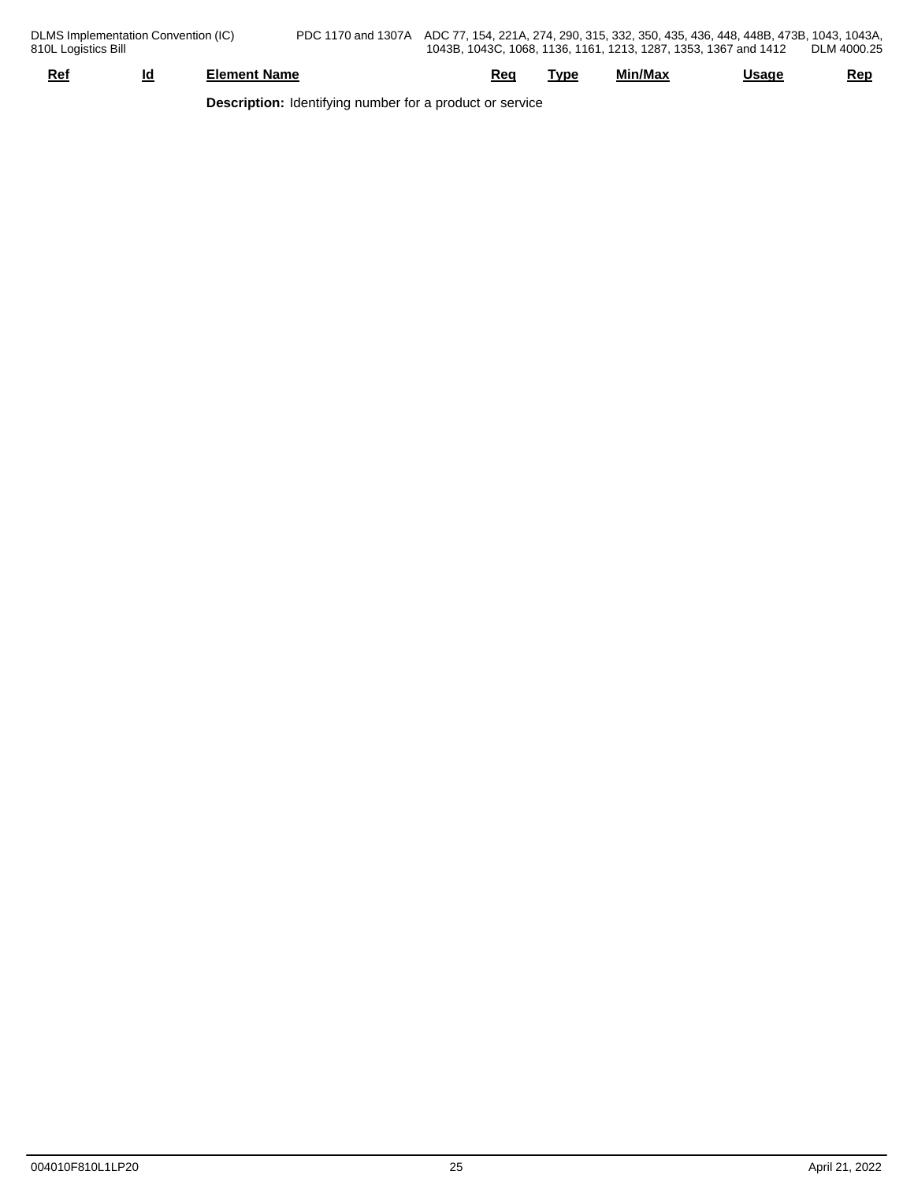| Ref | Id | Element Name | Req | Type | Min/Max | Usage | Rep |
|---|---|---|---|---|---|---|---|

**Description:** Identifying number for a product or service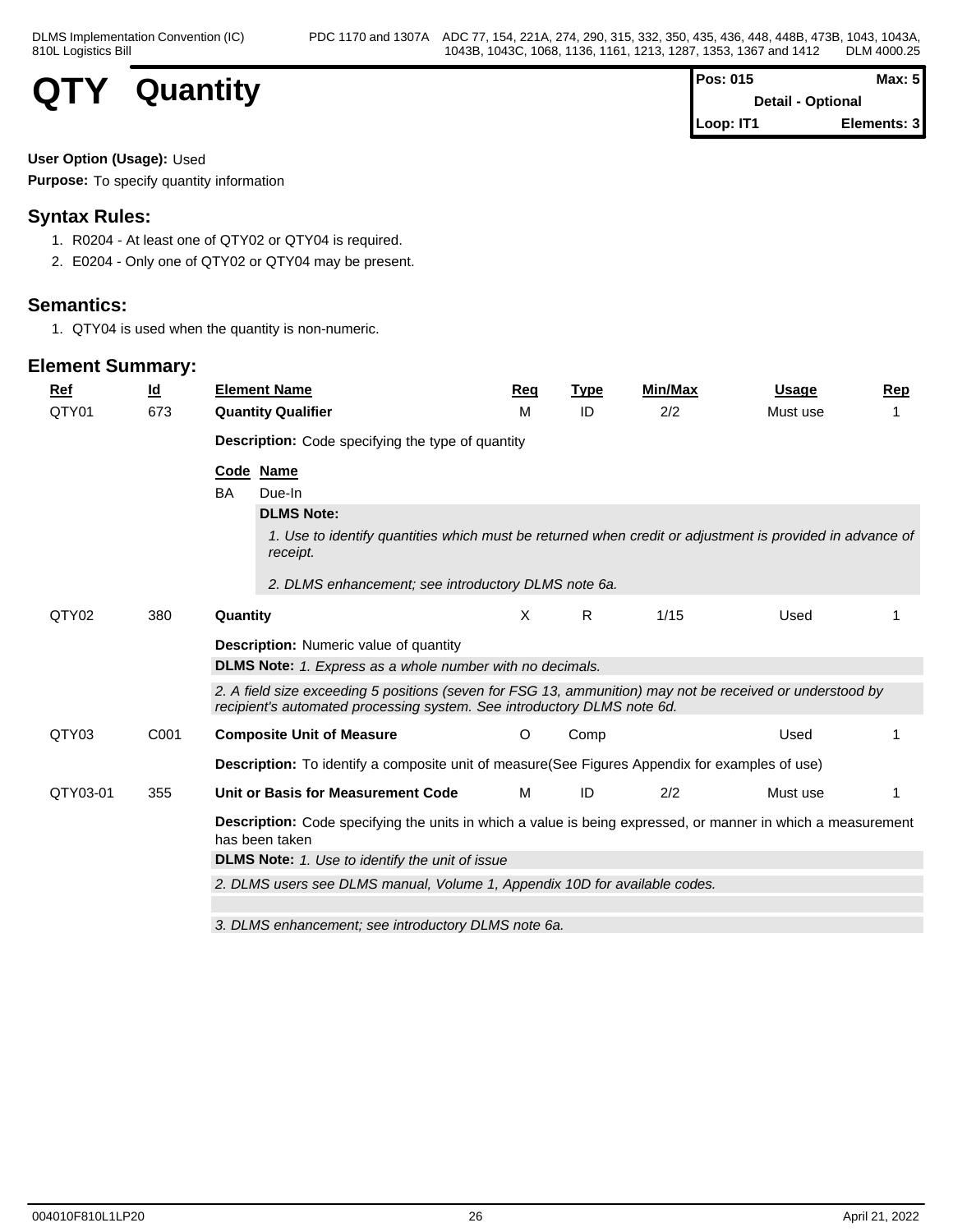# QTY Quantity

| Pos: 015 | Max: 5 |
|---|---|
| Detail - Optional | |
| Loop: IT1 | Elements: 3 |

**User Option (Usage):** Used

**Purpose:** To specify quantity information

## Syntax Rules:

1. R0204 - At least one of QTY02 or QTY04 is required.
2. E0204 - Only one of QTY02 or QTY04 may be present.

## Semantics:

1. QTY04 is used when the quantity is non-numeric.

## Element Summary:

| Ref | Id | Element Name | Req | Type | Min/Max | Usage | Rep |
|---|---|---|---|---|---|---|---|
| QTY01 | 673 | **Quantity Qualifier** | M | ID | 2/2 | Must use | 1 |

**Description:** Code specifying the type of quantity

| Code | Name |
|---|---|
| BA | Due-In |

**DLMS Note:**

*1. Use to identify quantities which must be returned when credit or adjustment is provided in advance of receipt.*

*2. DLMS enhancement; see introductory DLMS note 6a.*

| Ref | Id | Element Name | Req | Type | Min/Max | Usage | Rep |
|---|---|---|---|---|---|---|---|
| QTY02 | 380 | **Quantity** | X | R | 1/15 | Used | 1 |

**Description:** Numeric value of quantity

**DLMS Note:** *1. Express as a whole number with no decimals.*

*2. A field size exceeding 5 positions (seven for FSG 13, ammunition) may not be received or understood by recipient's automated processing system. See introductory DLMS note 6d.*

| Ref | Id | Element Name | Req | Type | Min/Max | Usage | Rep |
|---|---|---|---|---|---|---|---|
| QTY03 | C001 | **Composite Unit of Measure** | O | Comp | | Used | 1 |

**Description:** To identify a composite unit of measure(See Figures Appendix for examples of use)

| Ref | Id | Element Name | Req | Type | Min/Max | Usage | Rep |
|---|---|---|---|---|---|---|---|
| QTY03-01 | 355 | **Unit or Basis for Measurement Code** | M | ID | 2/2 | Must use | 1 |

**Description:** Code specifying the units in which a value is being expressed, or manner in which a measurement has been taken

**DLMS Note:** *1. Use to identify the unit of issue*

*2. DLMS users see DLMS manual, Volume 1, Appendix 10D for available codes.*

*3. DLMS enhancement; see introductory DLMS note 6a.*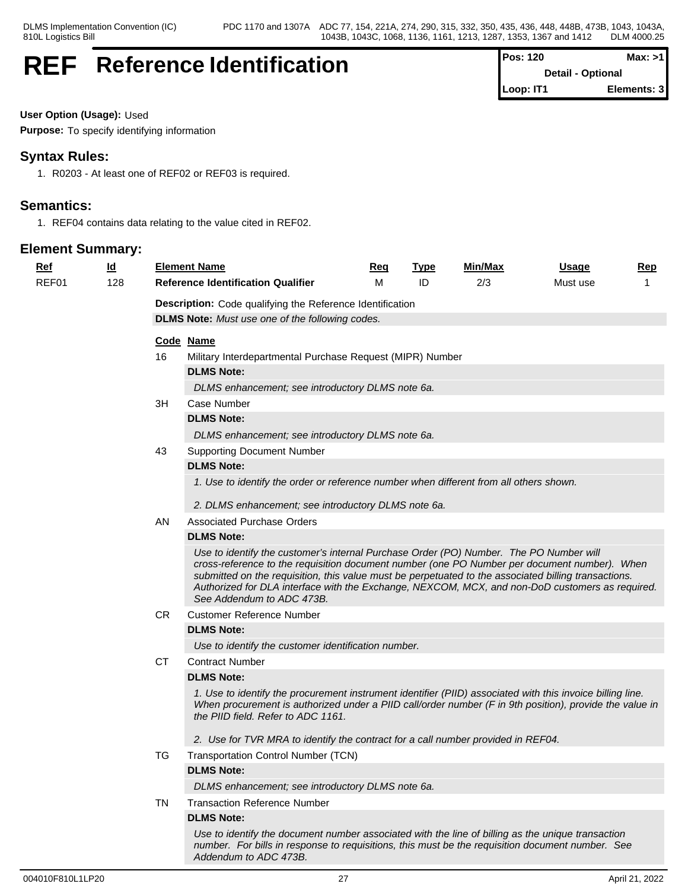# REF Reference Identification

| Pos: 120 | Max: >1 |
|---|---|
| Detail - Optional | |
| Loop: IT1 | Elements: 3 |

**User Option (Usage):** Used

**Purpose:** To specify identifying information

## Syntax Rules:

1. R0203 - At least one of REF02 or REF03 is required.

## Semantics:

1. REF04 contains data relating to the value cited in REF02.

## Element Summary:

| Ref | Id | Element Name | Req | Type | Min/Max | Usage | Rep |
|---|---|---|---|---|---|---|---|
| REF01 | 128 | **Reference Identification Qualifier** | M | ID | 2/3 | Must use | 1 |

**Description:** Code qualifying the Reference Identification

**DLMS Note:** *Must use one of the following codes.*

| Code | Name |
|---|---|
| 16 | Military Interdepartmental Purchase Request (MIPR) Number |
| 3H | Case Number |
| 43 | Supporting Document Number |
| AN | Associated Purchase Orders |
| CR | Customer Reference Number |
| CT | Contract Number |
| TG | Transportation Control Number (TCN) |
| TN | Transaction Reference Number |

**16** Military Interdepartmental Purchase Request (MIPR) Number

**DLMS Note:**

*DLMS enhancement; see introductory DLMS note 6a.*

**3H** Case Number

**DLMS Note:**

*DLMS enhancement; see introductory DLMS note 6a.*

**43** Supporting Document Number

**DLMS Note:**

*1. Use to identify the order or reference number when different from all others shown.*

*2. DLMS enhancement; see introductory DLMS note 6a.*

**AN** Associated Purchase Orders

**DLMS Note:**

*Use to identify the customer's internal Purchase Order (PO) Number. The PO Number will cross-reference to the requisition document number (one PO Number per document number). When submitted on the requisition, this value must be perpetuated to the associated billing transactions. Authorized for DLA interface with the Exchange, NEXCOM, MCX, and non-DoD customers as required. See Addendum to ADC 473B.*

**CR** Customer Reference Number

**DLMS Note:**

*Use to identify the customer identification number.*

**CT** Contract Number

**DLMS Note:**

*1. Use to identify the procurement instrument identifier (PIID) associated with this invoice billing line. When procurement is authorized under a PIID call/order number (F in 9th position), provide the value in the PIID field. Refer to ADC 1161.*

*2. Use for TVR MRA to identify the contract for a call number provided in REF04.*

**TG** Transportation Control Number (TCN)

**DLMS Note:**

*DLMS enhancement; see introductory DLMS note 6a.*

**TN** Transaction Reference Number

**DLMS Note:**

*Use to identify the document number associated with the line of billing as the unique transaction number. For bills in response to requisitions, this must be the requisition document number. See Addendum to ADC 473B.*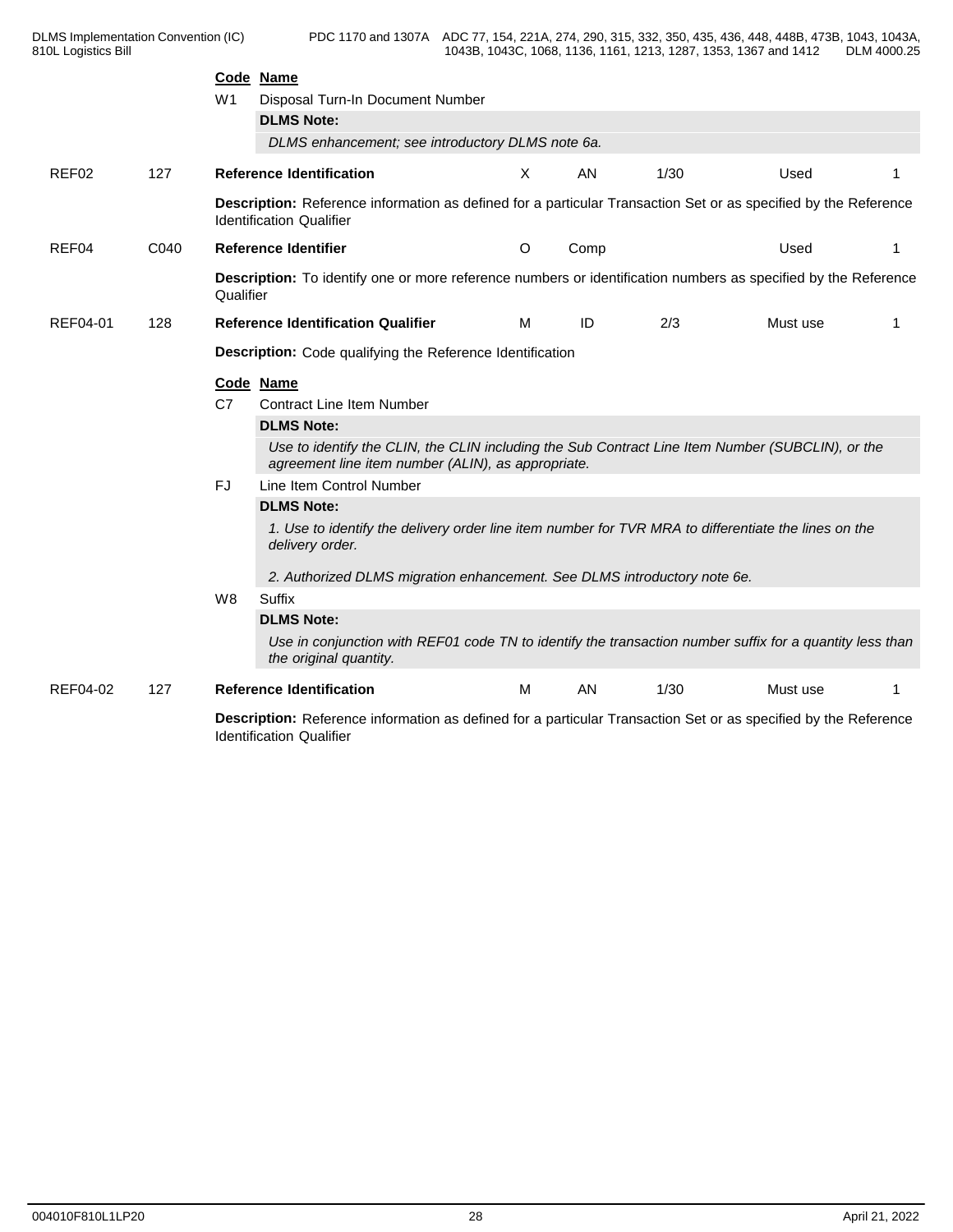| Code | Name |
|---|---|
| W1 | Disposal Turn-In Document Number |

**DLMS Note:**

*DLMS enhancement; see introductory DLMS note 6a.*

| REF02 | 127 | **Reference Identification** | X | AN | 1/30 | Used | 1 |
|---|---|---|---|---|---|---|---|

**Description:** Reference information as defined for a particular Transaction Set or as specified by the Reference Identification Qualifier

| REF04 | C040 | **Reference Identifier** | O | Comp | | Used | 1 |
|---|---|---|---|---|---|---|---|

**Description:** To identify one or more reference numbers or identification numbers as specified by the Reference Qualifier

| REF04-01 | 128 | **Reference Identification Qualifier** | M | ID | 2/3 | Must use | 1 |
|---|---|---|---|---|---|---|---|

**Description:** Code qualifying the Reference Identification

| Code | Name |
|---|---|
| C7 | Contract Line Item Number |

**DLMS Note:**

*Use to identify the CLIN, the CLIN including the Sub Contract Line Item Number (SUBCLIN), or the agreement line item number (ALIN), as appropriate.*

| Code | Name |
|---|---|
| FJ | Line Item Control Number |

**DLMS Note:**

*1. Use to identify the delivery order line item number for TVR MRA to differentiate the lines on the delivery order.*

*2. Authorized DLMS migration enhancement. See DLMS introductory note 6e.*

| Code | Name |
|---|---|
| W8 | Suffix |

**DLMS Note:**

*Use in conjunction with REF01 code TN to identify the transaction number suffix for a quantity less than the original quantity.*

| REF04-02 | 127 | **Reference Identification** | M | AN | 1/30 | Must use | 1 |
|---|---|---|---|---|---|---|---|

**Description:** Reference information as defined for a particular Transaction Set or as specified by the Reference Identification Qualifier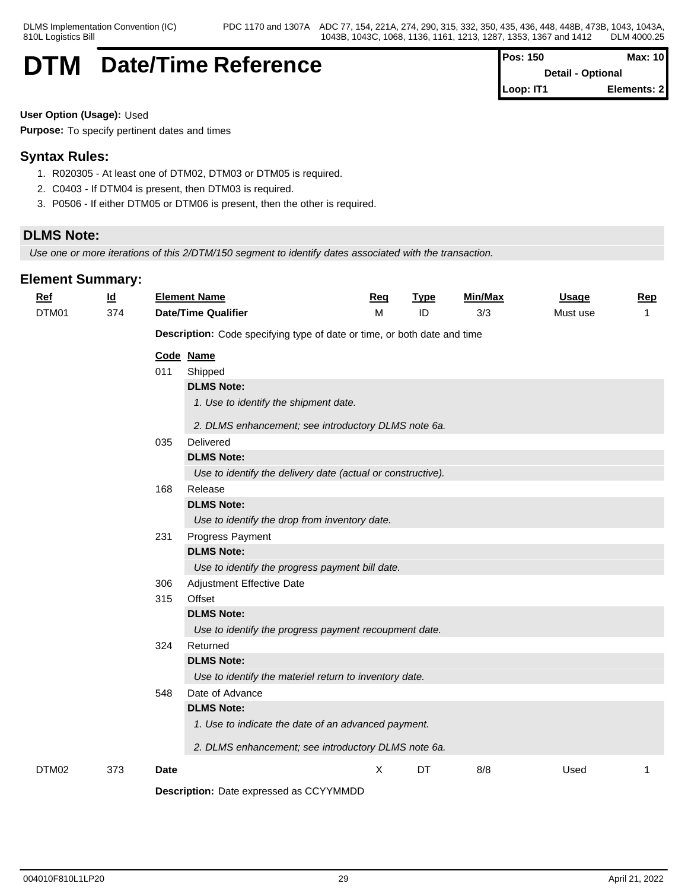# DTM Date/Time Reference

| Pos: 150 | Max: 10 |
|---|---|
| Detail - Optional | |
| Loop: IT1 | Elements: 2 |

**User Option (Usage):** Used

**Purpose:** To specify pertinent dates and times

## Syntax Rules:

1. R020305 - At least one of DTM02, DTM03 or DTM05 is required.
2. C0403 - If DTM04 is present, then DTM03 is required.
3. P0506 - If either DTM05 or DTM06 is present, then the other is required.

## DLMS Note:

*Use one or more iterations of this 2/DTM/150 segment to identify dates associated with the transaction.*

## Element Summary:

| Ref | Id | Element Name | Req | Type | Min/Max | Usage | Rep |
|---|---|---|---|---|---|---|---|
| DTM01 | 374 | **Date/Time Qualifier** | M | ID | 3/3 | Must use | 1 |

**Description:** Code specifying type of date or time, or both date and time

| Code | Name |
|---|---|
| 011 | Shipped |
| 035 | Delivered |
| 168 | Release |
| 231 | Progress Payment |
| 306 | Adjustment Effective Date |
| 315 | Offset |
| 324 | Returned |
| 548 | Date of Advance |

- **011 Shipped**
  **DLMS Note:**
  *1. Use to identify the shipment date.*
  *2. DLMS enhancement; see introductory DLMS note 6a.*
- **035 Delivered**
  **DLMS Note:**
  *Use to identify the delivery date (actual or constructive).*
- **168 Release**
  **DLMS Note:**
  *Use to identify the drop from inventory date.*
- **231 Progress Payment**
  **DLMS Note:**
  *Use to identify the progress payment bill date.*
- **306 Adjustment Effective Date**
- **315 Offset**
  **DLMS Note:**
  *Use to identify the progress payment recoupment date.*
- **324 Returned**
  **DLMS Note:**
  *Use to identify the materiel return to inventory date.*
- **548 Date of Advance**
  **DLMS Note:**
  *1. Use to indicate the date of an advanced payment.*
  *2. DLMS enhancement; see introductory DLMS note 6a.*

| Ref | Id | Element Name | Req | Type | Min/Max | Usage | Rep |
|---|---|---|---|---|---|---|---|
| DTM02 | 373 | **Date** | X | DT | 8/8 | Used | 1 |

**Description:** Date expressed as CCYYMMDD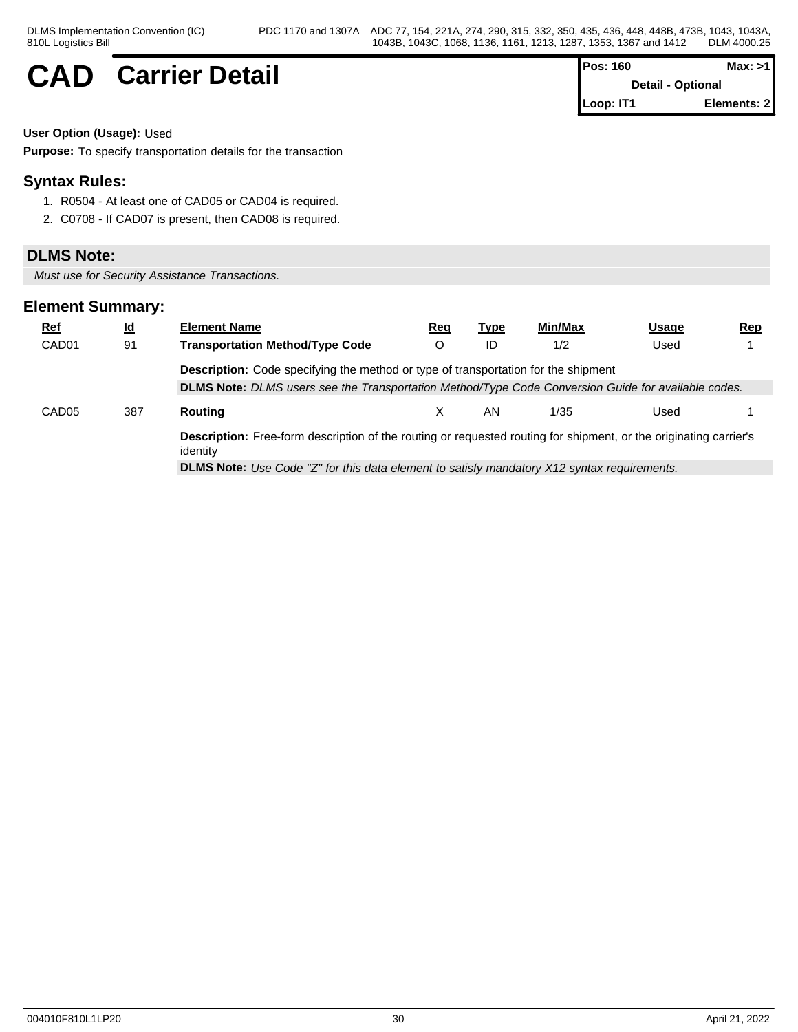# CAD Carrier Detail

| Pos: 160 | Max: >1 |
|---|---|
| Detail - Optional | |
| Loop: IT1 | Elements: 2 |

**User Option (Usage):** Used

**Purpose:** To specify transportation details for the transaction

## Syntax Rules:

1. R0504 - At least one of CAD05 or CAD04 is required.
2. C0708 - If CAD07 is present, then CAD08 is required.

## DLMS Note:

*Must use for Security Assistance Transactions.*

## Element Summary:

| Ref | Id | Element Name | Req | Type | Min/Max | Usage | Rep |
|---|---|---|---|---|---|---|---|
| CAD01 | 91 | **Transportation Method/Type Code** | O | ID | 1/2 | Used | 1 |
| | | **Description:** Code specifying the method or type of transportation for the shipment | | | | | |
| | | **DLMS Note:** *DLMS users see the Transportation Method/Type Code Conversion Guide for available codes.* | | | | | |
| CAD05 | 387 | **Routing** | X | AN | 1/35 | Used | 1 |
| | | **Description:** Free-form description of the routing or requested routing for shipment, or the originating carrier's identity | | | | | |
| | | **DLMS Note:** *Use Code "Z" for this data element to satisfy mandatory X12 syntax requirements.* | | | | | |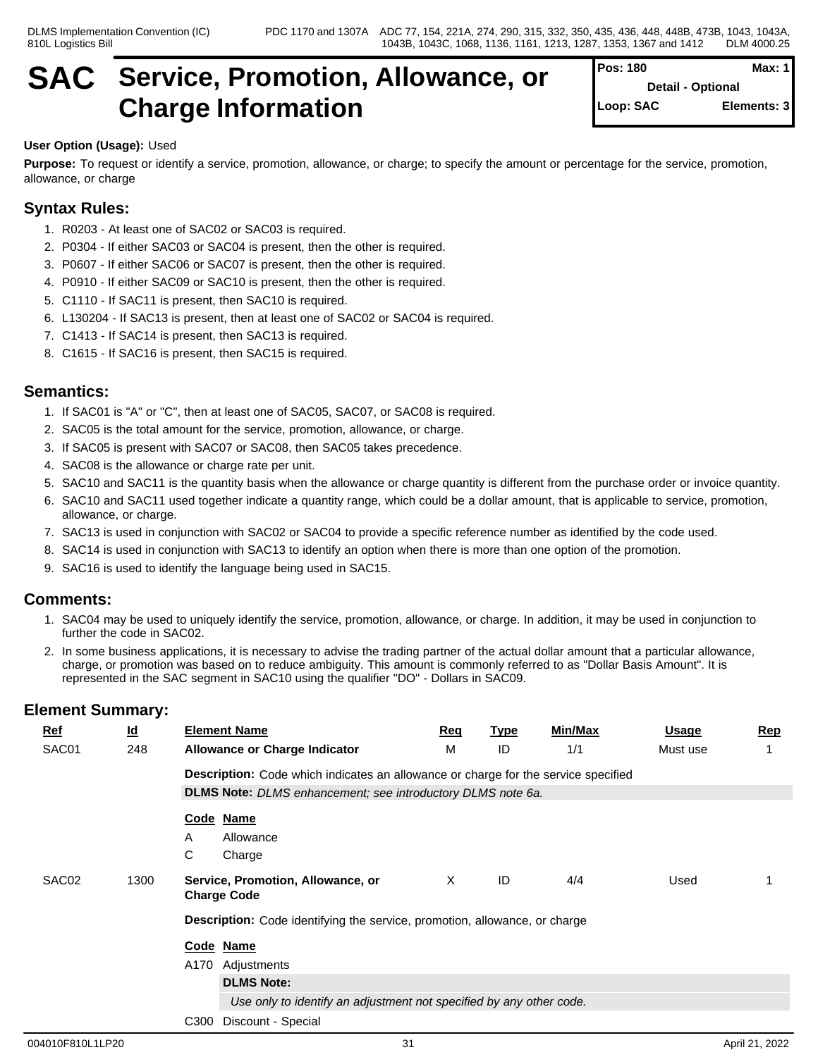# SAC Service, Promotion, Allowance, or Charge Information

| Pos: 180 | Max: 1 |
|---|---|
| Detail - Optional | |
| Loop: SAC | Elements: 3 |

**User Option (Usage):** Used

**Purpose:** To request or identify a service, promotion, allowance, or charge; to specify the amount or percentage for the service, promotion, allowance, or charge

## Syntax Rules:

1. R0203 - At least one of SAC02 or SAC03 is required.
2. P0304 - If either SAC03 or SAC04 is present, then the other is required.
3. P0607 - If either SAC06 or SAC07 is present, then the other is required.
4. P0910 - If either SAC09 or SAC10 is present, then the other is required.
5. C1110 - If SAC11 is present, then SAC10 is required.
6. L130204 - If SAC13 is present, then at least one of SAC02 or SAC04 is required.
7. C1413 - If SAC14 is present, then SAC13 is required.
8. C1615 - If SAC16 is present, then SAC15 is required.

## Semantics:

1. If SAC01 is "A" or "C", then at least one of SAC05, SAC07, or SAC08 is required.
2. SAC05 is the total amount for the service, promotion, allowance, or charge.
3. If SAC05 is present with SAC07 or SAC08, then SAC05 takes precedence.
4. SAC08 is the allowance or charge rate per unit.
5. SAC10 and SAC11 is the quantity basis when the allowance or charge quantity is different from the purchase order or invoice quantity.
6. SAC10 and SAC11 used together indicate a quantity range, which could be a dollar amount, that is applicable to service, promotion, allowance, or charge.
7. SAC13 is used in conjunction with SAC02 or SAC04 to provide a specific reference number as identified by the code used.
8. SAC14 is used in conjunction with SAC13 to identify an option when there is more than one option of the promotion.
9. SAC16 is used to identify the language being used in SAC15.

## Comments:

1. SAC04 may be used to uniquely identify the service, promotion, allowance, or charge. In addition, it may be used in conjunction to further the code in SAC02.
2. In some business applications, it is necessary to advise the trading partner of the actual dollar amount that a particular allowance, charge, or promotion was based on to reduce ambiguity. This amount is commonly referred to as "Dollar Basis Amount". It is represented in the SAC segment in SAC10 using the qualifier "DO" - Dollars in SAC09.

## Element Summary:

| Ref | Id | Element Name | Req | Type | Min/Max | Usage | Rep |
|---|---|---|---|---|---|---|---|
| SAC01 | 248 | **Allowance or Charge Indicator** | M | ID | 1/1 | Must use | 1 |
| SAC02 | 1300 | **Service, Promotion, Allowance, or Charge Code** | X | ID | 4/4 | Used | 1 |

**SAC01**

**Description:** Code which indicates an allowance or charge for the service specified

**DLMS Note:** *DLMS enhancement; see introductory DLMS note 6a.*

| Code | Name |
|---|---|
| A | Allowance |
| C | Charge |

**SAC02**

**Description:** Code identifying the service, promotion, allowance, or charge

| Code | Name |
|---|---|
| A170 | Adjustments |
| | **DLMS Note:** *Use only to identify an adjustment not specified by any other code.* |
| C300 | Discount - Special |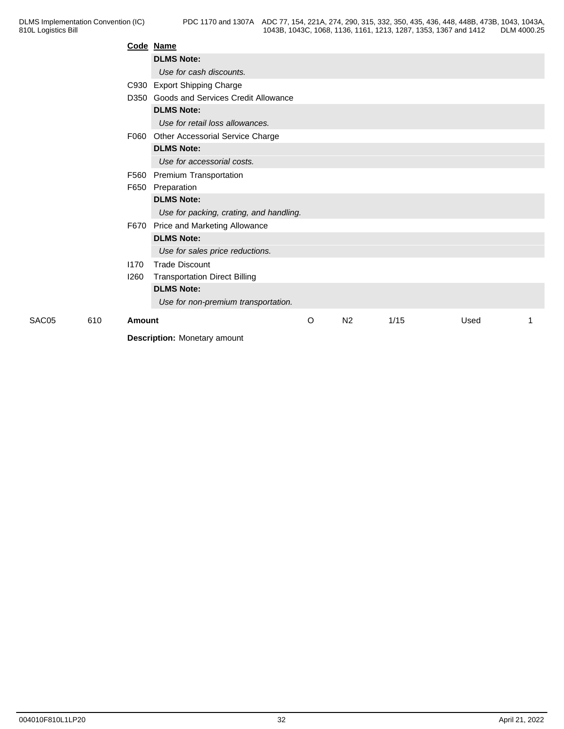| Code | Name |
|---|---|
| | **DLMS Note:** |
| | *Use for cash discounts.* |
| C930 | Export Shipping Charge |
| D350 | Goods and Services Credit Allowance |
| | **DLMS Note:** |
| | *Use for retail loss allowances.* |
| F060 | Other Accessorial Service Charge |
| | **DLMS Note:** |
| | *Use for accessorial costs.* |
| F560 | Premium Transportation |
| F650 | Preparation |
| | **DLMS Note:** |
| | *Use for packing, crating, and handling.* |
| F670 | Price and Marketing Allowance |
| | **DLMS Note:** |
| | *Use for sales price reductions.* |
| I170 | Trade Discount |
| I260 | Transportation Direct Billing |
| | **DLMS Note:** |
| | *Use for non-premium transportation.* |

| | | | | | | | |
|---|---|---|---|---|---|---|---|
| SAC05 | 610 | **Amount** | O | N2 | 1/15 | Used | 1 |

**Description:** Monetary amount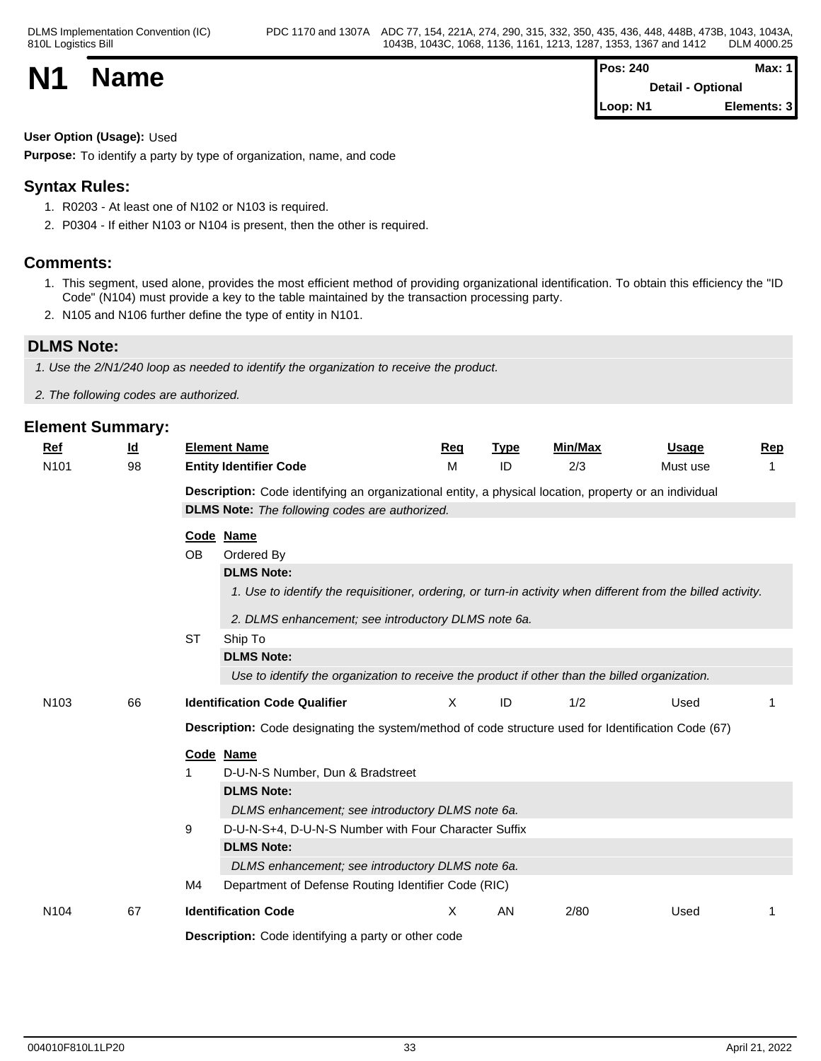# N1 Name

| Pos: 240 | Max: 1 |
|---|---|
| Detail - Optional | |
| Loop: N1 | Elements: 3 |

**User Option (Usage):** Used

**Purpose:** To identify a party by type of organization, name, and code

## Syntax Rules:

1. R0203 - At least one of N102 or N103 is required.
2. P0304 - If either N103 or N104 is present, then the other is required.

## Comments:

1. This segment, used alone, provides the most efficient method of providing organizational identification. To obtain this efficiency the "ID Code" (N104) must provide a key to the table maintained by the transaction processing party.
2. N105 and N106 further define the type of entity in N101.

## DLMS Note:

*1. Use the 2/N1/240 loop as needed to identify the organization to receive the product.*

*2. The following codes are authorized.*

## Element Summary:

| Ref | Id | Element Name | Req | Type | Min/Max | Usage | Rep |
|---|---|---|---|---|---|---|---|
| N101 | 98 | **Entity Identifier Code** | M | ID | 2/3 | Must use | 1 |

**Description:** Code identifying an organizational entity, a physical location, property or an individual

**DLMS Note:** *The following codes are authorized.*

| Code | Name |
|---|---|
| OB | Ordered By |
| ST | Ship To |

**OB - Ordered By**

**DLMS Note:**

*1. Use to identify the requisitioner, ordering, or turn-in activity when different from the billed activity.*

*2. DLMS enhancement; see introductory DLMS note 6a.*

**ST - Ship To**

**DLMS Note:**

*Use to identify the organization to receive the product if other than the billed organization.*

| Ref | Id | Element Name | Req | Type | Min/Max | Usage | Rep |
|---|---|---|---|---|---|---|---|
| N103 | 66 | **Identification Code Qualifier** | X | ID | 1/2 | Used | 1 |

**Description:** Code designating the system/method of code structure used for Identification Code (67)

| Code | Name |
|---|---|
| 1 | D-U-N-S Number, Dun & Bradstreet |
| 9 | D-U-N-S+4, D-U-N-S Number with Four Character Suffix |
| M4 | Department of Defense Routing Identifier Code (RIC) |

**1 - D-U-N-S Number, Dun & Bradstreet**

**DLMS Note:**

*DLMS enhancement; see introductory DLMS note 6a.*

**9 - D-U-N-S+4, D-U-N-S Number with Four Character Suffix**

**DLMS Note:**

*DLMS enhancement; see introductory DLMS note 6a.*

| Ref | Id | Element Name | Req | Type | Min/Max | Usage | Rep |
|---|---|---|---|---|---|---|---|
| N104 | 67 | **Identification Code** | X | AN | 2/80 | Used | 1 |

**Description:** Code identifying a party or other code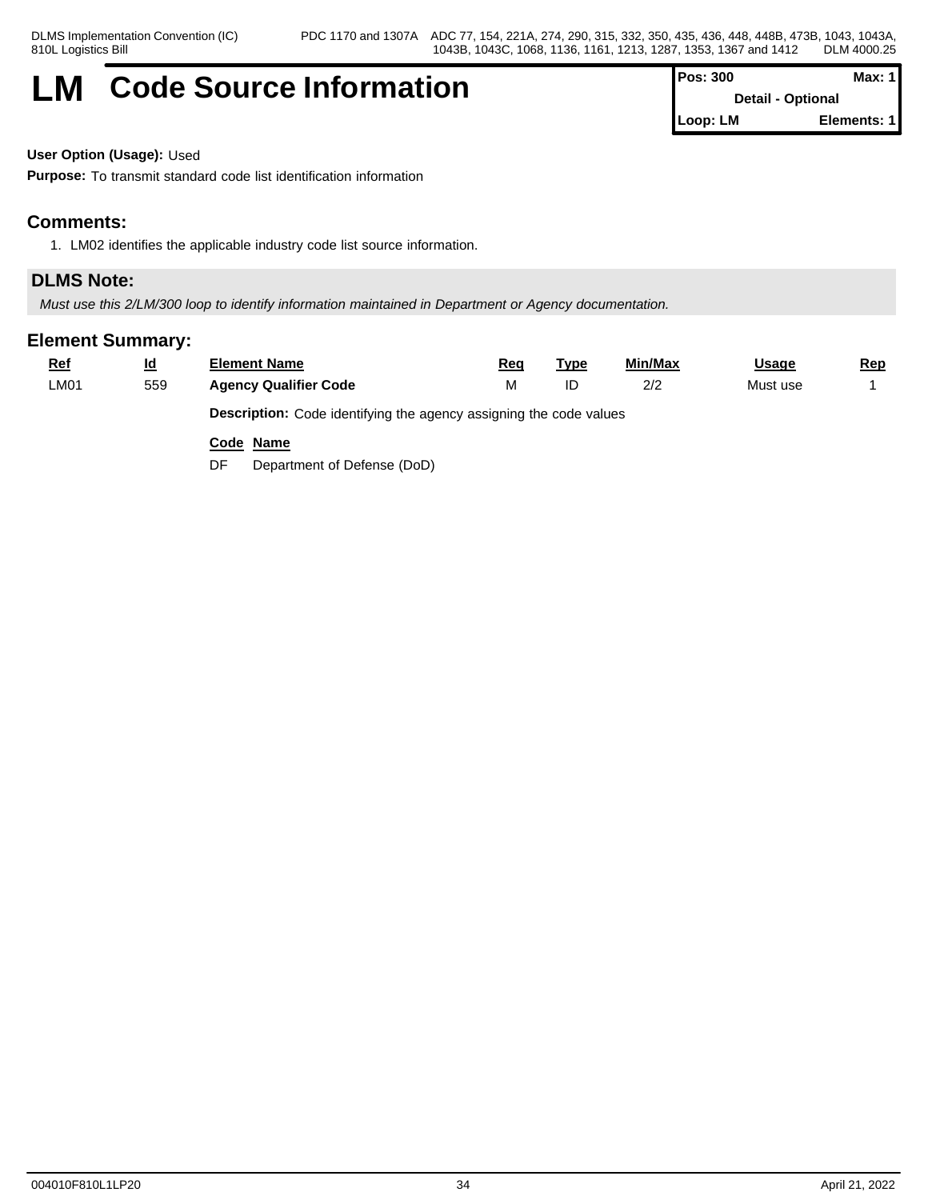# LM Code Source Information

| Pos: 300 | Max: 1 |
| --- | --- |
| Detail - Optional | |
| Loop: LM | Elements: 1 |

**User Option (Usage):** Used

**Purpose:** To transmit standard code list identification information

## Comments:

1. LM02 identifies the applicable industry code list source information.

## DLMS Note:

*Must use this 2/LM/300 loop to identify information maintained in Department or Agency documentation.*

## Element Summary:

| Ref | Id | Element Name | Req | Type | Min/Max | Usage | Rep |
| --- | --- | --- | --- | --- | --- | --- | --- |
| LM01 | 559 | **Agency Qualifier Code** | M | ID | 2/2 | Must use | 1 |

**Description:** Code identifying the agency assigning the code values

| Code | Name |
| --- | --- |
| DF | Department of Defense (DoD) |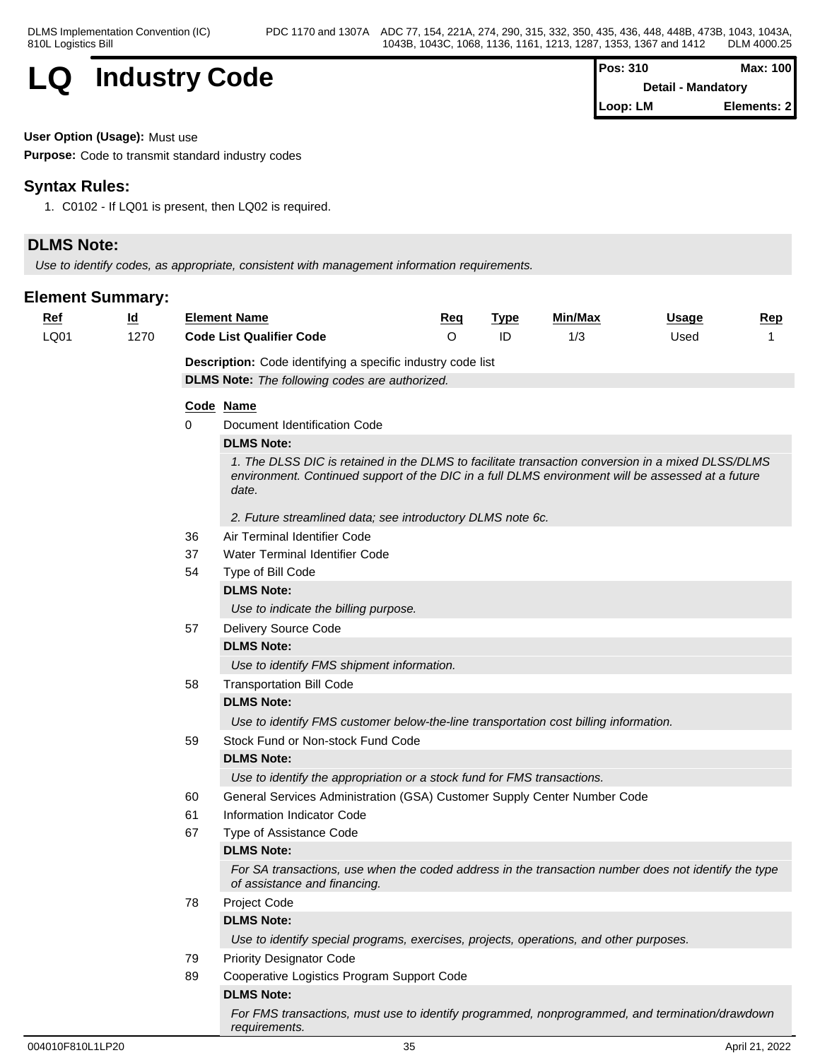# LQ Industry Code

| Pos: 310 | Max: 100 |
|---|---|
| Detail - Mandatory | |
| Loop: LM | Elements: 2 |

**User Option (Usage):** Must use

**Purpose:** Code to transmit standard industry codes

## Syntax Rules:

1. C0102 - If LQ01 is present, then LQ02 is required.

## DLMS Note:

*Use to identify codes, as appropriate, consistent with management information requirements.*

## Element Summary:

| Ref | Id | Element Name | Req | Type | Min/Max | Usage | Rep |
|---|---|---|---|---|---|---|---|
| LQ01 | 1270 | **Code List Qualifier Code** | O | ID | 1/3 | Used | 1 |

**Description:** Code identifying a specific industry code list

**DLMS Note:** *The following codes are authorized.*

| Code | Name |
|---|---|
| 0 | Document Identification Code |
| 36 | Air Terminal Identifier Code |
| 37 | Water Terminal Identifier Code |
| 54 | Type of Bill Code |
| 57 | Delivery Source Code |
| 58 | Transportation Bill Code |
| 59 | Stock Fund or Non-stock Fund Code |
| 60 | General Services Administration (GSA) Customer Supply Center Number Code |
| 61 | Information Indicator Code |
| 67 | Type of Assistance Code |
| 78 | Project Code |
| 79 | Priority Designator Code |
| 89 | Cooperative Logistics Program Support Code |

**0 Document Identification Code**

**DLMS Note:**

*1. The DLSS DIC is retained in the DLMS to facilitate transaction conversion in a mixed DLSS/DLMS environment. Continued support of the DIC in a full DLMS environment will be assessed at a future date.*

*2. Future streamlined data; see introductory DLMS note 6c.*

**54 Type of Bill Code**

**DLMS Note:**

*Use to indicate the billing purpose.*

**57 Delivery Source Code**

**DLMS Note:**

*Use to identify FMS shipment information.*

**58 Transportation Bill Code**

**DLMS Note:**

*Use to identify FMS customer below-the-line transportation cost billing information.*

**59 Stock Fund or Non-stock Fund Code**

**DLMS Note:**

*Use to identify the appropriation or a stock fund for FMS transactions.*

**67 Type of Assistance Code**

**DLMS Note:**

*For SA transactions, use when the coded address in the transaction number does not identify the type of assistance and financing.*

**78 Project Code**

**DLMS Note:**

*Use to identify special programs, exercises, projects, operations, and other purposes.*

**89 Cooperative Logistics Program Support Code**

**DLMS Note:**

*For FMS transactions, must use to identify programmed, nonprogrammed, and termination/drawdown requirements.*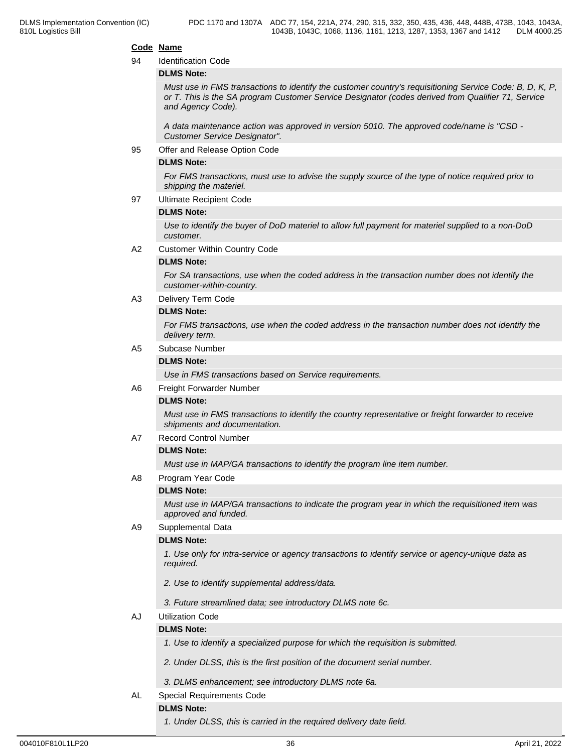**Code Name**

94 Identification Code

**DLMS Note:**

*Must use in FMS transactions to identify the customer country's requisitioning Service Code: B, D, K, P, or T. This is the SA program Customer Service Designator (codes derived from Qualifier 71, Service and Agency Code).*

*A data maintenance action was approved in version 5010. The approved code/name is "CSD - Customer Service Designator".*

95 Offer and Release Option Code

**DLMS Note:**

*For FMS transactions, must use to advise the supply source of the type of notice required prior to shipping the materiel.*

97 Ultimate Recipient Code

**DLMS Note:**

*Use to identify the buyer of DoD materiel to allow full payment for materiel supplied to a non-DoD customer.*

A2 Customer Within Country Code

**DLMS Note:**

*For SA transactions, use when the coded address in the transaction number does not identify the customer-within-country.*

A3 Delivery Term Code

**DLMS Note:**

*For FMS transactions, use when the coded address in the transaction number does not identify the delivery term.*

A5 Subcase Number

**DLMS Note:**

*Use in FMS transactions based on Service requirements.*

A6 Freight Forwarder Number

**DLMS Note:**

*Must use in FMS transactions to identify the country representative or freight forwarder to receive shipments and documentation.*

A7 Record Control Number

**DLMS Note:**

*Must use in MAP/GA transactions to identify the program line item number.*

A8 Program Year Code

**DLMS Note:**

*Must use in MAP/GA transactions to indicate the program year in which the requisitioned item was approved and funded.*

A9 Supplemental Data

**DLMS Note:**

*1. Use only for intra-service or agency transactions to identify service or agency-unique data as required.*

*2. Use to identify supplemental address/data.*

*3. Future streamlined data; see introductory DLMS note 6c.*

AJ Utilization Code

**DLMS Note:**

*1. Use to identify a specialized purpose for which the requisition is submitted.*

*2. Under DLSS, this is the first position of the document serial number.*

*3. DLMS enhancement; see introductory DLMS note 6a.*

AL Special Requirements Code

**DLMS Note:**

*1. Under DLSS, this is carried in the required delivery date field.*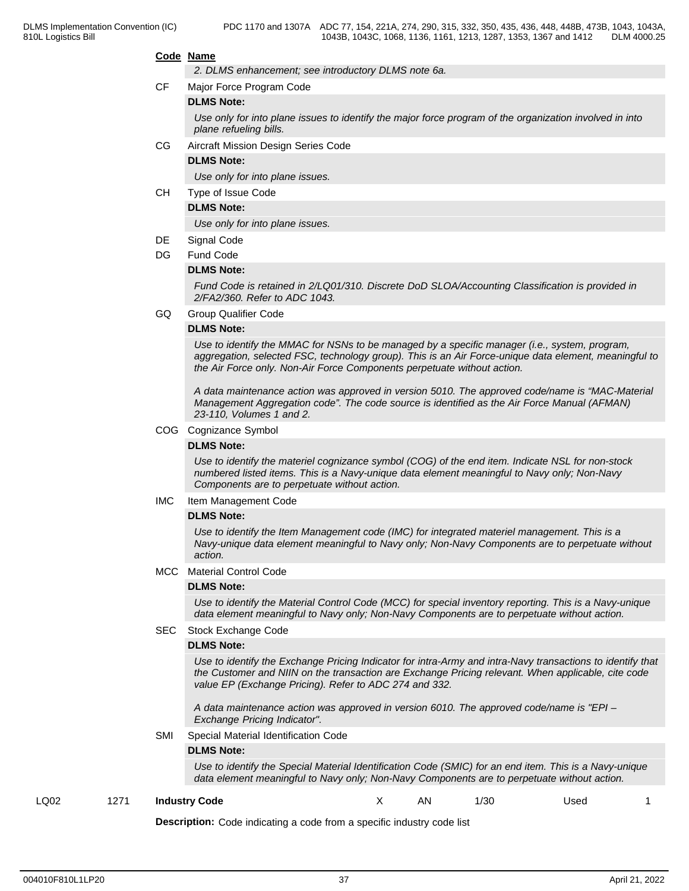**Code** **Name**

*2. DLMS enhancement; see introductory DLMS note 6a.*

CF Major Force Program Code

**DLMS Note:**

*Use only for into plane issues to identify the major force program of the organization involved in into plane refueling bills.*

CG Aircraft Mission Design Series Code

**DLMS Note:**

*Use only for into plane issues.*

CH Type of Issue Code

**DLMS Note:**

*Use only for into plane issues.*

DE Signal Code

DG Fund Code

**DLMS Note:**

*Fund Code is retained in 2/LQ01/310. Discrete DoD SLOA/Accounting Classification is provided in 2/FA2/360. Refer to ADC 1043.*

GQ Group Qualifier Code

**DLMS Note:**

*Use to identify the MMAC for NSNs to be managed by a specific manager (i.e., system, program, aggregation, selected FSC, technology group). This is an Air Force-unique data element, meaningful to the Air Force only. Non-Air Force Components perpetuate without action.*

*A data maintenance action was approved in version 5010. The approved code/name is "MAC-Material Management Aggregation code". The code source is identified as the Air Force Manual (AFMAN) 23-110, Volumes 1 and 2.*

COG Cognizance Symbol

**DLMS Note:**

*Use to identify the materiel cognizance symbol (COG) of the end item. Indicate NSL for non-stock numbered listed items. This is a Navy-unique data element meaningful to Navy only; Non-Navy Components are to perpetuate without action.*

IMC Item Management Code

**DLMS Note:**

*Use to identify the Item Management code (IMC) for integrated materiel management. This is a Navy-unique data element meaningful to Navy only; Non-Navy Components are to perpetuate without action.*

MCC Material Control Code

**DLMS Note:**

*Use to identify the Material Control Code (MCC) for special inventory reporting. This is a Navy-unique data element meaningful to Navy only; Non-Navy Components are to perpetuate without action.*

SEC Stock Exchange Code

**DLMS Note:**

*Use to identify the Exchange Pricing Indicator for intra-Army and intra-Navy transactions to identify that the Customer and NIIN on the transaction are Exchange Pricing relevant. When applicable, cite code value EP (Exchange Pricing). Refer to ADC 274 and 332.*

*A data maintenance action was approved in version 6010. The approved code/name is "EPI – Exchange Pricing Indicator".*

SMI Special Material Identification Code

**DLMS Note:**

*Use to identify the Special Material Identification Code (SMIC) for an end item. This is a Navy-unique data element meaningful to Navy only; Non-Navy Components are to perpetuate without action.*

| LQ02 | 1271 | **Industry Code** | X | AN | 1/30 | Used | 1 |
|---|---|---|---|---|---|---|---|

**Description:** Code indicating a code from a specific industry code list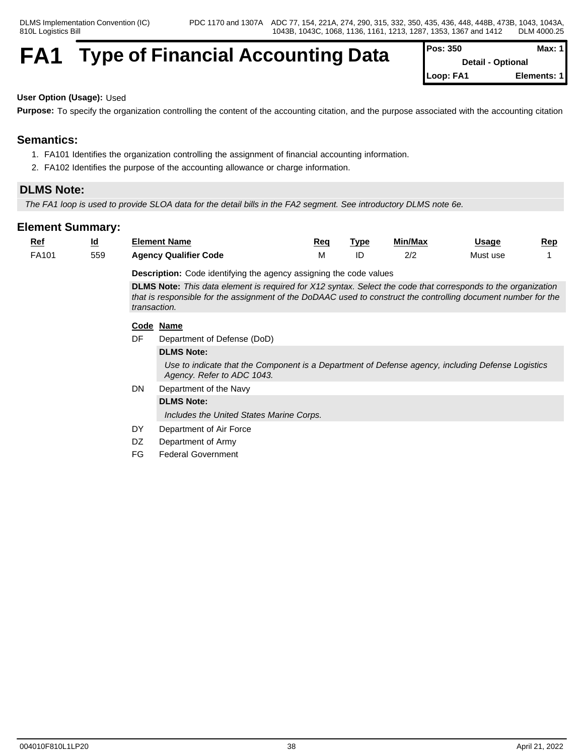# FA1 Type of Financial Accounting Data

| Pos: 350 | Max: 1 |
|---|---|
| Detail - Optional | |
| Loop: FA1 | Elements: 1 |

**User Option (Usage):** Used

**Purpose:** To specify the organization controlling the content of the accounting citation, and the purpose associated with the accounting citation

## Semantics:

1. FA101 Identifies the organization controlling the assignment of financial accounting information.
2. FA102 Identifies the purpose of the accounting allowance or charge information.

## DLMS Note:

*The FA1 loop is used to provide SLOA data for the detail bills in the FA2 segment. See introductory DLMS note 6e.*

## Element Summary:

| Ref | Id | Element Name | Req | Type | Min/Max | Usage | Rep |
|---|---|---|---|---|---|---|---|
| FA101 | 559 | **Agency Qualifier Code** | M | ID | 2/2 | Must use | 1 |

**Description:** Code identifying the agency assigning the code values

**DLMS Note:** *This data element is required for X12 syntax. Select the code that corresponds to the organization that is responsible for the assignment of the DoDAAC used to construct the controlling document number for the transaction.*

| Code | Name |
|---|---|
| DF | Department of Defense (DoD) |
| DN | Department of the Navy |
| DY | Department of Air Force |
| DZ | Department of Army |
| FG | Federal Government |

- **DF** — **DLMS Note:** *Use to indicate that the Component is a Department of Defense agency, including Defense Logistics Agency. Refer to ADC 1043.*
- **DN** — **DLMS Note:** *Includes the United States Marine Corps.*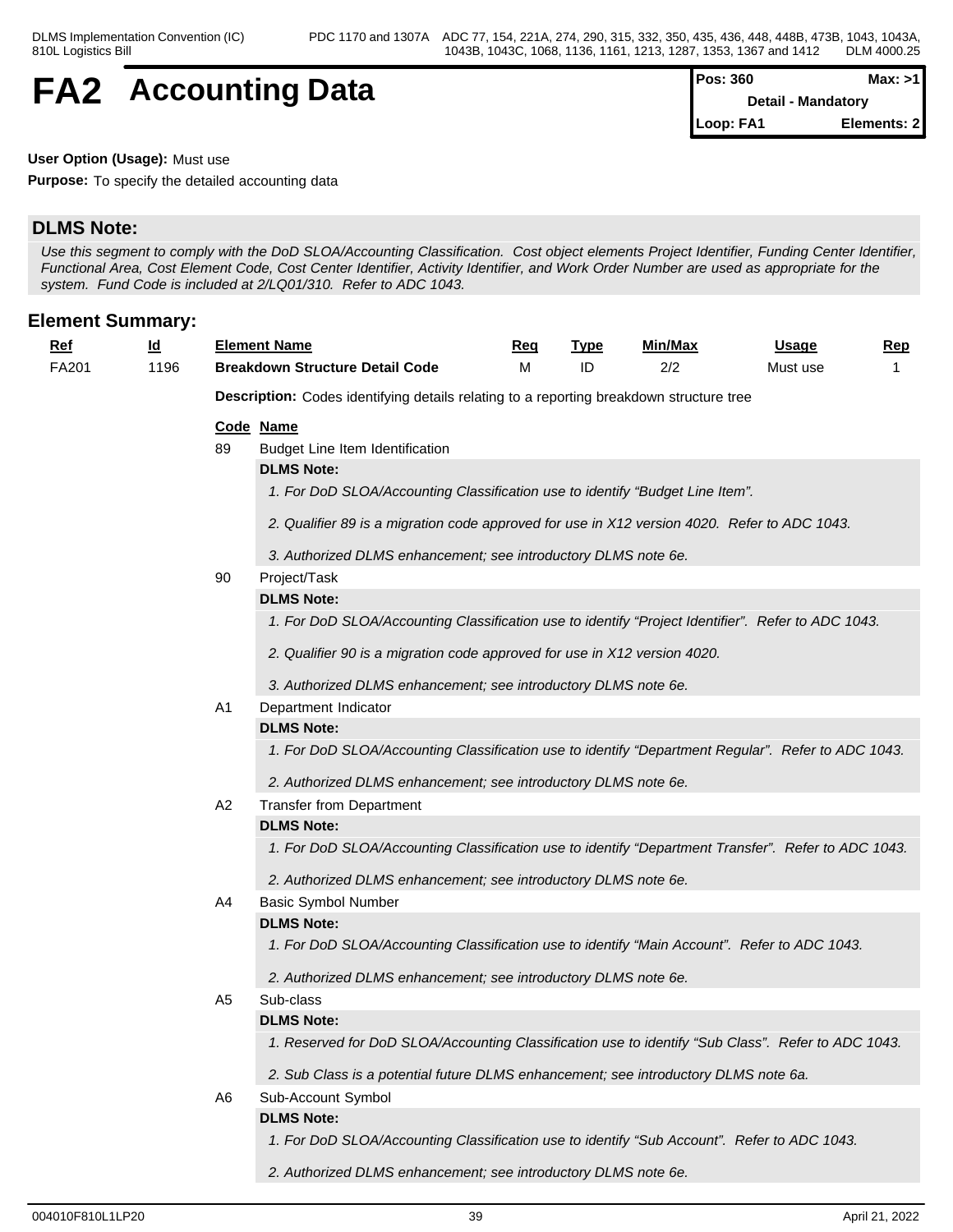# FA2 Accounting Data

| Pos: 360 | Max: >1 |
|---|---|
| Detail - Mandatory | |
| Loop: FA1 | Elements: 2 |

**User Option (Usage):** Must use

**Purpose:** To specify the detailed accounting data

## DLMS Note:

*Use this segment to comply with the DoD SLOA/Accounting Classification. Cost object elements Project Identifier, Funding Center Identifier, Functional Area, Cost Element Code, Cost Center Identifier, Activity Identifier, and Work Order Number are used as appropriate for the system. Fund Code is included at 2/LQ01/310. Refer to ADC 1043.*

## Element Summary:

| Ref | Id | Element Name | Req | Type | Min/Max | Usage | Rep |
|---|---|---|---|---|---|---|---|
| FA201 | 1196 | **Breakdown Structure Detail Code** | M | ID | 2/2 | Must use | 1 |

**Description:** Codes identifying details relating to a reporting breakdown structure tree

| Code | Name |
|---|---|
| 89 | Budget Line Item Identification |
| 90 | Project/Task |
| A1 | Department Indicator |
| A2 | Transfer from Department |
| A4 | Basic Symbol Number |
| A5 | Sub-class |
| A6 | Sub-Account Symbol |

**89** Budget Line Item Identification

**DLMS Note:**

*1. For DoD SLOA/Accounting Classification use to identify “Budget Line Item”.*

*2. Qualifier 89 is a migration code approved for use in X12 version 4020. Refer to ADC 1043.*

*3. Authorized DLMS enhancement; see introductory DLMS note 6e.*

**90** Project/Task

**DLMS Note:**

*1. For DoD SLOA/Accounting Classification use to identify “Project Identifier”. Refer to ADC 1043.*

*2. Qualifier 90 is a migration code approved for use in X12 version 4020.*

*3. Authorized DLMS enhancement; see introductory DLMS note 6e.*

**A1** Department Indicator

**DLMS Note:**

*1. For DoD SLOA/Accounting Classification use to identify “Department Regular”. Refer to ADC 1043.*

*2. Authorized DLMS enhancement; see introductory DLMS note 6e.*

**A2** Transfer from Department

**DLMS Note:**

*1. For DoD SLOA/Accounting Classification use to identify “Department Transfer”. Refer to ADC 1043.*

*2. Authorized DLMS enhancement; see introductory DLMS note 6e.*

**A4** Basic Symbol Number

**DLMS Note:**

*1. For DoD SLOA/Accounting Classification use to identify “Main Account”. Refer to ADC 1043.*

*2. Authorized DLMS enhancement; see introductory DLMS note 6e.*

**A5** Sub-class

**DLMS Note:**

*1. Reserved for DoD SLOA/Accounting Classification use to identify “Sub Class”. Refer to ADC 1043.*

*2. Sub Class is a potential future DLMS enhancement; see introductory DLMS note 6a.*

**A6** Sub-Account Symbol

**DLMS Note:**

*1. For DoD SLOA/Accounting Classification use to identify “Sub Account”. Refer to ADC 1043.*

*2. Authorized DLMS enhancement; see introductory DLMS note 6e.*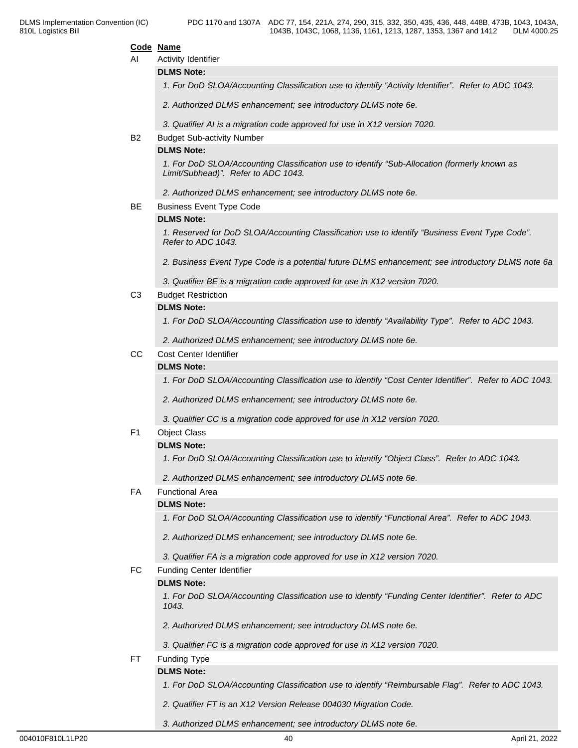**Code** **Name**

AI Activity Identifier

**DLMS Note:**

*1. For DoD SLOA/Accounting Classification use to identify "Activity Identifier". Refer to ADC 1043.*

*2. Authorized DLMS enhancement; see introductory DLMS note 6e.*

*3. Qualifier AI is a migration code approved for use in X12 version 7020.*

B2 Budget Sub-activity Number

**DLMS Note:**

*1. For DoD SLOA/Accounting Classification use to identify "Sub-Allocation (formerly known as Limit/Subhead)". Refer to ADC 1043.*

*2. Authorized DLMS enhancement; see introductory DLMS note 6e.*

BE Business Event Type Code

**DLMS Note:**

*1. Reserved for DoD SLOA/Accounting Classification use to identify "Business Event Type Code". Refer to ADC 1043.*

*2. Business Event Type Code is a potential future DLMS enhancement; see introductory DLMS note 6a*

*3. Qualifier BE is a migration code approved for use in X12 version 7020.*

C3 Budget Restriction

**DLMS Note:**

*1. For DoD SLOA/Accounting Classification use to identify "Availability Type". Refer to ADC 1043.*

*2. Authorized DLMS enhancement; see introductory DLMS note 6e.*

CC Cost Center Identifier

**DLMS Note:**

*1. For DoD SLOA/Accounting Classification use to identify "Cost Center Identifier". Refer to ADC 1043.*

*2. Authorized DLMS enhancement; see introductory DLMS note 6e.*

*3. Qualifier CC is a migration code approved for use in X12 version 7020.*

F1 Object Class

**DLMS Note:**

*1. For DoD SLOA/Accounting Classification use to identify "Object Class". Refer to ADC 1043.*

*2. Authorized DLMS enhancement; see introductory DLMS note 6e.*

FA Functional Area

**DLMS Note:**

*1. For DoD SLOA/Accounting Classification use to identify "Functional Area". Refer to ADC 1043.*

*2. Authorized DLMS enhancement; see introductory DLMS note 6e.*

*3. Qualifier FA is a migration code approved for use in X12 version 7020.*

FC Funding Center Identifier

**DLMS Note:**

*1. For DoD SLOA/Accounting Classification use to identify "Funding Center Identifier". Refer to ADC 1043.*

*2. Authorized DLMS enhancement; see introductory DLMS note 6e.*

*3. Qualifier FC is a migration code approved for use in X12 version 7020.*

FT Funding Type

**DLMS Note:**

*1. For DoD SLOA/Accounting Classification use to identify "Reimbursable Flag". Refer to ADC 1043.*

*2. Qualifier FT is an X12 Version Release 004030 Migration Code.*

*3. Authorized DLMS enhancement; see introductory DLMS note 6e.*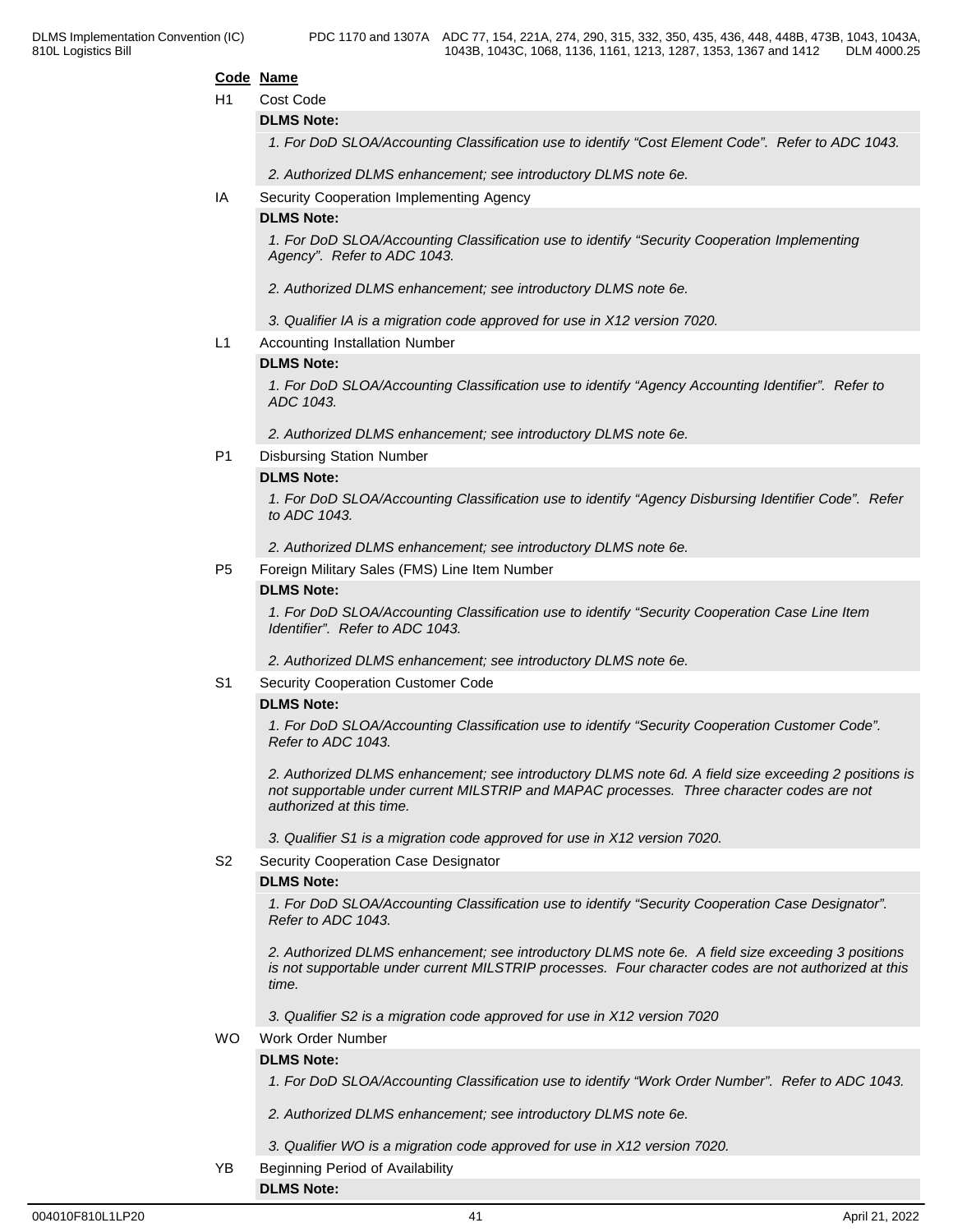**Code Name**

H1 Cost Code

**DLMS Note:**

*1. For DoD SLOA/Accounting Classification use to identify "Cost Element Code". Refer to ADC 1043.*

*2. Authorized DLMS enhancement; see introductory DLMS note 6e.*

IA Security Cooperation Implementing Agency

**DLMS Note:**

*1. For DoD SLOA/Accounting Classification use to identify "Security Cooperation Implementing Agency". Refer to ADC 1043.*

*2. Authorized DLMS enhancement; see introductory DLMS note 6e.*

*3. Qualifier IA is a migration code approved for use in X12 version 7020.*

L1 Accounting Installation Number

**DLMS Note:**

*1. For DoD SLOA/Accounting Classification use to identify "Agency Accounting Identifier". Refer to ADC 1043.*

*2. Authorized DLMS enhancement; see introductory DLMS note 6e.*

P1 Disbursing Station Number

**DLMS Note:**

*1. For DoD SLOA/Accounting Classification use to identify "Agency Disbursing Identifier Code". Refer to ADC 1043.*

*2. Authorized DLMS enhancement; see introductory DLMS note 6e.*

P5 Foreign Military Sales (FMS) Line Item Number

**DLMS Note:**

*1. For DoD SLOA/Accounting Classification use to identify "Security Cooperation Case Line Item Identifier". Refer to ADC 1043.*

*2. Authorized DLMS enhancement; see introductory DLMS note 6e.*

S1 Security Cooperation Customer Code

**DLMS Note:**

*1. For DoD SLOA/Accounting Classification use to identify "Security Cooperation Customer Code". Refer to ADC 1043.*

*2. Authorized DLMS enhancement; see introductory DLMS note 6d. A field size exceeding 2 positions is not supportable under current MILSTRIP and MAPAC processes. Three character codes are not authorized at this time.*

*3. Qualifier S1 is a migration code approved for use in X12 version 7020.*

S2 Security Cooperation Case Designator

**DLMS Note:**

*1. For DoD SLOA/Accounting Classification use to identify "Security Cooperation Case Designator". Refer to ADC 1043.*

*2. Authorized DLMS enhancement; see introductory DLMS note 6e. A field size exceeding 3 positions is not supportable under current MILSTRIP processes. Four character codes are not authorized at this time.*

*3. Qualifier S2 is a migration code approved for use in X12 version 7020*

WO Work Order Number

**DLMS Note:**

*1. For DoD SLOA/Accounting Classification use to identify "Work Order Number". Refer to ADC 1043.*

*2. Authorized DLMS enhancement; see introductory DLMS note 6e.*

*3. Qualifier WO is a migration code approved for use in X12 version 7020.*

YB Beginning Period of Availability

**DLMS Note:**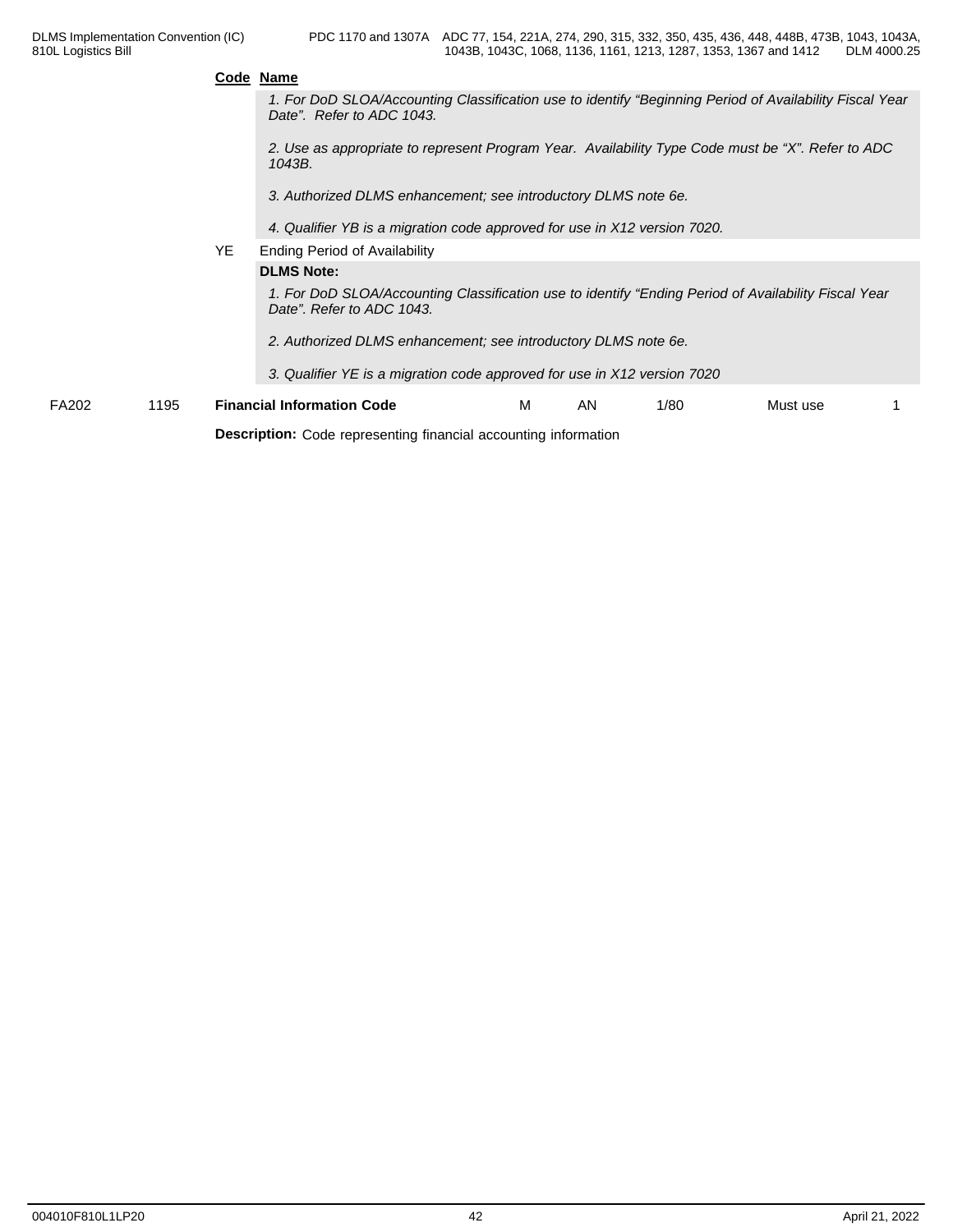**Code** **Name**

*1. For DoD SLOA/Accounting Classification use to identify "Beginning Period of Availability Fiscal Year Date". Refer to ADC 1043.*

*2. Use as appropriate to represent Program Year. Availability Type Code must be "X". Refer to ADC 1043B.*

*3. Authorized DLMS enhancement; see introductory DLMS note 6e.*

*4. Qualifier YB is a migration code approved for use in X12 version 7020.*

YE Ending Period of Availability

**DLMS Note:**

*1. For DoD SLOA/Accounting Classification use to identify "Ending Period of Availability Fiscal Year Date". Refer to ADC 1043.*

*2. Authorized DLMS enhancement; see introductory DLMS note 6e.*

*3. Qualifier YE is a migration code approved for use in X12 version 7020*

| FA202 | 1195 | **Financial Information Code** | M | AN | 1/80 | Must use | 1 |
|---|---|---|---|---|---|---|---|

**Description:** Code representing financial accounting information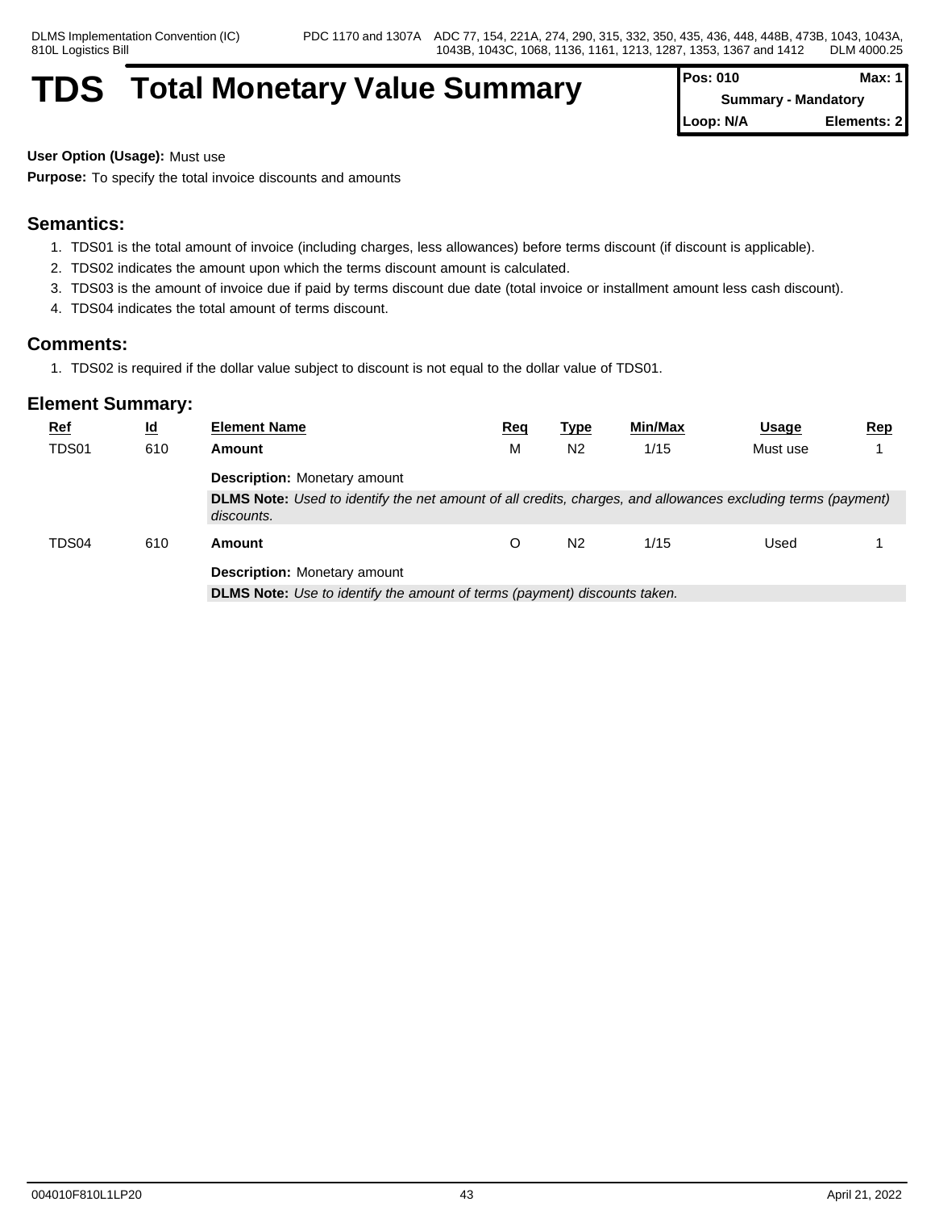# TDS Total Monetary Value Summary

| Pos: 010 | Max: 1 |
|---|---|
| Summary - Mandatory | |
| Loop: N/A | Elements: 2 |

**User Option (Usage):** Must use

**Purpose:** To specify the total invoice discounts and amounts

## Semantics:

1. TDS01 is the total amount of invoice (including charges, less allowances) before terms discount (if discount is applicable).
2. TDS02 indicates the amount upon which the terms discount amount is calculated.
3. TDS03 is the amount of invoice due if paid by terms discount due date (total invoice or installment amount less cash discount).
4. TDS04 indicates the total amount of terms discount.

## Comments:

1. TDS02 is required if the dollar value subject to discount is not equal to the dollar value of TDS01.

## Element Summary:

| Ref | Id | Element Name | Req | Type | Min/Max | Usage | Rep |
|---|---|---|---|---|---|---|---|
| TDS01 | 610 | **Amount** | M | N2 | 1/15 | Must use | 1 |
| | | **Description:** Monetary amount | | | | | |
| | | **DLMS Note:** *Used to identify the net amount of all credits, charges, and allowances excluding terms (payment) discounts.* | | | | | |
| TDS04 | 610 | **Amount** | O | N2 | 1/15 | Used | 1 |
| | | **Description:** Monetary amount | | | | | |
| | | **DLMS Note:** *Use to identify the amount of terms (payment) discounts taken.* | | | | | |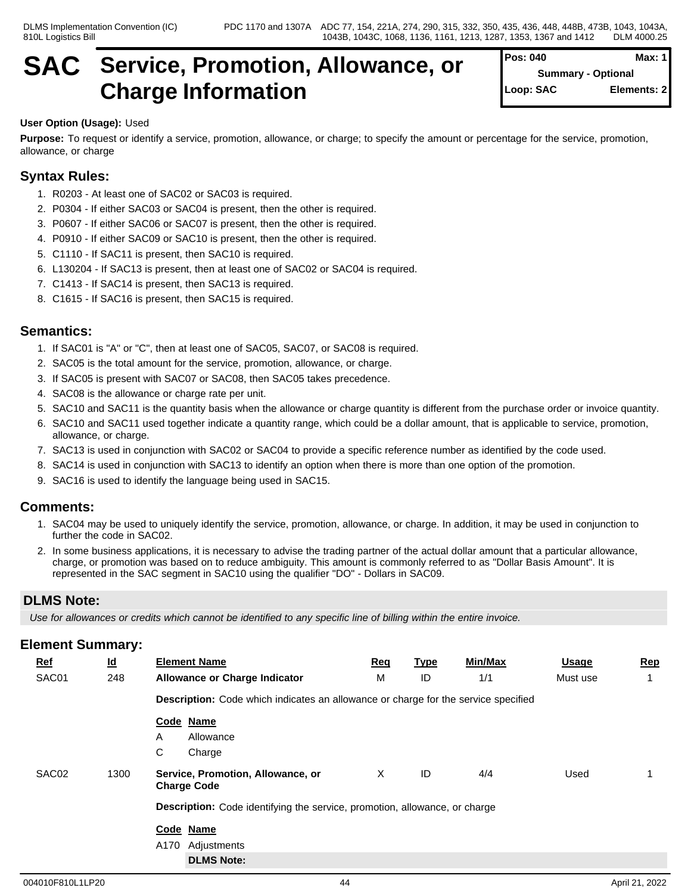# SAC Service, Promotion, Allowance, or Charge Information

| Pos: 040 | Max: 1 |
|---|---|
| Summary - Optional | |
| Loop: SAC | Elements: 2 |

**User Option (Usage):** Used

**Purpose:** To request or identify a service, promotion, allowance, or charge; to specify the amount or percentage for the service, promotion, allowance, or charge

## Syntax Rules:

1. R0203 - At least one of SAC02 or SAC03 is required.
2. P0304 - If either SAC03 or SAC04 is present, then the other is required.
3. P0607 - If either SAC06 or SAC07 is present, then the other is required.
4. P0910 - If either SAC09 or SAC10 is present, then the other is required.
5. C1110 - If SAC11 is present, then SAC10 is required.
6. L130204 - If SAC13 is present, then at least one of SAC02 or SAC04 is required.
7. C1413 - If SAC14 is present, then SAC13 is required.
8. C1615 - If SAC16 is present, then SAC15 is required.

## Semantics:

1. If SAC01 is "A" or "C", then at least one of SAC05, SAC07, or SAC08 is required.
2. SAC05 is the total amount for the service, promotion, allowance, or charge.
3. If SAC05 is present with SAC07 or SAC08, then SAC05 takes precedence.
4. SAC08 is the allowance or charge rate per unit.
5. SAC10 and SAC11 is the quantity basis when the allowance or charge quantity is different from the purchase order or invoice quantity.
6. SAC10 and SAC11 used together indicate a quantity range, which could be a dollar amount, that is applicable to service, promotion, allowance, or charge.
7. SAC13 is used in conjunction with SAC02 or SAC04 to provide a specific reference number as identified by the code used.
8. SAC14 is used in conjunction with SAC13 to identify an option when there is more than one option of the promotion.
9. SAC16 is used to identify the language being used in SAC15.

## Comments:

1. SAC04 may be used to uniquely identify the service, promotion, allowance, or charge. In addition, it may be used in conjunction to further the code in SAC02.
2. In some business applications, it is necessary to advise the trading partner of the actual dollar amount that a particular allowance, charge, or promotion was based on to reduce ambiguity. This amount is commonly referred to as "Dollar Basis Amount". It is represented in the SAC segment in SAC10 using the qualifier "DO" - Dollars in SAC09.

## DLMS Note:

*Use for allowances or credits which cannot be identified to any specific line of billing within the entire invoice.*

## Element Summary:

| Ref | Id | Element Name | Req | Type | Min/Max | Usage | Rep |
|---|---|---|---|---|---|---|---|
| SAC01 | 248 | **Allowance or Charge Indicator** | M | ID | 1/1 | Must use | 1 |
| SAC02 | 1300 | **Service, Promotion, Allowance, or Charge Code** | X | ID | 4/4 | Used | 1 |

**SAC01 Description:** Code which indicates an allowance or charge for the service specified

| Code | Name |
|---|---|
| A | Allowance |
| C | Charge |

**SAC02 Description:** Code identifying the service, promotion, allowance, or charge

| Code | Name |
|---|---|
| A170 | Adjustments |

**DLMS Note:**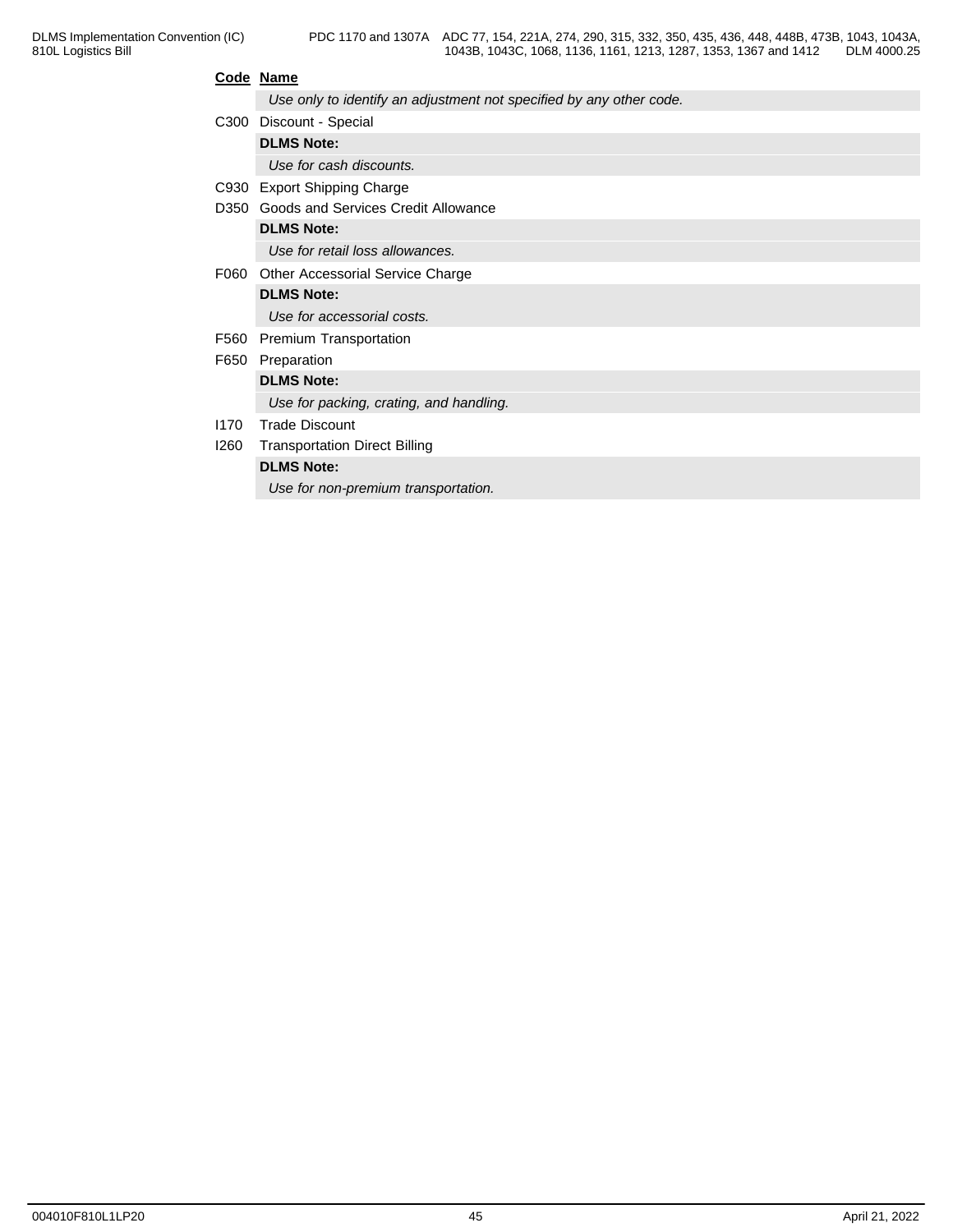| Code | Name |
|---|---|
| | *Use only to identify an adjustment not specified by any other code.* |
| C300 | Discount - Special |
| | **DLMS Note:** |
| | *Use for cash discounts.* |
| C930 | Export Shipping Charge |
| D350 | Goods and Services Credit Allowance |
| | **DLMS Note:** |
| | *Use for retail loss allowances.* |
| F060 | Other Accessorial Service Charge |
| | **DLMS Note:** |
| | *Use for accessorial costs.* |
| F560 | Premium Transportation |
| F650 | Preparation |
| | **DLMS Note:** |
| | *Use for packing, crating, and handling.* |
| I170 | Trade Discount |
| I260 | Transportation Direct Billing |
| | **DLMS Note:** |
| | *Use for non-premium transportation.* |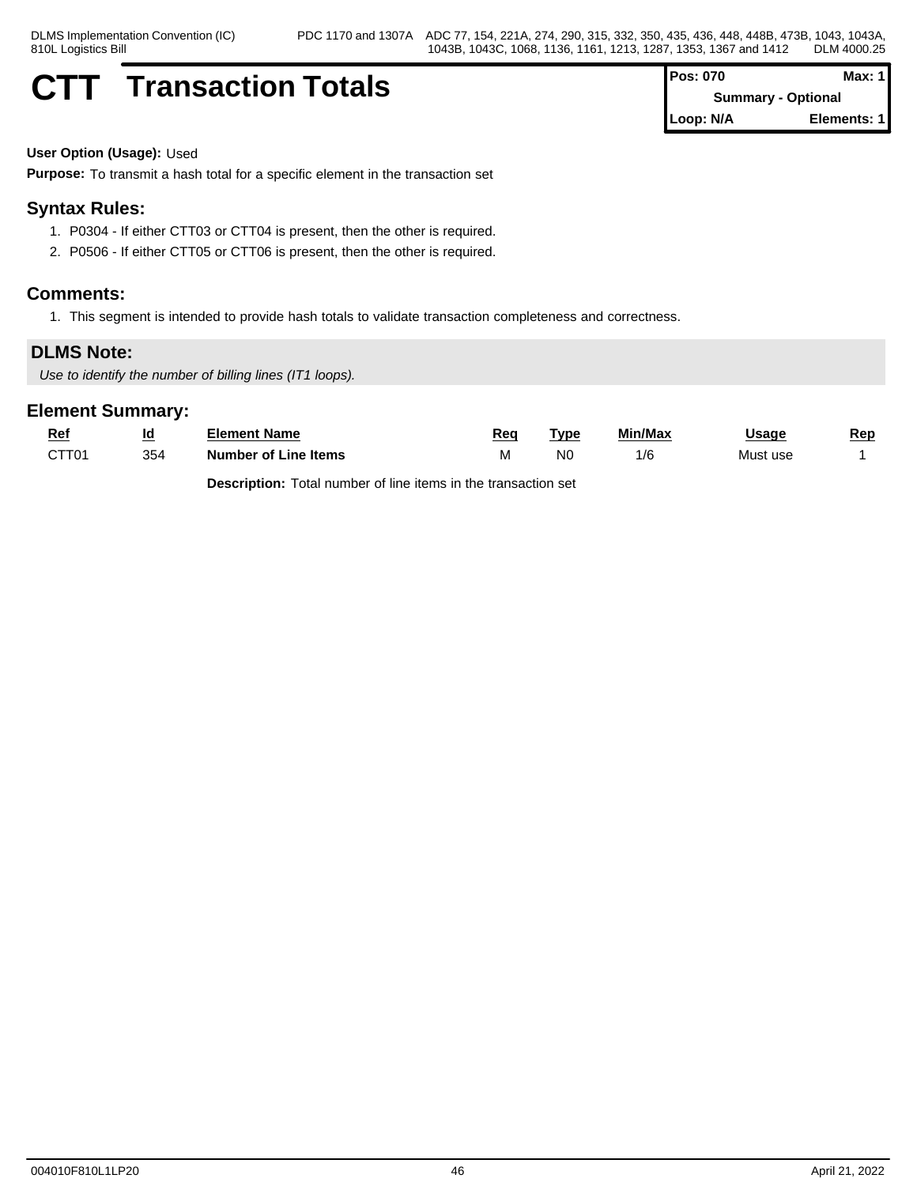# CTT Transaction Totals

| Pos: 070 | Max: 1 |
| --- | --- |
| Summary - Optional | |
| Loop: N/A | Elements: 1 |

**User Option (Usage):** Used

**Purpose:** To transmit a hash total for a specific element in the transaction set

## Syntax Rules:

1. P0304 - If either CTT03 or CTT04 is present, then the other is required.
2. P0506 - If either CTT05 or CTT06 is present, then the other is required.

## Comments:

1. This segment is intended to provide hash totals to validate transaction completeness and correctness.

## DLMS Note:

*Use to identify the number of billing lines (IT1 loops).*

## Element Summary:

| Ref | Id | Element Name | Req | Type | Min/Max | Usage | Rep |
| --- | --- | --- | --- | --- | --- | --- | --- |
| CTT01 | 354 | **Number of Line Items** | M | N0 | 1/6 | Must use | 1 |
| | | **Description:** Total number of line items in the transaction set | | | | | |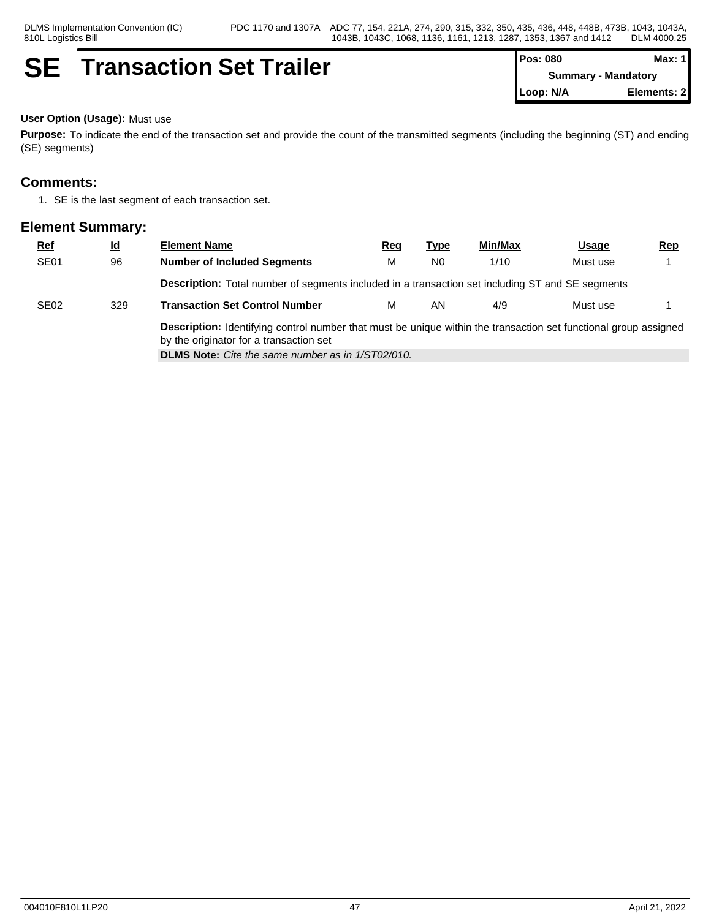# SE Transaction Set Trailer

| Pos: 080 | Max: 1 |
| --- | --- |
| Summary - Mandatory | |
| Loop: N/A | Elements: 2 |

**User Option (Usage):** Must use

**Purpose:** To indicate the end of the transaction set and provide the count of the transmitted segments (including the beginning (ST) and ending (SE) segments)

## Comments:

1. SE is the last segment of each transaction set.

## Element Summary:

| Ref | Id | Element Name | Req | Type | Min/Max | Usage | Rep |
| --- | --- | --- | --- | --- | --- | --- | --- |
| SE01 | 96 | **Number of Included Segments** | M | N0 | 1/10 | Must use | 1 |
| | | **Description:** Total number of segments included in a transaction set including ST and SE segments | | | | | |
| SE02 | 329 | **Transaction Set Control Number** | M | AN | 4/9 | Must use | 1 |
| | | **Description:** Identifying control number that must be unique within the transaction set functional group assigned by the originator for a transaction set | | | | | |
| | | **DLMS Note:** *Cite the same number as in 1/ST02/010.* | | | | | |